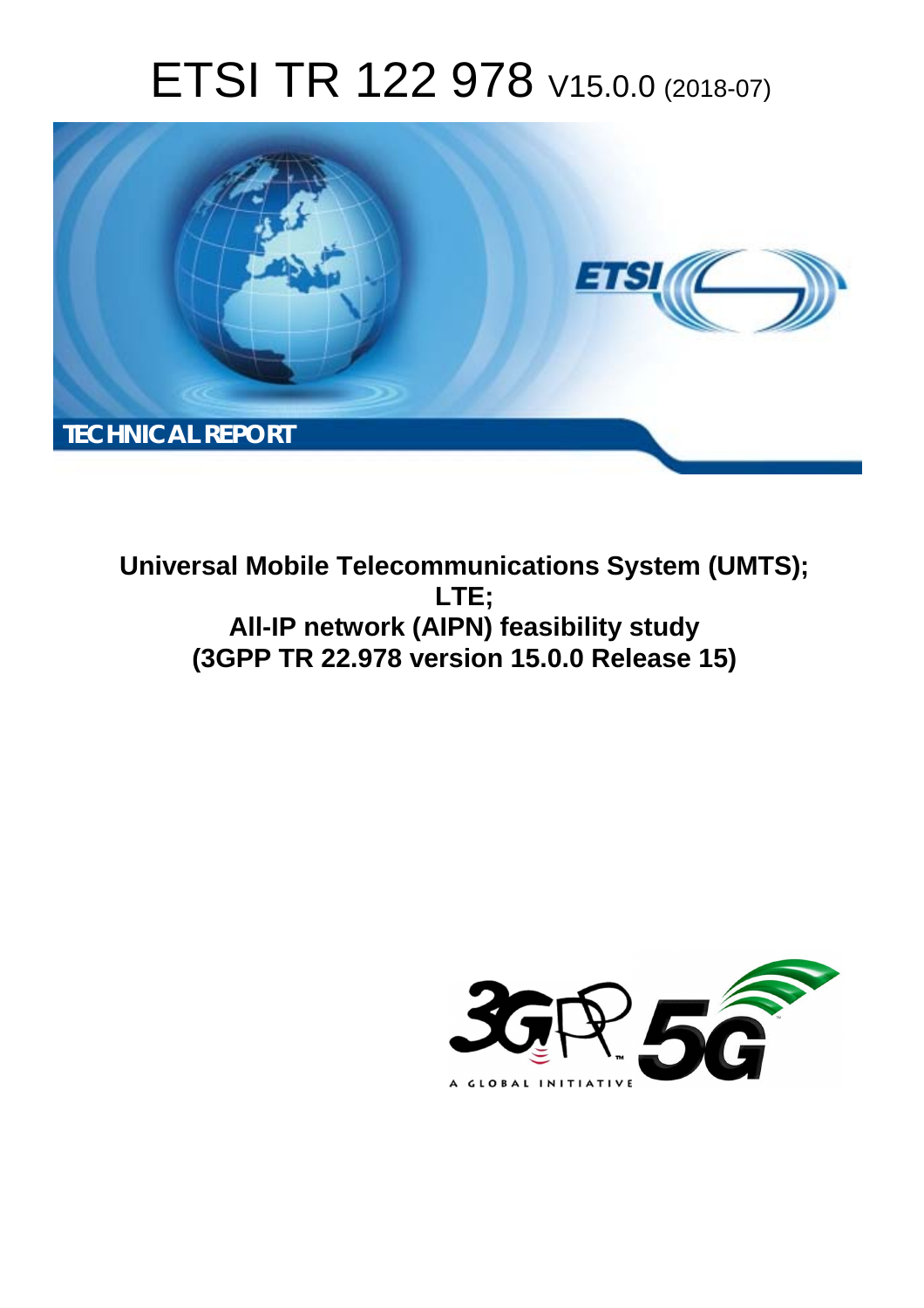# ETSI TR 122 978 V15.0.0 (2018-07)

TECHNICAL REPORT

**Universal Mobile Telecommunications System (UMTS);**
**LTE;**
**All-IP network (AIPN) feasibility study**
**(3GPP TR 22.978 version 15.0.0 Release 15)**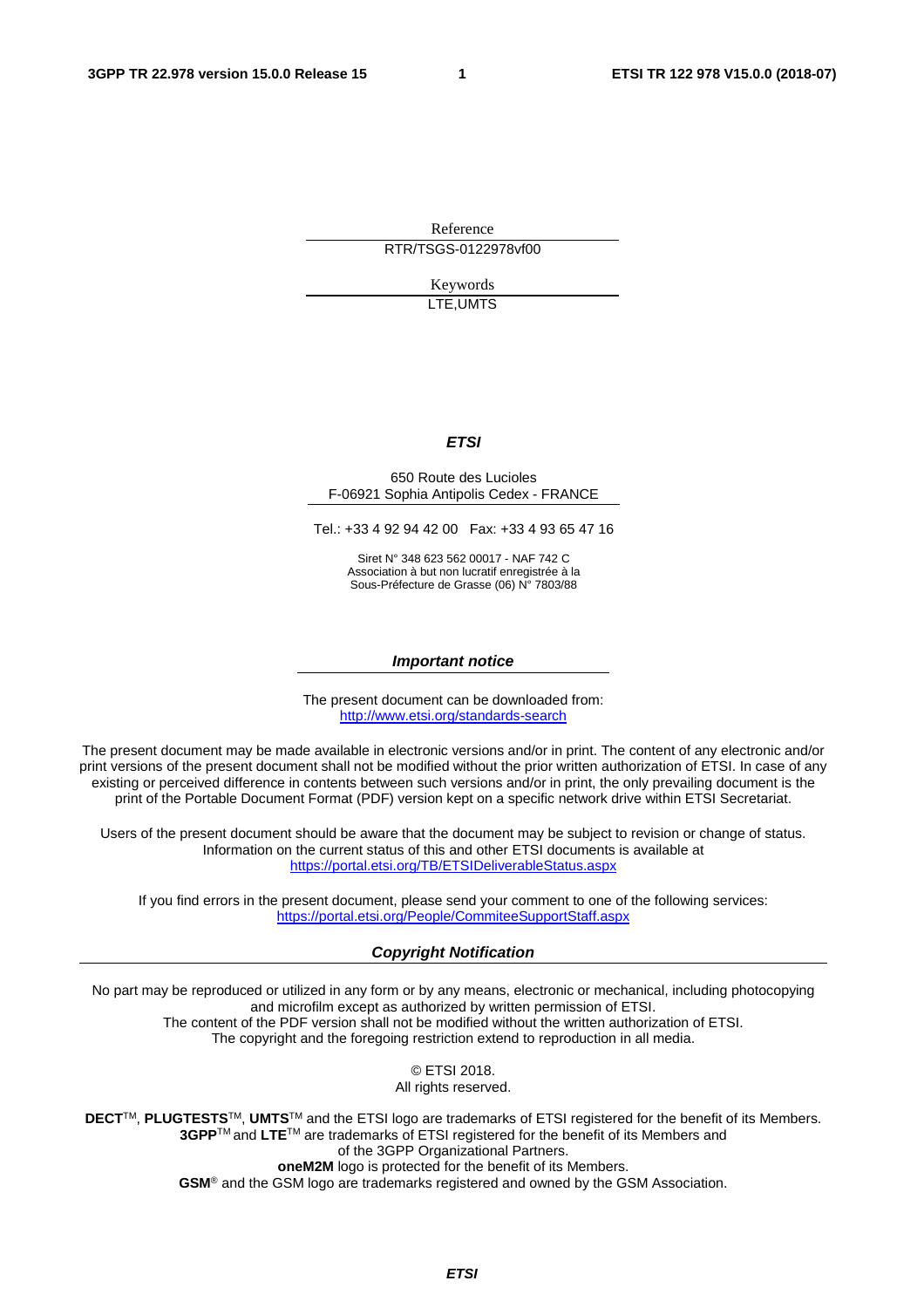Reference

RTR/TSGS-0122978vf00

Keywords

LTE,UMTS

***ETSI***

650 Route des Lucioles
F-06921 Sophia Antipolis Cedex - FRANCE

Tel.: +33 4 92 94 42 00   Fax: +33 4 93 65 47 16

Siret N° 348 623 562 00017 - NAF 742 C
Association à but non lucratif enregistrée à la
Sous-Préfecture de Grasse (06) N° 7803/88

***Important notice***

The present document can be downloaded from:
http://www.etsi.org/standards-search

The present document may be made available in electronic versions and/or in print. The content of any electronic and/or print versions of the present document shall not be modified without the prior written authorization of ETSI. In case of any existing or perceived difference in contents between such versions and/or in print, the only prevailing document is the print of the Portable Document Format (PDF) version kept on a specific network drive within ETSI Secretariat.

Users of the present document should be aware that the document may be subject to revision or change of status. Information on the current status of this and other ETSI documents is available at
https://portal.etsi.org/TB/ETSIDeliverableStatus.aspx

If you find errors in the present document, please send your comment to one of the following services:
https://portal.etsi.org/People/CommiteeSupportStaff.aspx

***Copyright Notification***

No part may be reproduced or utilized in any form or by any means, electronic or mechanical, including photocopying and microfilm except as authorized by written permission of ETSI.
The content of the PDF version shall not be modified without the written authorization of ETSI.
The copyright and the foregoing restriction extend to reproduction in all media.

© ETSI 2018.
All rights reserved.

**DECT**™, **PLUGTESTS**™, **UMTS**™ and the ETSI logo are trademarks of ETSI registered for the benefit of its Members.
**3GPP**™ and **LTE**™ are trademarks of ETSI registered for the benefit of its Members and of the 3GPP Organizational Partners.
**oneM2M** logo is protected for the benefit of its Members.
**GSM**® and the GSM logo are trademarks registered and owned by the GSM Association.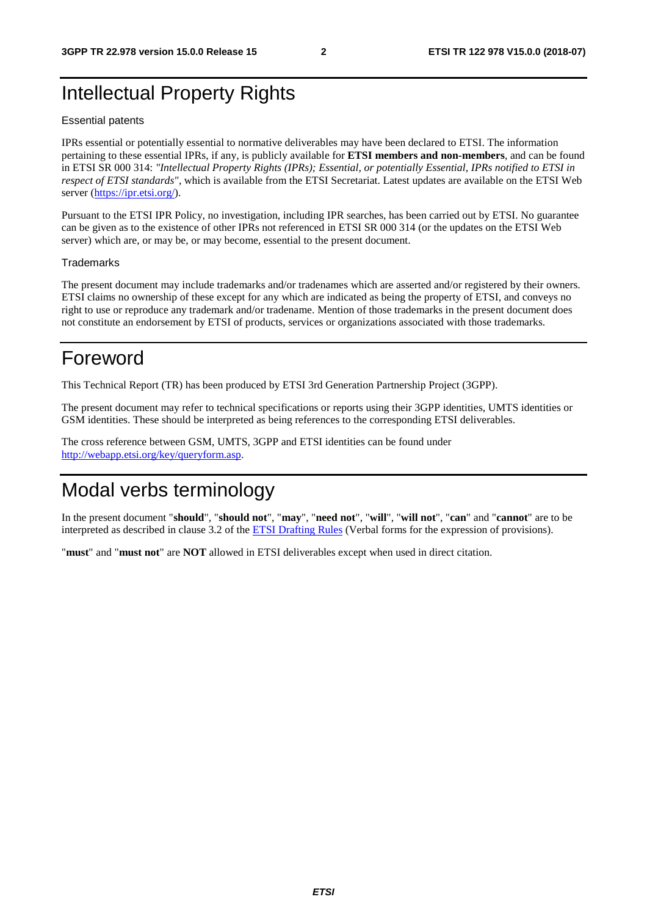# Intellectual Property Rights

Essential patents

IPRs essential or potentially essential to normative deliverables may have been declared to ETSI. The information pertaining to these essential IPRs, if any, is publicly available for **ETSI members and non-members**, and can be found in ETSI SR 000 314: *"Intellectual Property Rights (IPRs); Essential, or potentially Essential, IPRs notified to ETSI in respect of ETSI standards"*, which is available from the ETSI Secretariat. Latest updates are available on the ETSI Web server (https://ipr.etsi.org/).

Pursuant to the ETSI IPR Policy, no investigation, including IPR searches, has been carried out by ETSI. No guarantee can be given as to the existence of other IPRs not referenced in ETSI SR 000 314 (or the updates on the ETSI Web server) which are, or may be, or may become, essential to the present document.

Trademarks

The present document may include trademarks and/or tradenames which are asserted and/or registered by their owners. ETSI claims no ownership of these except for any which are indicated as being the property of ETSI, and conveys no right to use or reproduce any trademark and/or tradename. Mention of those trademarks in the present document does not constitute an endorsement by ETSI of products, services or organizations associated with those trademarks.

# Foreword

This Technical Report (TR) has been produced by ETSI 3rd Generation Partnership Project (3GPP).

The present document may refer to technical specifications or reports using their 3GPP identities, UMTS identities or GSM identities. These should be interpreted as being references to the corresponding ETSI deliverables.

The cross reference between GSM, UMTS, 3GPP and ETSI identities can be found under http://webapp.etsi.org/key/queryform.asp.

# Modal verbs terminology

In the present document "**should**", "**should not**", "**may**", "**need not**", "**will**", "**will not**", "**can**" and "**cannot**" are to be interpreted as described in clause 3.2 of the ETSI Drafting Rules (Verbal forms for the expression of provisions).

"**must**" and "**must not**" are **NOT** allowed in ETSI deliverables except when used in direct citation.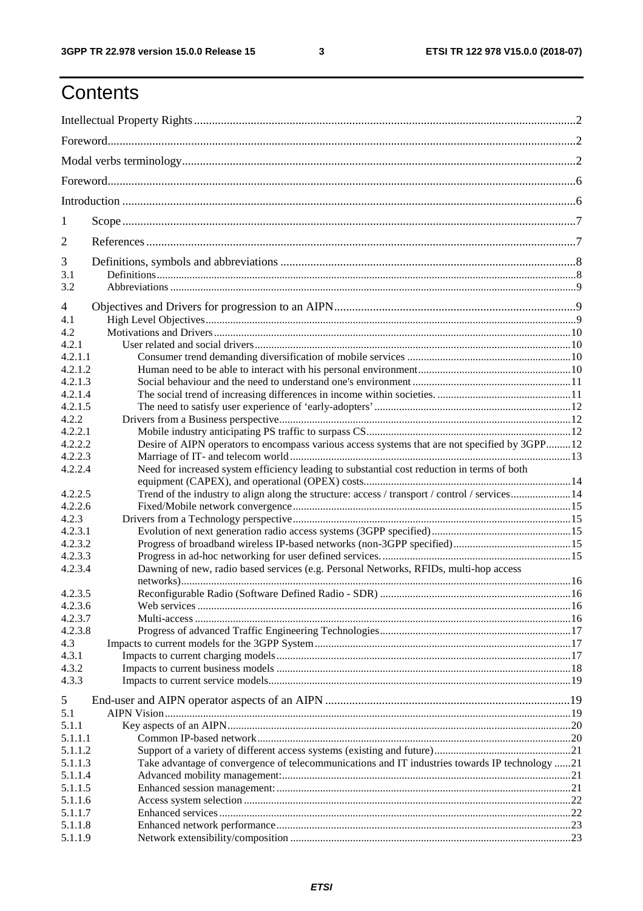# Contents

Intellectual Property Rights ... 2

Foreword ... 2

Modal verbs terminology ... 2

Foreword ... 6

Introduction ... 6

1 Scope ... 7

2 References ... 7

3 Definitions, symbols and abbreviations ... 8
- 3.1 Definitions ... 8
- 3.2 Abbreviations ... 9

4 Objectives and Drivers for progression to an AIPN ... 9
- 4.1 High Level Objectives ... 9
- 4.2 Motivations and Drivers ... 10
- 4.2.1 User related and social drivers ... 10
- 4.2.1.1 Consumer trend demanding diversification of mobile services ... 10
- 4.2.1.2 Human need to be able to interact with his personal environment ... 10
- 4.2.1.3 Social behaviour and the need to understand one's environment ... 11
- 4.2.1.4 The social trend of increasing differences in income within societies. ... 11
- 4.2.1.5 The need to satisfy user experience of 'early-adopters' ... 12
- 4.2.2 Drivers from a Business perspective ... 12
- 4.2.2.1 Mobile industry anticipating PS traffic to surpass CS ... 12
- 4.2.2.2 Desire of AIPN operators to encompass various access systems that are not specified by 3GPP ... 12
- 4.2.2.3 Marriage of IT- and telecom world ... 13
- 4.2.2.4 Need for increased system efficiency leading to substantial cost reduction in terms of both equipment (CAPEX), and operational (OPEX) costs ... 14
- 4.2.2.5 Trend of the industry to align along the structure: access / transport / control / services ... 14
- 4.2.2.6 Fixed/Mobile network convergence ... 15
- 4.2.3 Drivers from a Technology perspective ... 15
- 4.2.3.1 Evolution of next generation radio access systems (3GPP specified) ... 15
- 4.2.3.2 Progress of broadband wireless IP-based networks (non-3GPP specified) ... 15
- 4.2.3.3 Progress in ad-hoc networking for user defined services. ... 15
- 4.2.3.4 Dawning of new, radio based services (e.g. Personal Networks, RFIDs, multi-hop access networks) ... 16
- 4.2.3.5 Reconfigurable Radio (Software Defined Radio - SDR) ... 16
- 4.2.3.6 Web services ... 16
- 4.2.3.7 Multi-access ... 16
- 4.2.3.8 Progress of advanced Traffic Engineering Technologies ... 17
- 4.3 Impacts to current models for the 3GPP System ... 17
- 4.3.1 Impacts to current charging models ... 17
- 4.3.2 Impacts to current business models ... 18
- 4.3.3 Impacts to current service models ... 19

5 End-user and AIPN operator aspects of an AIPN ... 19
- 5.1 AIPN Vision ... 19
- 5.1.1 Key aspects of an AIPN ... 20
- 5.1.1.1 Common IP-based network ... 20
- 5.1.1.2 Support of a variety of different access systems (existing and future) ... 21
- 5.1.1.3 Take advantage of convergence of telecommunications and IT industries towards IP technology ... 21
- 5.1.1.4 Advanced mobility management: ... 21
- 5.1.1.5 Enhanced session management: ... 21
- 5.1.1.6 Access system selection ... 22
- 5.1.1.7 Enhanced services ... 22
- 5.1.1.8 Enhanced network performance ... 23
- 5.1.1.9 Network extensibility/composition ... 23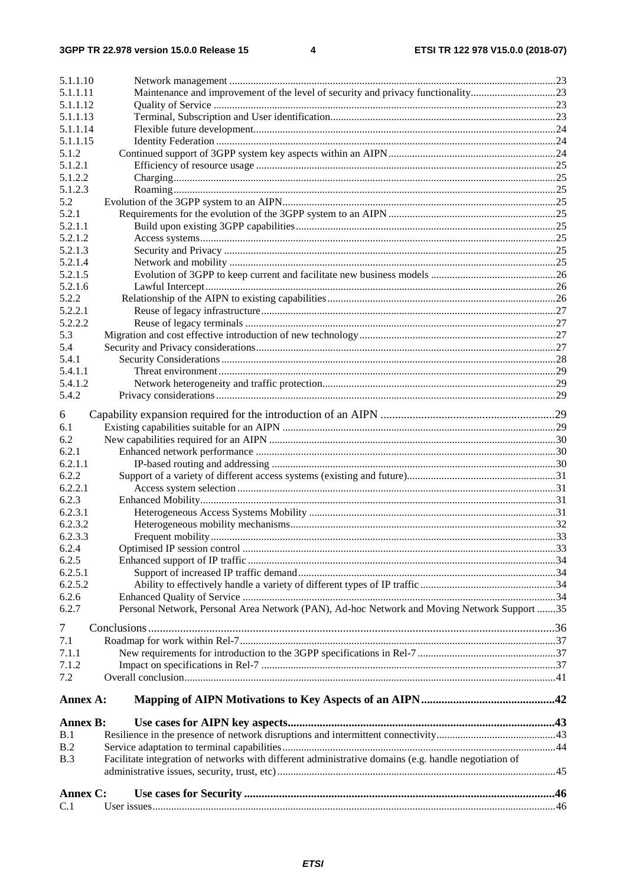5.1.1.10 Network management ........................................................................................................................23
5.1.1.11 Maintenance and improvement of the level of security and privacy functionality...............................23
5.1.1.12 Quality of Service ................................................................................................................................23
5.1.1.13 Terminal, Subscription and User identification....................................................................................23
5.1.1.14 Flexible future development.................................................................................................................24
5.1.1.15 Identity Federation ...............................................................................................................................24
5.1.2 Continued support of 3GPP system key aspects within an AIPN...............................................................24
5.1.2.1 Efficiency of resource usage ................................................................................................................25
5.1.2.2 Charging...............................................................................................................................................25
5.1.2.3 Roaming...............................................................................................................................................25
5.2 Evolution of the 3GPP system to an AIPN......................................................................................................25
5.2.1 Requirements for the evolution of the 3GPP system to an AIPN ..............................................................25
5.2.1.1 Build upon existing 3GPP capabilities.................................................................................................25
5.2.1.2 Access systems.....................................................................................................................................25
5.2.1.3 Security and Privacy ............................................................................................................................25
5.2.1.4 Network and mobility ..........................................................................................................................25
5.2.1.5 Evolution of 3GPP to keep current and facilitate new business models ..............................................26
5.2.1.6 Lawful Intercept...................................................................................................................................26
5.2.2 Relationship of the AIPN to existing capabilities.....................................................................................26
5.2.2.1 Reuse of legacy infrastructure..............................................................................................................27
5.2.2.2 Reuse of legacy terminals ....................................................................................................................27
5.3 Migration and cost effective introduction of new technology..........................................................................27
5.4 Security and Privacy considerations................................................................................................................27
5.4.1 Security Considerations .............................................................................................................................28
5.4.1.1 Threat environment..............................................................................................................................29
5.4.1.2 Network heterogeneity and traffic protection.......................................................................................29
5.4.2 Privacy considerations...............................................................................................................................29

6 Capability expansion required for the introduction of an AIPN ............................................................29
6.1 Existing capabilities suitable for an AIPN .......................................................................................................29
6.2 New capabilities required for an AIPN ...........................................................................................................30
6.2.1 Enhanced network performance ................................................................................................................30
6.2.1.1 IP-based routing and addressing ..........................................................................................................30
6.2.2 Support of a variety of different access systems (existing and future)........................................................31
6.2.2.1 Access system selection .......................................................................................................................31
6.2.3 Enhanced Mobility.....................................................................................................................................31
6.2.3.1 Heterogeneous Access Systems Mobility ............................................................................................31
6.2.3.2 Heterogeneous mobility mechanisms...................................................................................................32
6.2.3.3 Frequent mobility.................................................................................................................................33
6.2.4 Optimised IP session control .....................................................................................................................33
6.2.5 Enhanced support of IP traffic ...................................................................................................................34
6.2.5.1 Support of increased IP traffic demand................................................................................................34
6.2.5.2 Ability to effectively handle a variety of different types of IP traffic ...................................................34
6.2.6 Enhanced Quality of Service .....................................................................................................................34
6.2.7 Personal Network, Personal Area Network (PAN), Ad-hoc Network and Moving Network Support .......35

7 Conclusions............................................................................................................................................36
7.1 Roadmap for work within Rel-7......................................................................................................................37
7.1.1 New requirements for introduction to the 3GPP specifications in Rel-7 ...................................................37
7.1.2 Impact on specifications in Rel-7 ..............................................................................................................37
7.2 Overall conclusion...........................................................................................................................................41

**Annex A: Mapping of AIPN Motivations to Key Aspects of an AIPN.............................................42**

**Annex B: Use cases for AIPN key aspects...........................................................................................43**

B.1 Resilience in the presence of network disruptions and intermittent connectivity............................................43
B.2 Service adaptation to terminal capabilities......................................................................................................44
B.3 Facilitate integration of networks with different administrative domains (e.g. handle negotiation of administrative issues, security, trust, etc)........................................................................................................45

**Annex C: Use cases for Security ..........................................................................................................46**

C.1 User issues......................................................................................................................................................46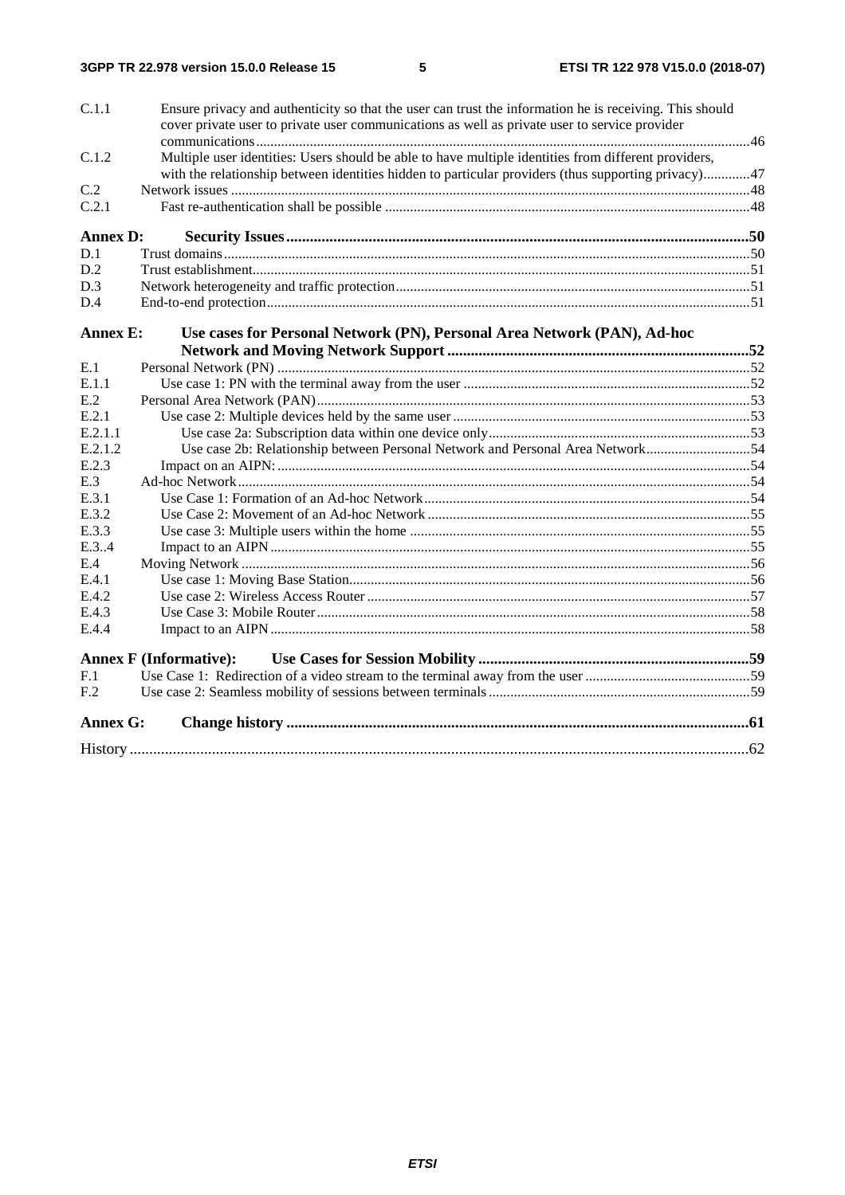C.1.1 Ensure privacy and authenticity so that the user can trust the information he is receiving. This should cover private user to private user communications as well as private user to service provider communications ..... 46
C.1.2 Multiple user identities: Users should be able to have multiple identities from different providers, with the relationship between identities hidden to particular providers (thus supporting privacy) ..... 47
C.2 Network issues ..... 48
C.2.1 Fast re-authentication shall be possible ..... 48

**Annex D: Security Issues ..... 50**
D.1 Trust domains ..... 50
D.2 Trust establishment ..... 51
D.3 Network heterogeneity and traffic protection ..... 51
D.4 End-to-end protection ..... 51

**Annex E: Use cases for Personal Network (PN), Personal Area Network (PAN), Ad-hoc Network and Moving Network Support ..... 52**
E.1 Personal Network (PN) ..... 52
E.1.1 Use case 1: PN with the terminal away from the user ..... 52
E.2 Personal Area Network (PAN) ..... 53
E.2.1 Use case 2: Multiple devices held by the same user ..... 53
E.2.1.1 Use case 2a: Subscription data within one device only ..... 53
E.2.1.2 Use case 2b: Relationship between Personal Network and Personal Area Network ..... 54
E.2.3 Impact on an AIPN: ..... 54
E.3 Ad-hoc Network ..... 54
E.3.1 Use Case 1: Formation of an Ad-hoc Network ..... 54
E.3.2 Use Case 2: Movement of an Ad-hoc Network ..... 55
E.3.3 Use case 3: Multiple users within the home ..... 55
E.3..4 Impact to an AIPN ..... 55
E.4 Moving Network ..... 56
E.4.1 Use case 1: Moving Base Station ..... 56
E.4.2 Use case 2: Wireless Access Router ..... 57
E.4.3 Use Case 3: Mobile Router ..... 58
E.4.4 Impact to an AIPN ..... 58

**Annex F (Informative): Use Cases for Session Mobility ..... 59**
F.1 Use Case 1: Redirection of a video stream to the terminal away from the user ..... 59
F.2 Use case 2: Seamless mobility of sessions between terminals ..... 59

**Annex G: Change history ..... 61**

History ..... 62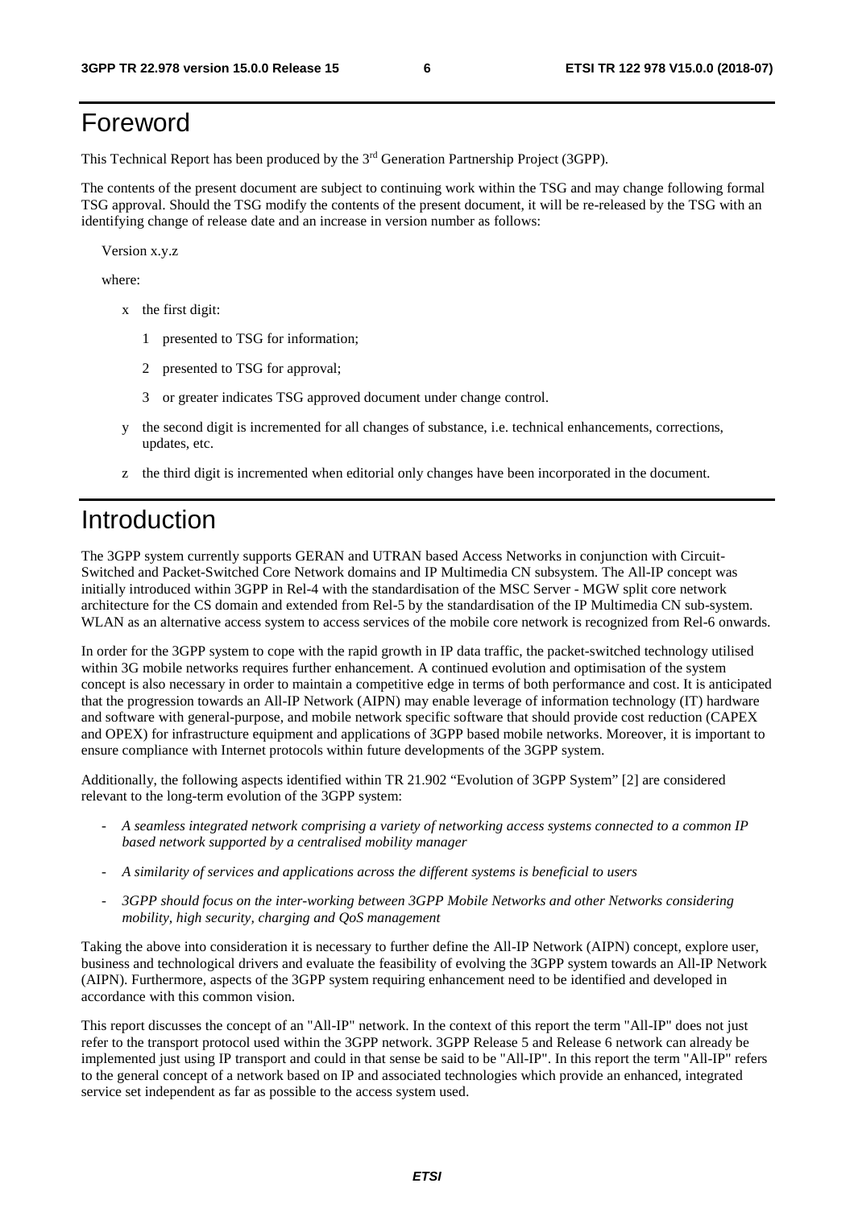# Foreword

This Technical Report has been produced by the 3rd Generation Partnership Project (3GPP).

The contents of the present document are subject to continuing work within the TSG and may change following formal TSG approval. Should the TSG modify the contents of the present document, it will be re-released by the TSG with an identifying change of release date and an increase in version number as follows:

Version x.y.z

where:

- x the first digit:
  - 1 presented to TSG for information;
  - 2 presented to TSG for approval;
  - 3 or greater indicates TSG approved document under change control.
- y the second digit is incremented for all changes of substance, i.e. technical enhancements, corrections, updates, etc.
- z the third digit is incremented when editorial only changes have been incorporated in the document.

# Introduction

The 3GPP system currently supports GERAN and UTRAN based Access Networks in conjunction with Circuit-Switched and Packet-Switched Core Network domains and IP Multimedia CN subsystem. The All-IP concept was initially introduced within 3GPP in Rel-4 with the standardisation of the MSC Server - MGW split core network architecture for the CS domain and extended from Rel-5 by the standardisation of the IP Multimedia CN sub-system. WLAN as an alternative access system to access services of the mobile core network is recognized from Rel-6 onwards.

In order for the 3GPP system to cope with the rapid growth in IP data traffic, the packet-switched technology utilised within 3G mobile networks requires further enhancement. A continued evolution and optimisation of the system concept is also necessary in order to maintain a competitive edge in terms of both performance and cost. It is anticipated that the progression towards an All-IP Network (AIPN) may enable leverage of information technology (IT) hardware and software with general-purpose, and mobile network specific software that should provide cost reduction (CAPEX and OPEX) for infrastructure equipment and applications of 3GPP based mobile networks. Moreover, it is important to ensure compliance with Internet protocols within future developments of the 3GPP system.

Additionally, the following aspects identified within TR 21.902 "Evolution of 3GPP System" [2] are considered relevant to the long-term evolution of the 3GPP system:

- *A seamless integrated network comprising a variety of networking access systems connected to a common IP based network supported by a centralised mobility manager*
- *A similarity of services and applications across the different systems is beneficial to users*
- *3GPP should focus on the inter-working between 3GPP Mobile Networks and other Networks considering mobility, high security, charging and QoS management*

Taking the above into consideration it is necessary to further define the All-IP Network (AIPN) concept, explore user, business and technological drivers and evaluate the feasibility of evolving the 3GPP system towards an All-IP Network (AIPN). Furthermore, aspects of the 3GPP system requiring enhancement need to be identified and developed in accordance with this common vision.

This report discusses the concept of an "All-IP" network. In the context of this report the term "All-IP" does not just refer to the transport protocol used within the 3GPP network. 3GPP Release 5 and Release 6 network can already be implemented just using IP transport and could in that sense be said to be "All-IP". In this report the term "All-IP" refers to the general concept of a network based on IP and associated technologies which provide an enhanced, integrated service set independent as far as possible to the access system used.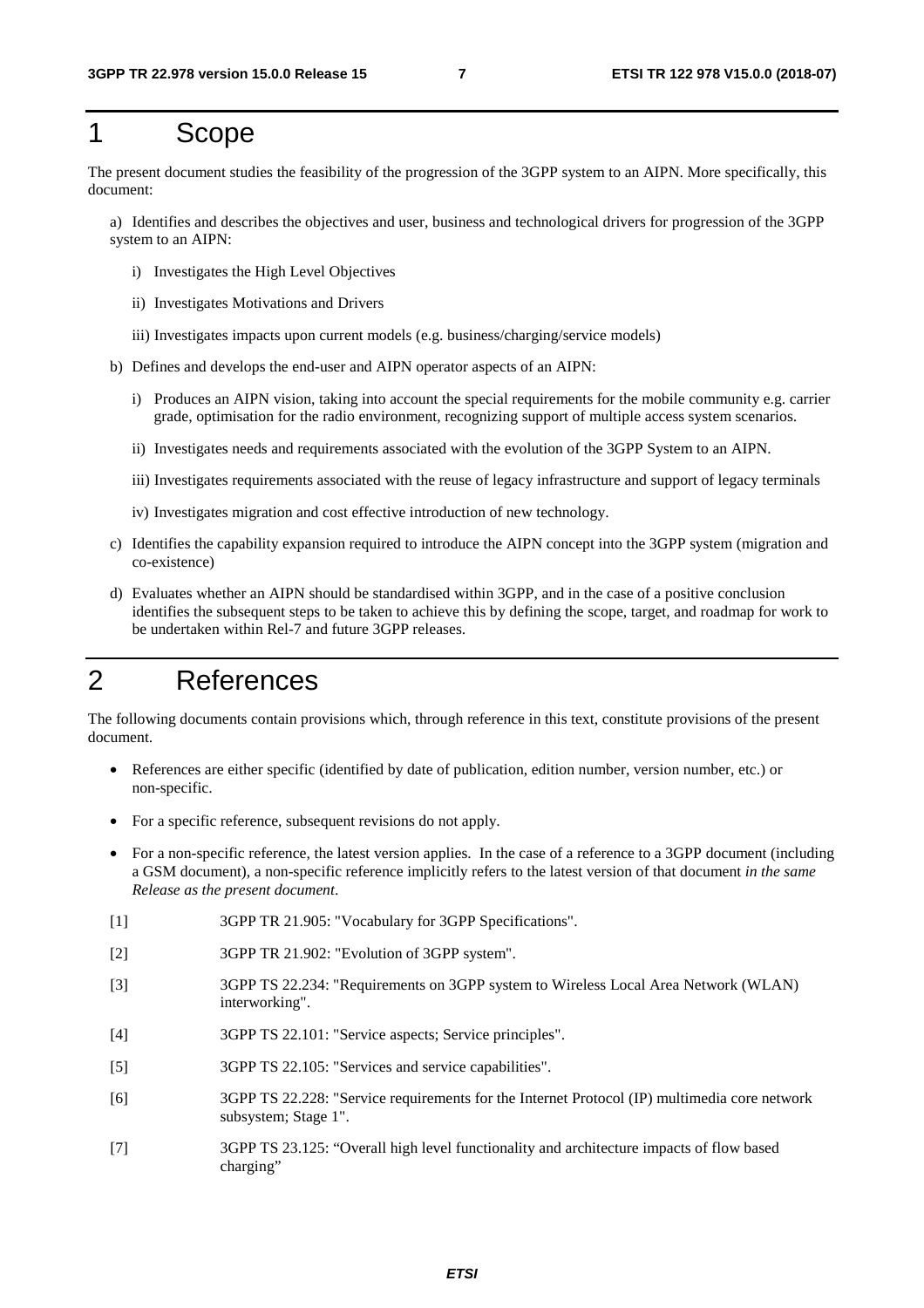# 1 Scope

The present document studies the feasibility of the progression of the 3GPP system to an AIPN. More specifically, this document:

a) Identifies and describes the objectives and user, business and technological drivers for progression of the 3GPP system to an AIPN:

   i) Investigates the High Level Objectives

   ii) Investigates Motivations and Drivers

   iii) Investigates impacts upon current models (e.g. business/charging/service models)

b) Defines and develops the end-user and AIPN operator aspects of an AIPN:

   i) Produces an AIPN vision, taking into account the special requirements for the mobile community e.g. carrier grade, optimisation for the radio environment, recognizing support of multiple access system scenarios.

   ii) Investigates needs and requirements associated with the evolution of the 3GPP System to an AIPN.

   iii) Investigates requirements associated with the reuse of legacy infrastructure and support of legacy terminals

   iv) Investigates migration and cost effective introduction of new technology.

c) Identifies the capability expansion required to introduce the AIPN concept into the 3GPP system (migration and co-existence)

d) Evaluates whether an AIPN should be standardised within 3GPP, and in the case of a positive conclusion identifies the subsequent steps to be taken to achieve this by defining the scope, target, and roadmap for work to be undertaken within Rel-7 and future 3GPP releases.

# 2 References

The following documents contain provisions which, through reference in this text, constitute provisions of the present document.

- References are either specific (identified by date of publication, edition number, version number, etc.) or non-specific.
- For a specific reference, subsequent revisions do not apply.
- For a non-specific reference, the latest version applies. In the case of a reference to a 3GPP document (including a GSM document), a non-specific reference implicitly refers to the latest version of that document *in the same Release as the present document*.

[1] 3GPP TR 21.905: "Vocabulary for 3GPP Specifications".

[2] 3GPP TR 21.902: "Evolution of 3GPP system".

[3] 3GPP TS 22.234: "Requirements on 3GPP system to Wireless Local Area Network (WLAN) interworking".

[4] 3GPP TS 22.101: "Service aspects; Service principles".

[5] 3GPP TS 22.105: "Services and service capabilities".

[6] 3GPP TS 22.228: "Service requirements for the Internet Protocol (IP) multimedia core network subsystem; Stage 1".

[7] 3GPP TS 23.125: "Overall high level functionality and architecture impacts of flow based charging"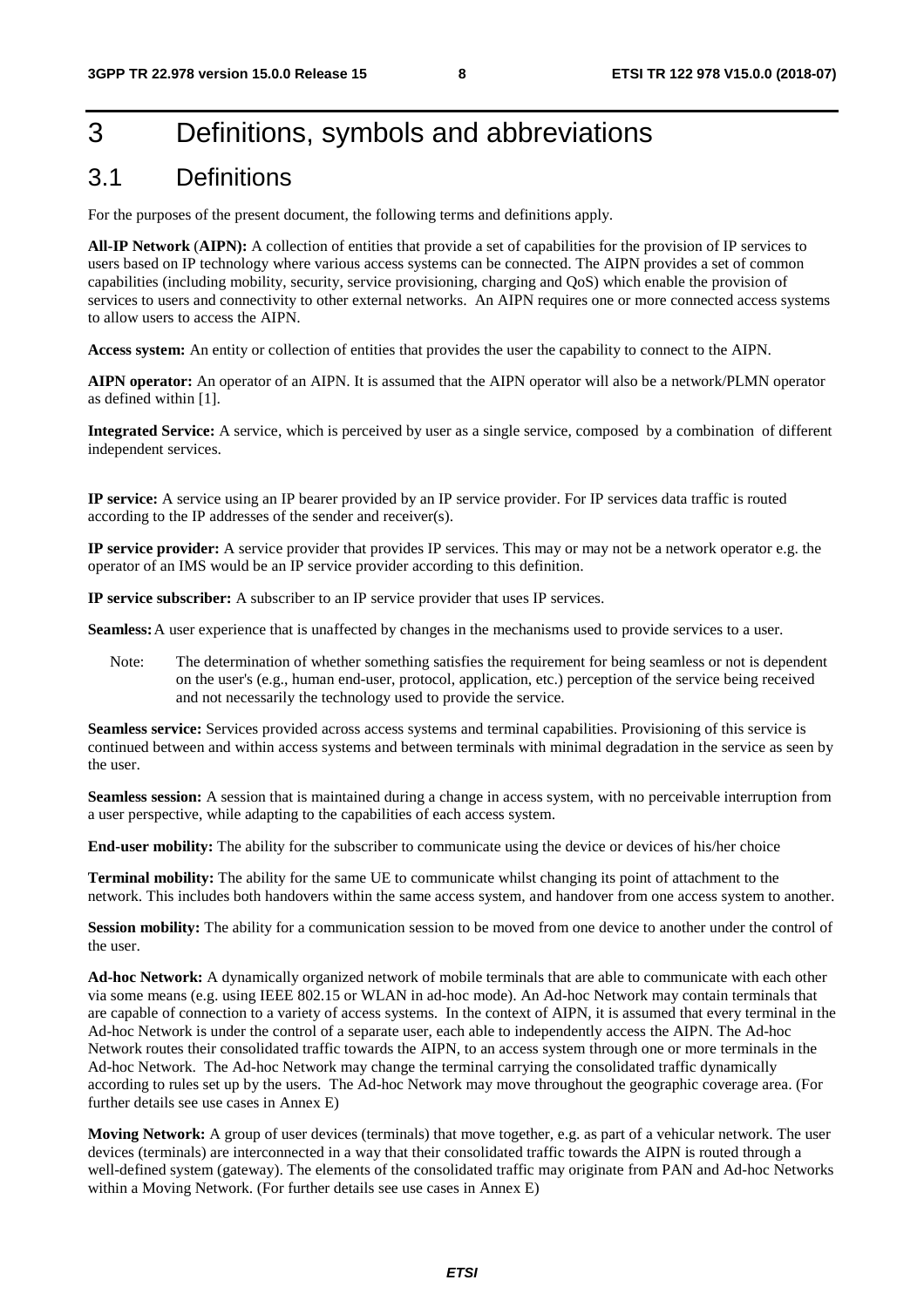# 3 Definitions, symbols and abbreviations

## 3.1 Definitions

For the purposes of the present document, the following terms and definitions apply.

**All-IP Network** (**AIPN):** A collection of entities that provide a set of capabilities for the provision of IP services to users based on IP technology where various access systems can be connected. The AIPN provides a set of common capabilities (including mobility, security, service provisioning, charging and QoS) which enable the provision of services to users and connectivity to other external networks. An AIPN requires one or more connected access systems to allow users to access the AIPN.

**Access system:** An entity or collection of entities that provides the user the capability to connect to the AIPN.

**AIPN operator:** An operator of an AIPN. It is assumed that the AIPN operator will also be a network/PLMN operator as defined within [1].

**Integrated Service:** A service, which is perceived by user as a single service, composed by a combination of different independent services.

**IP service:** A service using an IP bearer provided by an IP service provider. For IP services data traffic is routed according to the IP addresses of the sender and receiver(s).

**IP service provider:** A service provider that provides IP services. This may or may not be a network operator e.g. the operator of an IMS would be an IP service provider according to this definition.

**IP service subscriber:** A subscriber to an IP service provider that uses IP services.

**Seamless:** A user experience that is unaffected by changes in the mechanisms used to provide services to a user.

Note: The determination of whether something satisfies the requirement for being seamless or not is dependent on the user's (e.g., human end-user, protocol, application, etc.) perception of the service being received and not necessarily the technology used to provide the service.

**Seamless service:** Services provided across access systems and terminal capabilities. Provisioning of this service is continued between and within access systems and between terminals with minimal degradation in the service as seen by the user.

**Seamless session:** A session that is maintained during a change in access system, with no perceivable interruption from a user perspective, while adapting to the capabilities of each access system.

**End-user mobility:** The ability for the subscriber to communicate using the device or devices of his/her choice

**Terminal mobility:** The ability for the same UE to communicate whilst changing its point of attachment to the network. This includes both handovers within the same access system, and handover from one access system to another.

**Session mobility:** The ability for a communication session to be moved from one device to another under the control of the user.

**Ad-hoc Network:** A dynamically organized network of mobile terminals that are able to communicate with each other via some means (e.g. using IEEE 802.15 or WLAN in ad-hoc mode). An Ad-hoc Network may contain terminals that are capable of connection to a variety of access systems. In the context of AIPN, it is assumed that every terminal in the Ad-hoc Network is under the control of a separate user, each able to independently access the AIPN. The Ad-hoc Network routes their consolidated traffic towards the AIPN, to an access system through one or more terminals in the Ad-hoc Network. The Ad-hoc Network may change the terminal carrying the consolidated traffic dynamically according to rules set up by the users. The Ad-hoc Network may move throughout the geographic coverage area. (For further details see use cases in Annex E)

**Moving Network:** A group of user devices (terminals) that move together, e.g. as part of a vehicular network. The user devices (terminals) are interconnected in a way that their consolidated traffic towards the AIPN is routed through a well-defined system (gateway). The elements of the consolidated traffic may originate from PAN and Ad-hoc Networks within a Moving Network. (For further details see use cases in Annex E)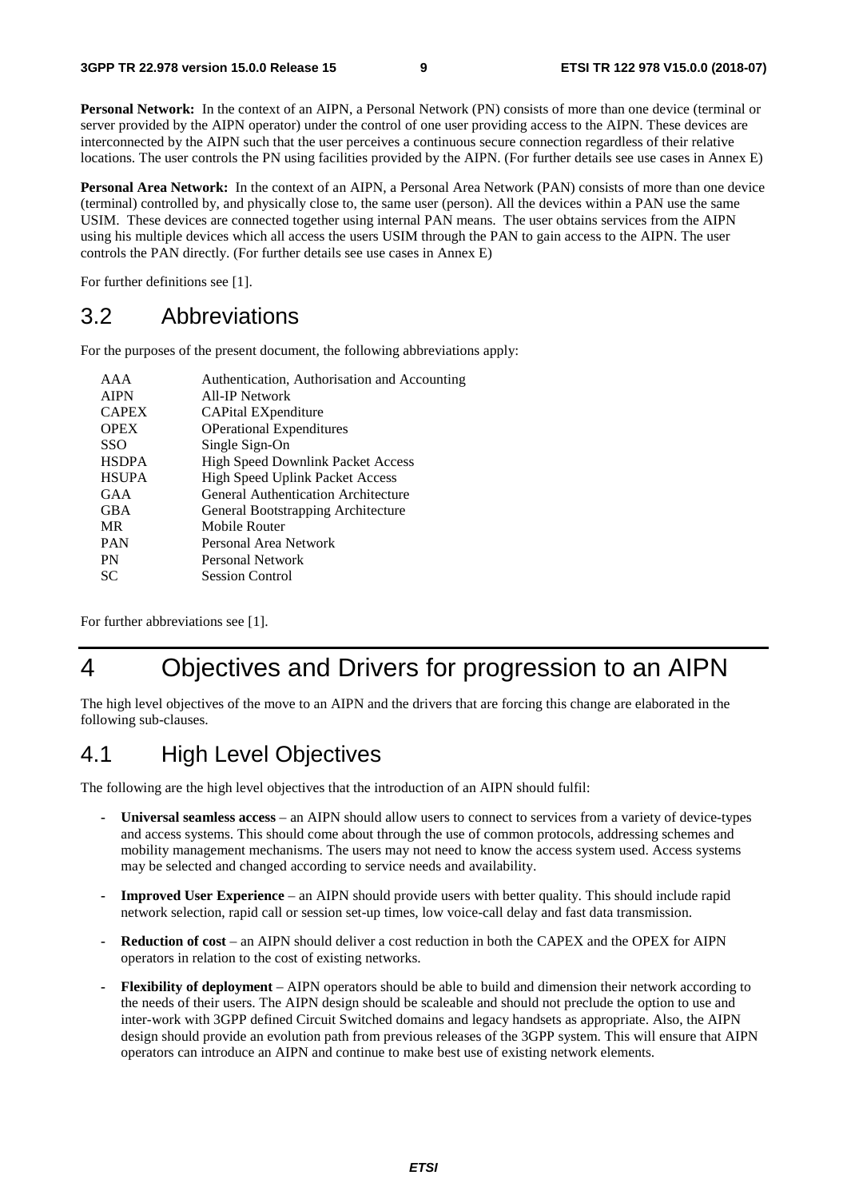**Personal Network:** In the context of an AIPN, a Personal Network (PN) consists of more than one device (terminal or server provided by the AIPN operator) under the control of one user providing access to the AIPN. These devices are interconnected by the AIPN such that the user perceives a continuous secure connection regardless of their relative locations. The user controls the PN using facilities provided by the AIPN. (For further details see use cases in Annex E)

**Personal Area Network:** In the context of an AIPN, a Personal Area Network (PAN) consists of more than one device (terminal) controlled by, and physically close to, the same user (person). All the devices within a PAN use the same USIM. These devices are connected together using internal PAN means. The user obtains services from the AIPN using his multiple devices which all access the users USIM through the PAN to gain access to the AIPN. The user controls the PAN directly. (For further details see use cases in Annex E)

For further definitions see [1].

## 3.2 Abbreviations

For the purposes of the present document, the following abbreviations apply:

| | |
|---|---|
| AAA | Authentication, Authorisation and Accounting |
| AIPN | All-IP Network |
| CAPEX | CAPital EXpenditure |
| OPEX | OPerational Expenditures |
| SSO | Single Sign-On |
| HSDPA | High Speed Downlink Packet Access |
| HSUPA | High Speed Uplink Packet Access |
| GAA | General Authentication Architecture |
| GBA | General Bootstrapping Architecture |
| MR | Mobile Router |
| PAN | Personal Area Network |
| PN | Personal Network |
| SC | Session Control |

For further abbreviations see [1].

# 4 Objectives and Drivers for progression to an AIPN

The high level objectives of the move to an AIPN and the drivers that are forcing this change are elaborated in the following sub-clauses.

## 4.1 High Level Objectives

The following are the high level objectives that the introduction of an AIPN should fulfil:

- **Universal seamless access** – an AIPN should allow users to connect to services from a variety of device-types and access systems. This should come about through the use of common protocols, addressing schemes and mobility management mechanisms. The users may not need to know the access system used. Access systems may be selected and changed according to service needs and availability.
- **Improved User Experience** – an AIPN should provide users with better quality. This should include rapid network selection, rapid call or session set-up times, low voice-call delay and fast data transmission.
- **Reduction of cost** – an AIPN should deliver a cost reduction in both the CAPEX and the OPEX for AIPN operators in relation to the cost of existing networks.
- **Flexibility of deployment** – AIPN operators should be able to build and dimension their network according to the needs of their users. The AIPN design should be scaleable and should not preclude the option to use and inter-work with 3GPP defined Circuit Switched domains and legacy handsets as appropriate. Also, the AIPN design should provide an evolution path from previous releases of the 3GPP system. This will ensure that AIPN operators can introduce an AIPN and continue to make best use of existing network elements.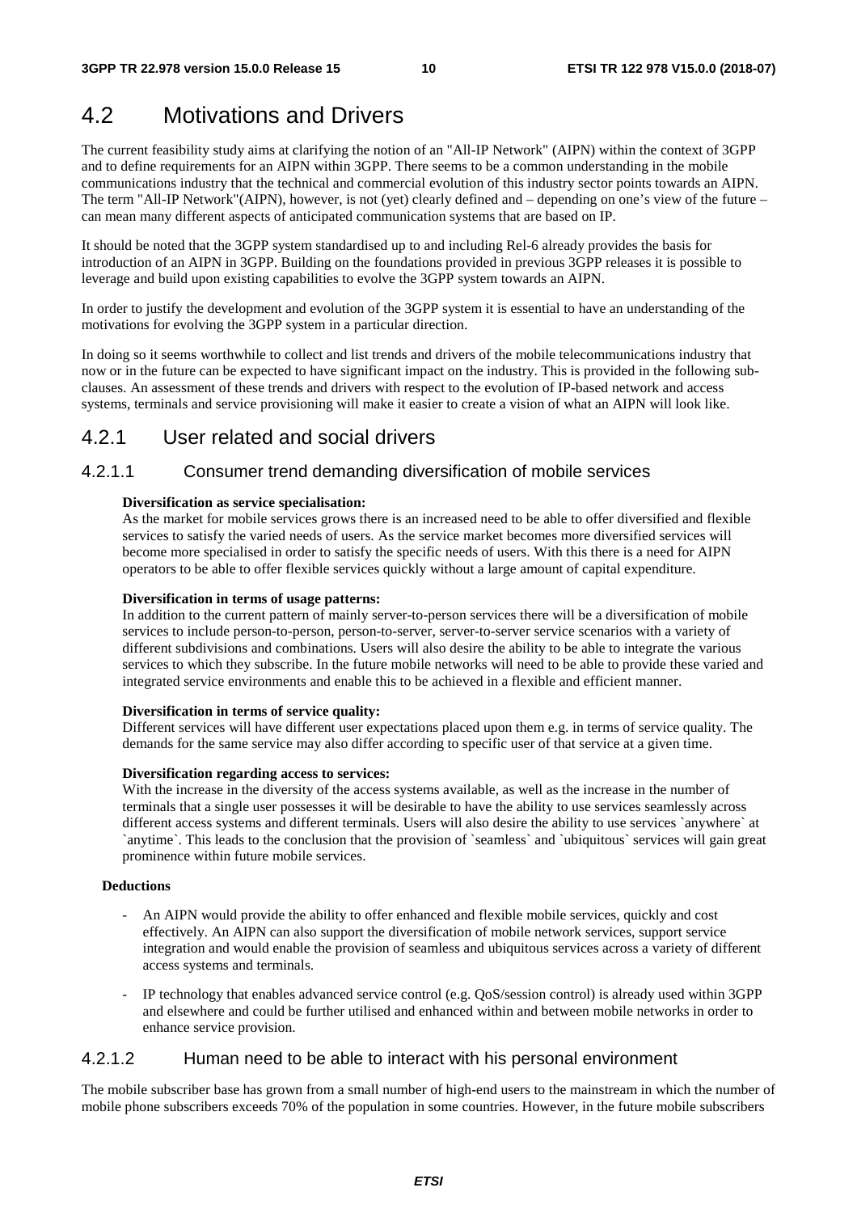## 4.2 Motivations and Drivers

The current feasibility study aims at clarifying the notion of an "All-IP Network" (AIPN) within the context of 3GPP and to define requirements for an AIPN within 3GPP. There seems to be a common understanding in the mobile communications industry that the technical and commercial evolution of this industry sector points towards an AIPN. The term "All-IP Network"(AIPN), however, is not (yet) clearly defined and – depending on one's view of the future – can mean many different aspects of anticipated communication systems that are based on IP.

It should be noted that the 3GPP system standardised up to and including Rel-6 already provides the basis for introduction of an AIPN in 3GPP. Building on the foundations provided in previous 3GPP releases it is possible to leverage and build upon existing capabilities to evolve the 3GPP system towards an AIPN.

In order to justify the development and evolution of the 3GPP system it is essential to have an understanding of the motivations for evolving the 3GPP system in a particular direction.

In doing so it seems worthwhile to collect and list trends and drivers of the mobile telecommunications industry that now or in the future can be expected to have significant impact on the industry. This is provided in the following sub-clauses. An assessment of these trends and drivers with respect to the evolution of IP-based network and access systems, terminals and service provisioning will make it easier to create a vision of what an AIPN will look like.

### 4.2.1 User related and social drivers

#### 4.2.1.1 Consumer trend demanding diversification of mobile services

**Diversification as service specialisation:**
As the market for mobile services grows there is an increased need to be able to offer diversified and flexible services to satisfy the varied needs of users. As the service market becomes more diversified services will become more specialised in order to satisfy the specific needs of users. With this there is a need for AIPN operators to be able to offer flexible services quickly without a large amount of capital expenditure.

**Diversification in terms of usage patterns:**
In addition to the current pattern of mainly server-to-person services there will be a diversification of mobile services to include person-to-person, person-to-server, server-to-server service scenarios with a variety of different subdivisions and combinations. Users will also desire the ability to be able to integrate the various services to which they subscribe. In the future mobile networks will need to be able to provide these varied and integrated service environments and enable this to be achieved in a flexible and efficient manner.

**Diversification in terms of service quality:**
Different services will have different user expectations placed upon them e.g. in terms of service quality. The demands for the same service may also differ according to specific user of that service at a given time.

**Diversification regarding access to services:**
With the increase in the diversity of the access systems available, as well as the increase in the number of terminals that a single user possesses it will be desirable to have the ability to use services seamlessly across different access systems and different terminals. Users will also desire the ability to use services `anywhere` at `anytime`. This leads to the conclusion that the provision of `seamless` and `ubiquitous` services will gain great prominence within future mobile services.

**Deductions**

- An AIPN would provide the ability to offer enhanced and flexible mobile services, quickly and cost effectively. An AIPN can also support the diversification of mobile network services, support service integration and would enable the provision of seamless and ubiquitous services across a variety of different access systems and terminals.
- IP technology that enables advanced service control (e.g. QoS/session control) is already used within 3GPP and elsewhere and could be further utilised and enhanced within and between mobile networks in order to enhance service provision.

#### 4.2.1.2 Human need to be able to interact with his personal environment

The mobile subscriber base has grown from a small number of high-end users to the mainstream in which the number of mobile phone subscribers exceeds 70% of the population in some countries. However, in the future mobile subscribers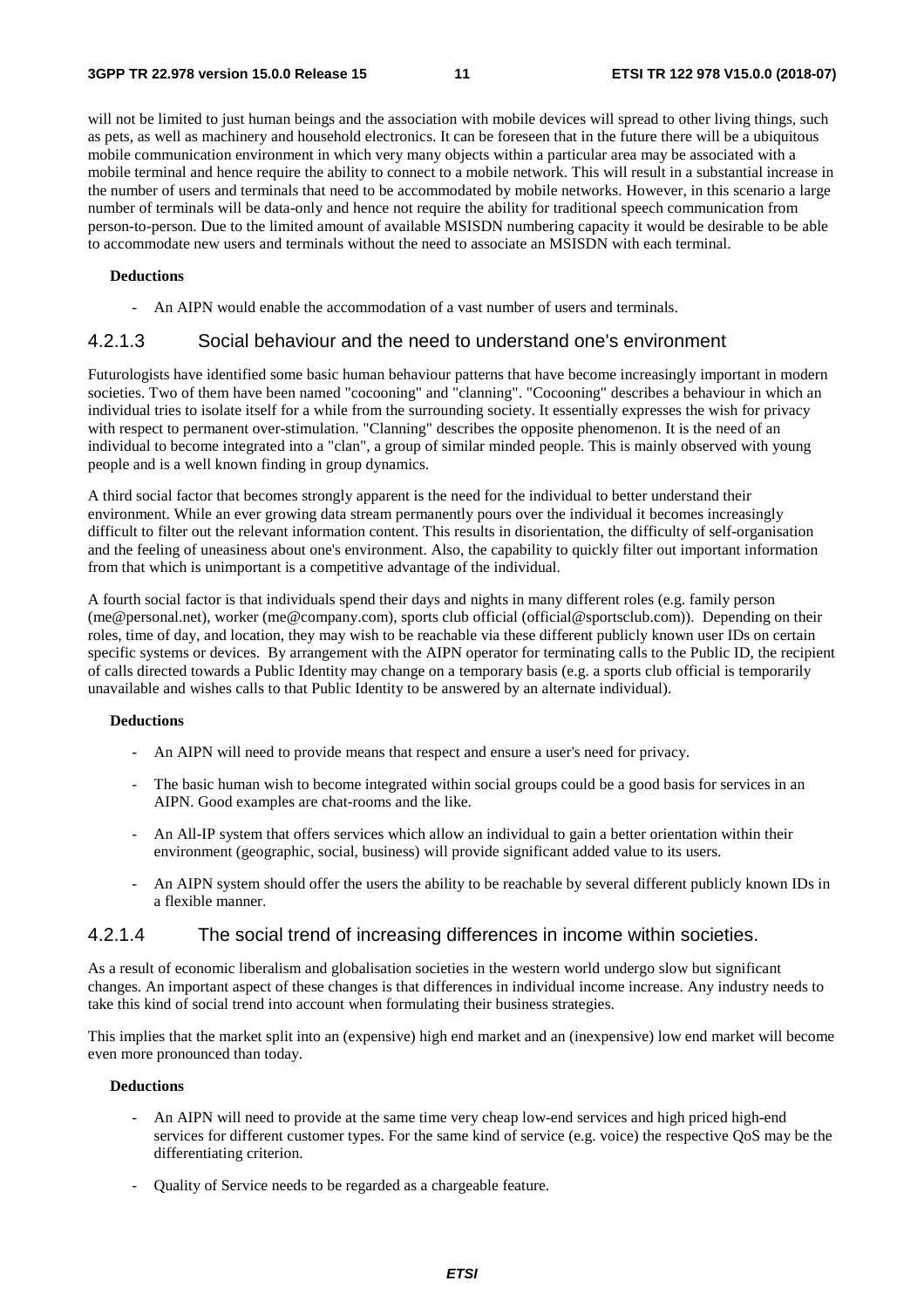will not be limited to just human beings and the association with mobile devices will spread to other living things, such as pets, as well as machinery and household electronics. It can be foreseen that in the future there will be a ubiquitous mobile communication environment in which very many objects within a particular area may be associated with a mobile terminal and hence require the ability to connect to a mobile network. This will result in a substantial increase in the number of users and terminals that need to be accommodated by mobile networks. However, in this scenario a large number of terminals will be data-only and hence not require the ability for traditional speech communication from person-to-person. Due to the limited amount of available MSISDN numbering capacity it would be desirable to be able to accommodate new users and terminals without the need to associate an MSISDN with each terminal.

**Deductions**

- An AIPN would enable the accommodation of a vast number of users and terminals.

#### 4.2.1.3 Social behaviour and the need to understand one's environment

Futurologists have identified some basic human behaviour patterns that have become increasingly important in modern societies. Two of them have been named "cocooning" and "clanning". "Cocooning" describes a behaviour in which an individual tries to isolate itself for a while from the surrounding society. It essentially expresses the wish for privacy with respect to permanent over-stimulation. "Clanning" describes the opposite phenomenon. It is the need of an individual to become integrated into a "clan", a group of similar minded people. This is mainly observed with young people and is a well known finding in group dynamics.

A third social factor that becomes strongly apparent is the need for the individual to better understand their environment. While an ever growing data stream permanently pours over the individual it becomes increasingly difficult to filter out the relevant information content. This results in disorientation, the difficulty of self-organisation and the feeling of uneasiness about one's environment. Also, the capability to quickly filter out important information from that which is unimportant is a competitive advantage of the individual.

A fourth social factor is that individuals spend their days and nights in many different roles (e.g. family person (me@personal.net), worker (me@company.com), sports club official (official@sportsclub.com)). Depending on their roles, time of day, and location, they may wish to be reachable via these different publicly known user IDs on certain specific systems or devices. By arrangement with the AIPN operator for terminating calls to the Public ID, the recipient of calls directed towards a Public Identity may change on a temporary basis (e.g. a sports club official is temporarily unavailable and wishes calls to that Public Identity to be answered by an alternate individual).

**Deductions**

- An AIPN will need to provide means that respect and ensure a user's need for privacy.
- The basic human wish to become integrated within social groups could be a good basis for services in an AIPN. Good examples are chat-rooms and the like.
- An All-IP system that offers services which allow an individual to gain a better orientation within their environment (geographic, social, business) will provide significant added value to its users.
- An AIPN system should offer the users the ability to be reachable by several different publicly known IDs in a flexible manner.

#### 4.2.1.4 The social trend of increasing differences in income within societies.

As a result of economic liberalism and globalisation societies in the western world undergo slow but significant changes. An important aspect of these changes is that differences in individual income increase. Any industry needs to take this kind of social trend into account when formulating their business strategies.

This implies that the market split into an (expensive) high end market and an (inexpensive) low end market will become even more pronounced than today.

**Deductions**

- An AIPN will need to provide at the same time very cheap low-end services and high priced high-end services for different customer types. For the same kind of service (e.g. voice) the respective QoS may be the differentiating criterion.
- Quality of Service needs to be regarded as a chargeable feature.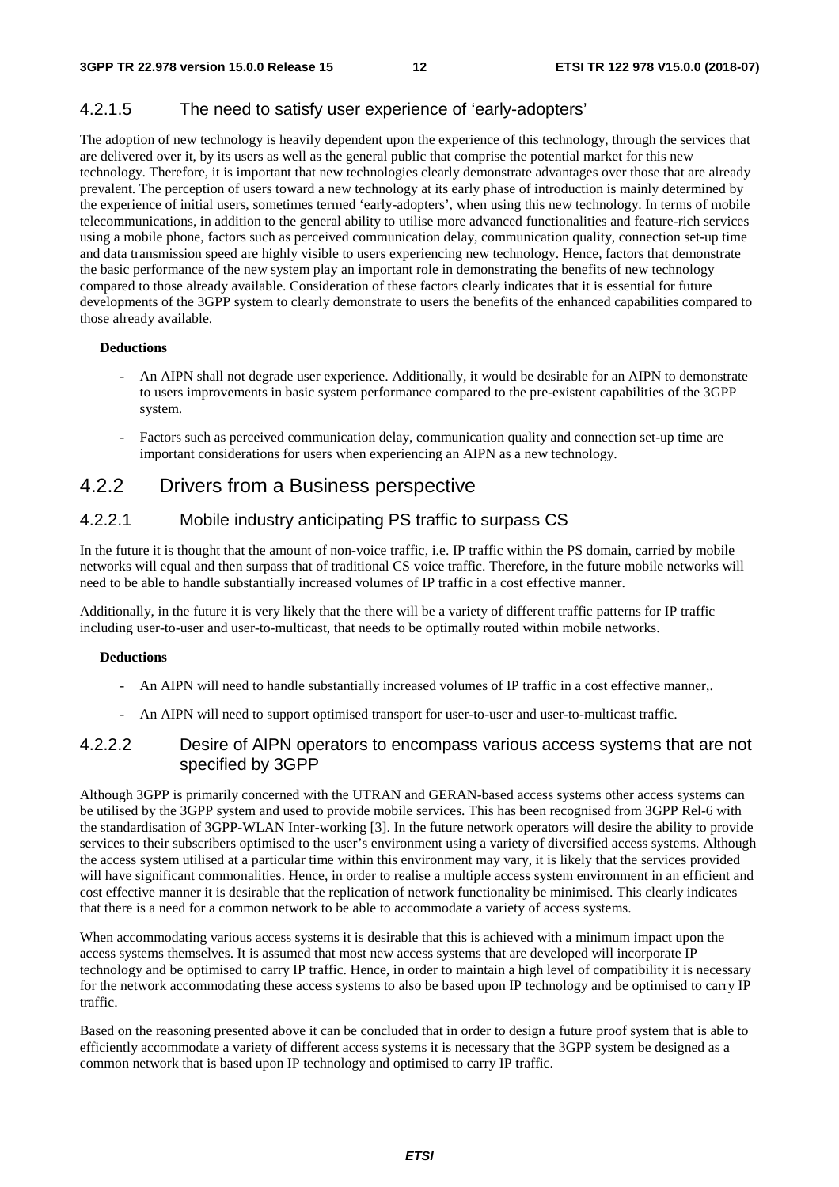#### 4.2.1.5 The need to satisfy user experience of 'early-adopters'

The adoption of new technology is heavily dependent upon the experience of this technology, through the services that are delivered over it, by its users as well as the general public that comprise the potential market for this new technology. Therefore, it is important that new technologies clearly demonstrate advantages over those that are already prevalent. The perception of users toward a new technology at its early phase of introduction is mainly determined by the experience of initial users, sometimes termed 'early-adopters', when using this new technology. In terms of mobile telecommunications, in addition to the general ability to utilise more advanced functionalities and feature-rich services using a mobile phone, factors such as perceived communication delay, communication quality, connection set-up time and data transmission speed are highly visible to users experiencing new technology. Hence, factors that demonstrate the basic performance of the new system play an important role in demonstrating the benefits of new technology compared to those already available. Consideration of these factors clearly indicates that it is essential for future developments of the 3GPP system to clearly demonstrate to users the benefits of the enhanced capabilities compared to those already available.

**Deductions**

- An AIPN shall not degrade user experience. Additionally, it would be desirable for an AIPN to demonstrate to users improvements in basic system performance compared to the pre-existent capabilities of the 3GPP system.
- Factors such as perceived communication delay, communication quality and connection set-up time are important considerations for users when experiencing an AIPN as a new technology.

### 4.2.2 Drivers from a Business perspective

#### 4.2.2.1 Mobile industry anticipating PS traffic to surpass CS

In the future it is thought that the amount of non-voice traffic, i.e. IP traffic within the PS domain, carried by mobile networks will equal and then surpass that of traditional CS voice traffic. Therefore, in the future mobile networks will need to be able to handle substantially increased volumes of IP traffic in a cost effective manner.

Additionally, in the future it is very likely that the there will be a variety of different traffic patterns for IP traffic including user-to-user and user-to-multicast, that needs to be optimally routed within mobile networks.

**Deductions**

- An AIPN will need to handle substantially increased volumes of IP traffic in a cost effective manner,.
- An AIPN will need to support optimised transport for user-to-user and user-to-multicast traffic.

#### 4.2.2.2 Desire of AIPN operators to encompass various access systems that are not specified by 3GPP

Although 3GPP is primarily concerned with the UTRAN and GERAN-based access systems other access systems can be utilised by the 3GPP system and used to provide mobile services. This has been recognised from 3GPP Rel-6 with the standardisation of 3GPP-WLAN Inter-working [3]. In the future network operators will desire the ability to provide services to their subscribers optimised to the user's environment using a variety of diversified access systems. Although the access system utilised at a particular time within this environment may vary, it is likely that the services provided will have significant commonalities. Hence, in order to realise a multiple access system environment in an efficient and cost effective manner it is desirable that the replication of network functionality be minimised. This clearly indicates that there is a need for a common network to be able to accommodate a variety of access systems.

When accommodating various access systems it is desirable that this is achieved with a minimum impact upon the access systems themselves. It is assumed that most new access systems that are developed will incorporate IP technology and be optimised to carry IP traffic. Hence, in order to maintain a high level of compatibility it is necessary for the network accommodating these access systems to also be based upon IP technology and be optimised to carry IP traffic.

Based on the reasoning presented above it can be concluded that in order to design a future proof system that is able to efficiently accommodate a variety of different access systems it is necessary that the 3GPP system be designed as a common network that is based upon IP technology and optimised to carry IP traffic.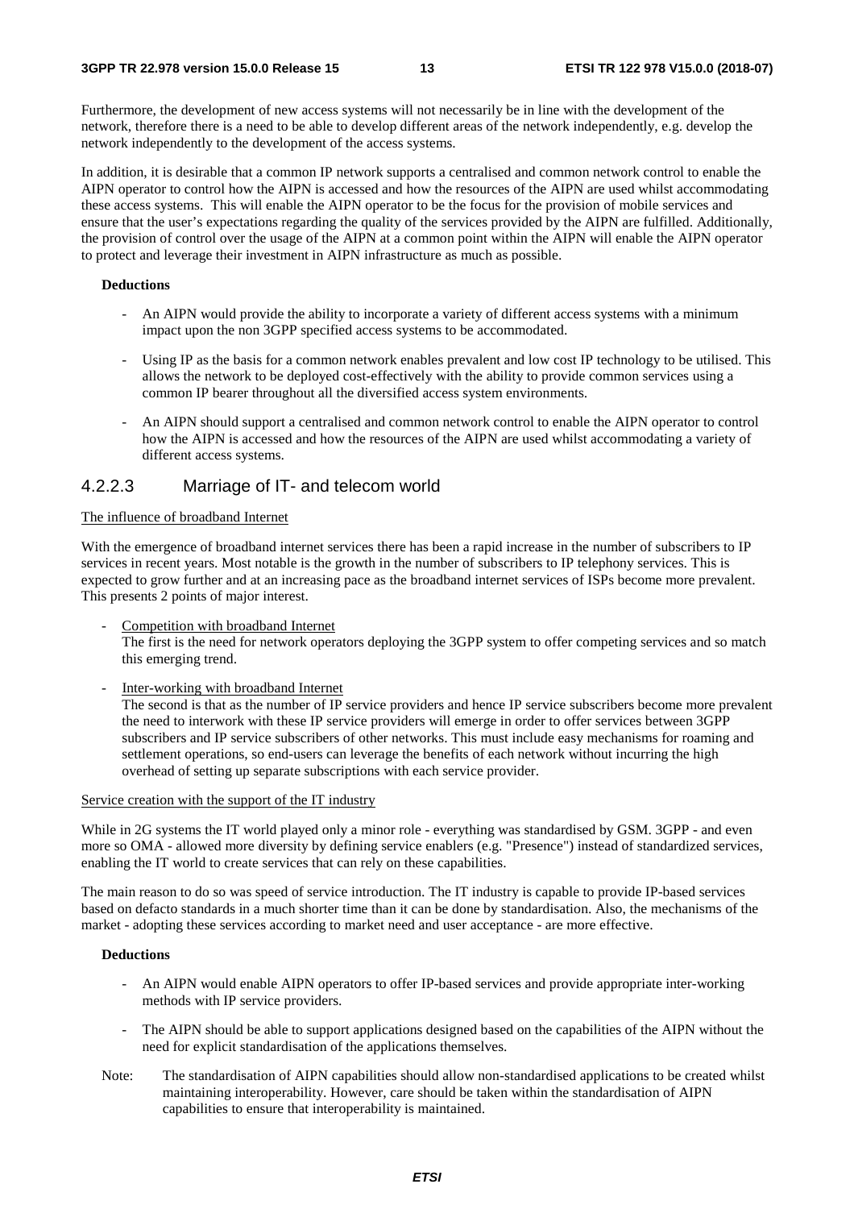Furthermore, the development of new access systems will not necessarily be in line with the development of the network, therefore there is a need to be able to develop different areas of the network independently, e.g. develop the network independently to the development of the access systems.

In addition, it is desirable that a common IP network supports a centralised and common network control to enable the AIPN operator to control how the AIPN is accessed and how the resources of the AIPN are used whilst accommodating these access systems. This will enable the AIPN operator to be the focus for the provision of mobile services and ensure that the user's expectations regarding the quality of the services provided by the AIPN are fulfilled. Additionally, the provision of control over the usage of the AIPN at a common point within the AIPN will enable the AIPN operator to protect and leverage their investment in AIPN infrastructure as much as possible.

**Deductions**

- An AIPN would provide the ability to incorporate a variety of different access systems with a minimum impact upon the non 3GPP specified access systems to be accommodated.
- Using IP as the basis for a common network enables prevalent and low cost IP technology to be utilised. This allows the network to be deployed cost-effectively with the ability to provide common services using a common IP bearer throughout all the diversified access system environments.
- An AIPN should support a centralised and common network control to enable the AIPN operator to control how the AIPN is accessed and how the resources of the AIPN are used whilst accommodating a variety of different access systems.

#### 4.2.2.3 Marriage of IT- and telecom world

The influence of broadband Internet

With the emergence of broadband internet services there has been a rapid increase in the number of subscribers to IP services in recent years. Most notable is the growth in the number of subscribers to IP telephony services. This is expected to grow further and at an increasing pace as the broadband internet services of ISPs become more prevalent. This presents 2 points of major interest.

- Competition with broadband Internet
  The first is the need for network operators deploying the 3GPP system to offer competing services and so match this emerging trend.
- Inter-working with broadband Internet
  The second is that as the number of IP service providers and hence IP service subscribers become more prevalent the need to interwork with these IP service providers will emerge in order to offer services between 3GPP subscribers and IP service subscribers of other networks. This must include easy mechanisms for roaming and settlement operations, so end-users can leverage the benefits of each network without incurring the high overhead of setting up separate subscriptions with each service provider.

Service creation with the support of the IT industry

While in 2G systems the IT world played only a minor role - everything was standardised by GSM. 3GPP - and even more so OMA - allowed more diversity by defining service enablers (e.g. "Presence") instead of standardized services, enabling the IT world to create services that can rely on these capabilities.

The main reason to do so was speed of service introduction. The IT industry is capable to provide IP-based services based on defacto standards in a much shorter time than it can be done by standardisation. Also, the mechanisms of the market - adopting these services according to market need and user acceptance - are more effective.

**Deductions**

- An AIPN would enable AIPN operators to offer IP-based services and provide appropriate inter-working methods with IP service providers.
- The AIPN should be able to support applications designed based on the capabilities of the AIPN without the need for explicit standardisation of the applications themselves.

Note: The standardisation of AIPN capabilities should allow non-standardised applications to be created whilst maintaining interoperability. However, care should be taken within the standardisation of AIPN capabilities to ensure that interoperability is maintained.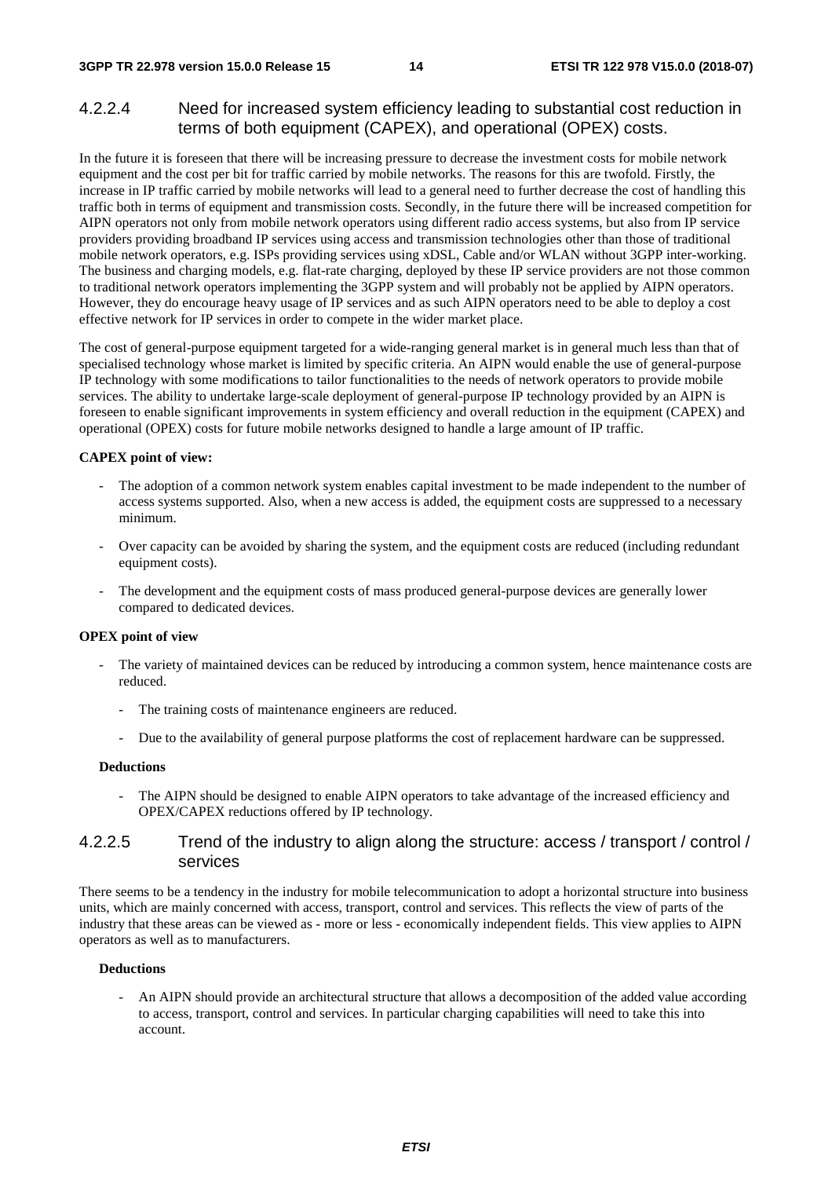#### 4.2.2.4 Need for increased system efficiency leading to substantial cost reduction in terms of both equipment (CAPEX), and operational (OPEX) costs.

In the future it is foreseen that there will be increasing pressure to decrease the investment costs for mobile network equipment and the cost per bit for traffic carried by mobile networks. The reasons for this are twofold. Firstly, the increase in IP traffic carried by mobile networks will lead to a general need to further decrease the cost of handling this traffic both in terms of equipment and transmission costs. Secondly, in the future there will be increased competition for AIPN operators not only from mobile network operators using different radio access systems, but also from IP service providers providing broadband IP services using access and transmission technologies other than those of traditional mobile network operators, e.g. ISPs providing services using xDSL, Cable and/or WLAN without 3GPP inter-working. The business and charging models, e.g. flat-rate charging, deployed by these IP service providers are not those common to traditional network operators implementing the 3GPP system and will probably not be applied by AIPN operators. However, they do encourage heavy usage of IP services and as such AIPN operators need to be able to deploy a cost effective network for IP services in order to compete in the wider market place.

The cost of general-purpose equipment targeted for a wide-ranging general market is in general much less than that of specialised technology whose market is limited by specific criteria. An AIPN would enable the use of general-purpose IP technology with some modifications to tailor functionalities to the needs of network operators to provide mobile services. The ability to undertake large-scale deployment of general-purpose IP technology provided by an AIPN is foreseen to enable significant improvements in system efficiency and overall reduction in the equipment (CAPEX) and operational (OPEX) costs for future mobile networks designed to handle a large amount of IP traffic.

**CAPEX point of view:**

- The adoption of a common network system enables capital investment to be made independent to the number of access systems supported. Also, when a new access is added, the equipment costs are suppressed to a necessary minimum.
- Over capacity can be avoided by sharing the system, and the equipment costs are reduced (including redundant equipment costs).
- The development and the equipment costs of mass produced general-purpose devices are generally lower compared to dedicated devices.

**OPEX point of view**

- The variety of maintained devices can be reduced by introducing a common system, hence maintenance costs are reduced.
    - The training costs of maintenance engineers are reduced.
    - Due to the availability of general purpose platforms the cost of replacement hardware can be suppressed.

**Deductions**

- The AIPN should be designed to enable AIPN operators to take advantage of the increased efficiency and OPEX/CAPEX reductions offered by IP technology.

#### 4.2.2.5 Trend of the industry to align along the structure: access / transport / control / services

There seems to be a tendency in the industry for mobile telecommunication to adopt a horizontal structure into business units, which are mainly concerned with access, transport, control and services. This reflects the view of parts of the industry that these areas can be viewed as - more or less - economically independent fields. This view applies to AIPN operators as well as to manufacturers.

**Deductions**

- An AIPN should provide an architectural structure that allows a decomposition of the added value according to access, transport, control and services. In particular charging capabilities will need to take this into account.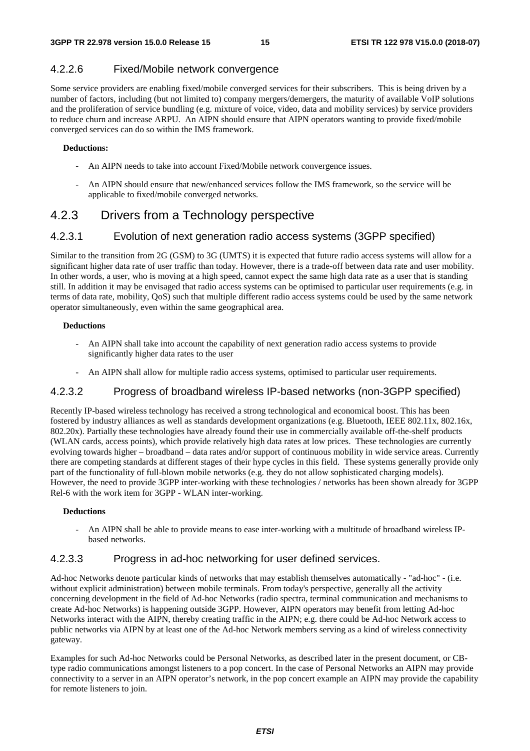#### 4.2.2.6 Fixed/Mobile network convergence

Some service providers are enabling fixed/mobile converged services for their subscribers. This is being driven by a number of factors, including (but not limited to) company mergers/demergers, the maturity of available VoIP solutions and the proliferation of service bundling (e.g. mixture of voice, video, data and mobility services) by service providers to reduce churn and increase ARPU. An AIPN should ensure that AIPN operators wanting to provide fixed/mobile converged services can do so within the IMS framework.

**Deductions:**

- An AIPN needs to take into account Fixed/Mobile network convergence issues.
- An AIPN should ensure that new/enhanced services follow the IMS framework, so the service will be applicable to fixed/mobile converged networks.

### 4.2.3 Drivers from a Technology perspective

#### 4.2.3.1 Evolution of next generation radio access systems (3GPP specified)

Similar to the transition from 2G (GSM) to 3G (UMTS) it is expected that future radio access systems will allow for a significant higher data rate of user traffic than today. However, there is a trade-off between data rate and user mobility. In other words, a user, who is moving at a high speed, cannot expect the same high data rate as a user that is standing still. In addition it may be envisaged that radio access systems can be optimised to particular user requirements (e.g. in terms of data rate, mobility, QoS) such that multiple different radio access systems could be used by the same network operator simultaneously, even within the same geographical area.

**Deductions**

- An AIPN shall take into account the capability of next generation radio access systems to provide significantly higher data rates to the user
- An AIPN shall allow for multiple radio access systems, optimised to particular user requirements.

#### 4.2.3.2 Progress of broadband wireless IP-based networks (non-3GPP specified)

Recently IP-based wireless technology has received a strong technological and economical boost. This has been fostered by industry alliances as well as standards development organizations (e.g. Bluetooth, IEEE 802.11x, 802.16x, 802.20x). Partially these technologies have already found their use in commercially available off-the-shelf products (WLAN cards, access points), which provide relatively high data rates at low prices. These technologies are currently evolving towards higher – broadband – data rates and/or support of continuous mobility in wide service areas. Currently there are competing standards at different stages of their hype cycles in this field. These systems generally provide only part of the functionality of full-blown mobile networks (e.g. they do not allow sophisticated charging models). However, the need to provide 3GPP inter-working with these technologies / networks has been shown already for 3GPP Rel-6 with the work item for 3GPP - WLAN inter-working.

**Deductions**

- An AIPN shall be able to provide means to ease inter-working with a multitude of broadband wireless IP-based networks.

#### 4.2.3.3 Progress in ad-hoc networking for user defined services.

Ad-hoc Networks denote particular kinds of networks that may establish themselves automatically - "ad-hoc" - (i.e. without explicit administration) between mobile terminals. From today's perspective, generally all the activity concerning development in the field of Ad-hoc Networks (radio spectra, terminal communication and mechanisms to create Ad-hoc Networks) is happening outside 3GPP. However, AIPN operators may benefit from letting Ad-hoc Networks interact with the AIPN, thereby creating traffic in the AIPN; e.g. there could be Ad-hoc Network access to public networks via AIPN by at least one of the Ad-hoc Network members serving as a kind of wireless connectivity gateway.

Examples for such Ad-hoc Networks could be Personal Networks, as described later in the present document, or CB-type radio communications amongst listeners to a pop concert. In the case of Personal Networks an AIPN may provide connectivity to a server in an AIPN operator's network, in the pop concert example an AIPN may provide the capability for remote listeners to join.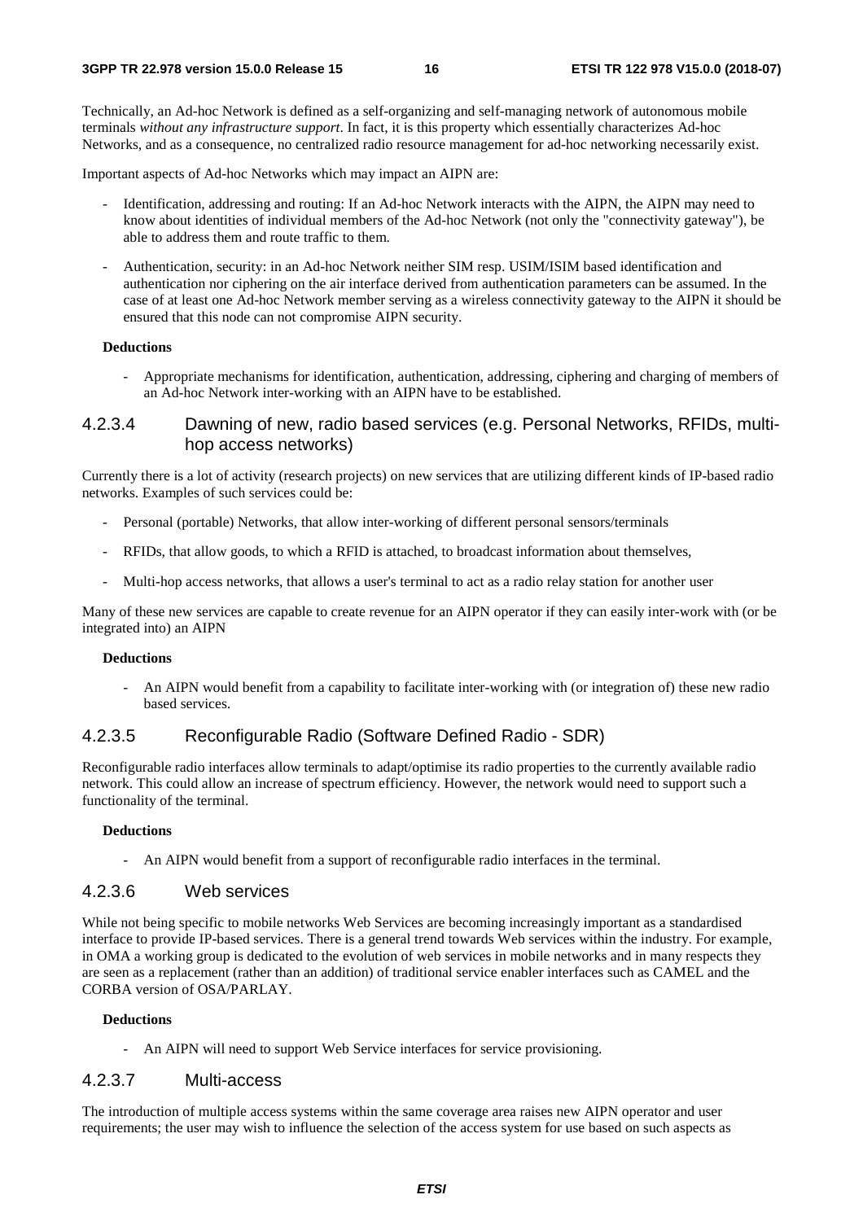Technically, an Ad-hoc Network is defined as a self-organizing and self-managing network of autonomous mobile terminals *without any infrastructure support*. In fact, it is this property which essentially characterizes Ad-hoc Networks, and as a consequence, no centralized radio resource management for ad-hoc networking necessarily exist.

Important aspects of Ad-hoc Networks which may impact an AIPN are:

- Identification, addressing and routing: If an Ad-hoc Network interacts with the AIPN, the AIPN may need to know about identities of individual members of the Ad-hoc Network (not only the "connectivity gateway"), be able to address them and route traffic to them.
- Authentication, security: in an Ad-hoc Network neither SIM resp. USIM/ISIM based identification and authentication nor ciphering on the air interface derived from authentication parameters can be assumed. In the case of at least one Ad-hoc Network member serving as a wireless connectivity gateway to the AIPN it should be ensured that this node can not compromise AIPN security.

**Deductions**

- Appropriate mechanisms for identification, authentication, addressing, ciphering and charging of members of an Ad-hoc Network inter-working with an AIPN have to be established.

#### 4.2.3.4 Dawning of new, radio based services (e.g. Personal Networks, RFIDs, multi-hop access networks)

Currently there is a lot of activity (research projects) on new services that are utilizing different kinds of IP-based radio networks. Examples of such services could be:

- Personal (portable) Networks, that allow inter-working of different personal sensors/terminals
- RFIDs, that allow goods, to which a RFID is attached, to broadcast information about themselves,
- Multi-hop access networks, that allows a user's terminal to act as a radio relay station for another user

Many of these new services are capable to create revenue for an AIPN operator if they can easily inter-work with (or be integrated into) an AIPN

**Deductions**

- An AIPN would benefit from a capability to facilitate inter-working with (or integration of) these new radio based services.

#### 4.2.3.5 Reconfigurable Radio (Software Defined Radio - SDR)

Reconfigurable radio interfaces allow terminals to adapt/optimise its radio properties to the currently available radio network. This could allow an increase of spectrum efficiency. However, the network would need to support such a functionality of the terminal.

**Deductions**

- An AIPN would benefit from a support of reconfigurable radio interfaces in the terminal.

#### 4.2.3.6 Web services

While not being specific to mobile networks Web Services are becoming increasingly important as a standardised interface to provide IP-based services. There is a general trend towards Web services within the industry. For example, in OMA a working group is dedicated to the evolution of web services in mobile networks and in many respects they are seen as a replacement (rather than an addition) of traditional service enabler interfaces such as CAMEL and the CORBA version of OSA/PARLAY.

**Deductions**

- An AIPN will need to support Web Service interfaces for service provisioning.

#### 4.2.3.7 Multi-access

The introduction of multiple access systems within the same coverage area raises new AIPN operator and user requirements; the user may wish to influence the selection of the access system for use based on such aspects as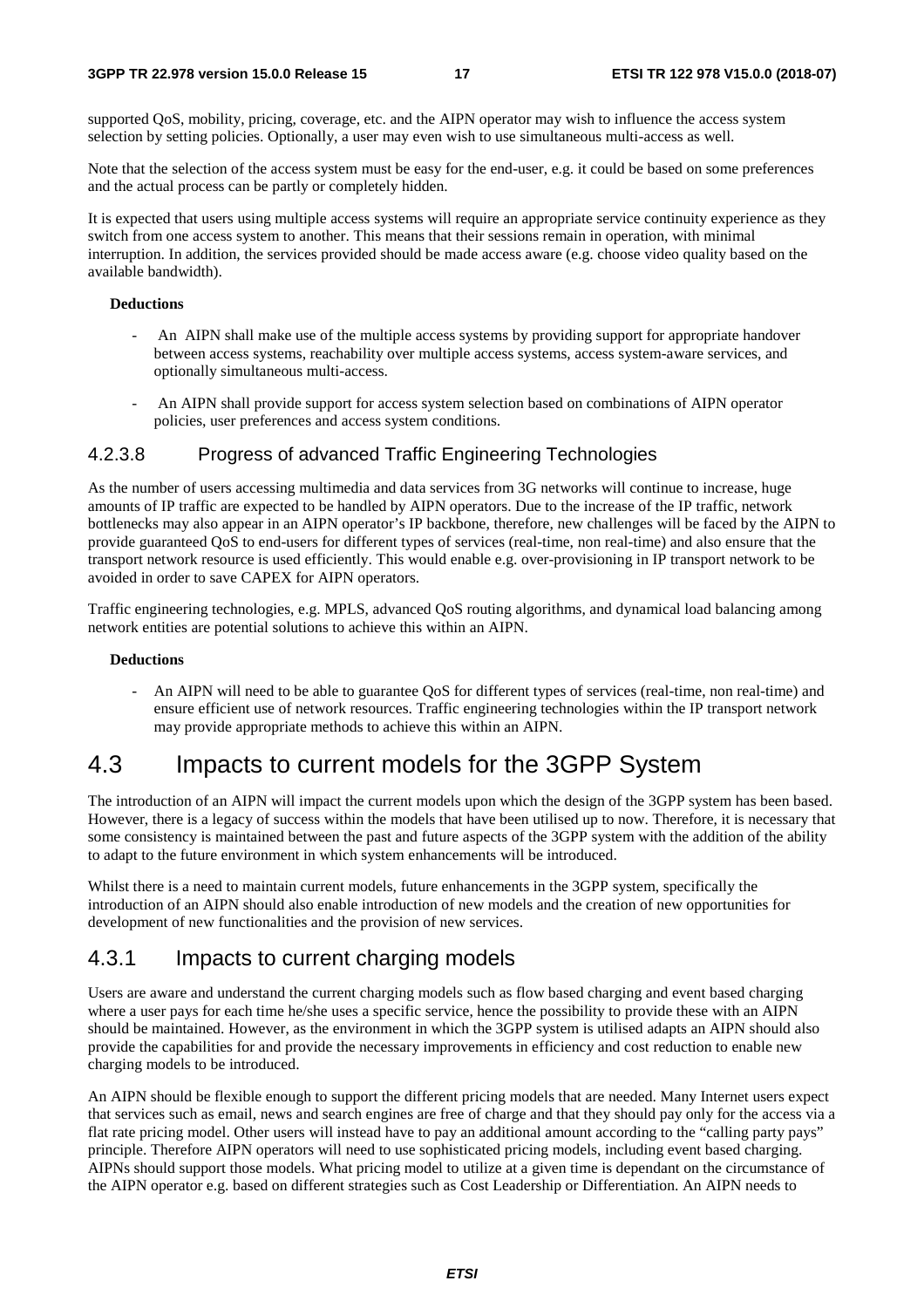supported QoS, mobility, pricing, coverage, etc. and the AIPN operator may wish to influence the access system selection by setting policies. Optionally, a user may even wish to use simultaneous multi-access as well.

Note that the selection of the access system must be easy for the end-user, e.g. it could be based on some preferences and the actual process can be partly or completely hidden.

It is expected that users using multiple access systems will require an appropriate service continuity experience as they switch from one access system to another. This means that their sessions remain in operation, with minimal interruption. In addition, the services provided should be made access aware (e.g. choose video quality based on the available bandwidth).

**Deductions**

- An AIPN shall make use of the multiple access systems by providing support for appropriate handover between access systems, reachability over multiple access systems, access system-aware services, and optionally simultaneous multi-access.
- An AIPN shall provide support for access system selection based on combinations of AIPN operator policies, user preferences and access system conditions.

#### 4.2.3.8 Progress of advanced Traffic Engineering Technologies

As the number of users accessing multimedia and data services from 3G networks will continue to increase, huge amounts of IP traffic are expected to be handled by AIPN operators. Due to the increase of the IP traffic, network bottlenecks may also appear in an AIPN operator's IP backbone, therefore, new challenges will be faced by the AIPN to provide guaranteed QoS to end-users for different types of services (real-time, non real-time) and also ensure that the transport network resource is used efficiently. This would enable e.g. over-provisioning in IP transport network to be avoided in order to save CAPEX for AIPN operators.

Traffic engineering technologies, e.g. MPLS, advanced QoS routing algorithms, and dynamical load balancing among network entities are potential solutions to achieve this within an AIPN.

**Deductions**

- An AIPN will need to be able to guarantee QoS for different types of services (real-time, non real-time) and ensure efficient use of network resources. Traffic engineering technologies within the IP transport network may provide appropriate methods to achieve this within an AIPN.

## 4.3 Impacts to current models for the 3GPP System

The introduction of an AIPN will impact the current models upon which the design of the 3GPP system has been based. However, there is a legacy of success within the models that have been utilised up to now. Therefore, it is necessary that some consistency is maintained between the past and future aspects of the 3GPP system with the addition of the ability to adapt to the future environment in which system enhancements will be introduced.

Whilst there is a need to maintain current models, future enhancements in the 3GPP system, specifically the introduction of an AIPN should also enable introduction of new models and the creation of new opportunities for development of new functionalities and the provision of new services.

### 4.3.1 Impacts to current charging models

Users are aware and understand the current charging models such as flow based charging and event based charging where a user pays for each time he/she uses a specific service, hence the possibility to provide these with an AIPN should be maintained. However, as the environment in which the 3GPP system is utilised adapts an AIPN should also provide the capabilities for and provide the necessary improvements in efficiency and cost reduction to enable new charging models to be introduced.

An AIPN should be flexible enough to support the different pricing models that are needed. Many Internet users expect that services such as email, news and search engines are free of charge and that they should pay only for the access via a flat rate pricing model. Other users will instead have to pay an additional amount according to the "calling party pays" principle. Therefore AIPN operators will need to use sophisticated pricing models, including event based charging. AIPNs should support those models. What pricing model to utilize at a given time is dependant on the circumstance of the AIPN operator e.g. based on different strategies such as Cost Leadership or Differentiation. An AIPN needs to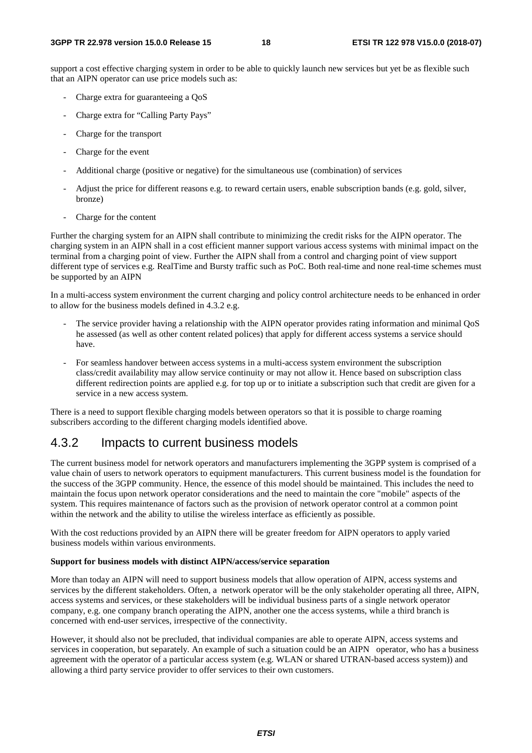support a cost effective charging system in order to be able to quickly launch new services but yet be as flexible such that an AIPN operator can use price models such as:

- Charge extra for guaranteeing a QoS
- Charge extra for "Calling Party Pays"
- Charge for the transport
- Charge for the event
- Additional charge (positive or negative) for the simultaneous use (combination) of services
- Adjust the price for different reasons e.g. to reward certain users, enable subscription bands (e.g. gold, silver, bronze)
- Charge for the content

Further the charging system for an AIPN shall contribute to minimizing the credit risks for the AIPN operator. The charging system in an AIPN shall in a cost efficient manner support various access systems with minimal impact on the terminal from a charging point of view. Further the AIPN shall from a control and charging point of view support different type of services e.g. RealTime and Bursty traffic such as PoC. Both real-time and none real-time schemes must be supported by an AIPN

In a multi-access system environment the current charging and policy control architecture needs to be enhanced in order to allow for the business models defined in 4.3.2 e.g.

- The service provider having a relationship with the AIPN operator provides rating information and minimal QoS he assessed (as well as other content related polices) that apply for different access systems a service should have.
- For seamless handover between access systems in a multi-access system environment the subscription class/credit availability may allow service continuity or may not allow it. Hence based on subscription class different redirection points are applied e.g. for top up or to initiate a subscription such that credit are given for a service in a new access system.

There is a need to support flexible charging models between operators so that it is possible to charge roaming subscribers according to the different charging models identified above.

## 4.3.2 Impacts to current business models

The current business model for network operators and manufacturers implementing the 3GPP system is comprised of a value chain of users to network operators to equipment manufacturers. This current business model is the foundation for the success of the 3GPP community. Hence, the essence of this model should be maintained. This includes the need to maintain the focus upon network operator considerations and the need to maintain the core "mobile" aspects of the system. This requires maintenance of factors such as the provision of network operator control at a common point within the network and the ability to utilise the wireless interface as efficiently as possible.

With the cost reductions provided by an AIPN there will be greater freedom for AIPN operators to apply varied business models within various environments.

**Support for business models with distinct AIPN/access/service separation**

More than today an AIPN will need to support business models that allow operation of AIPN, access systems and services by the different stakeholders. Often, a network operator will be the only stakeholder operating all three, AIPN, access systems and services, or these stakeholders will be individual business parts of a single network operator company, e.g. one company branch operating the AIPN, another one the access systems, while a third branch is concerned with end-user services, irrespective of the connectivity.

However, it should also not be precluded, that individual companies are able to operate AIPN, access systems and services in cooperation, but separately. An example of such a situation could be an AIPN operator, who has a business agreement with the operator of a particular access system (e.g. WLAN or shared UTRAN-based access system)) and allowing a third party service provider to offer services to their own customers.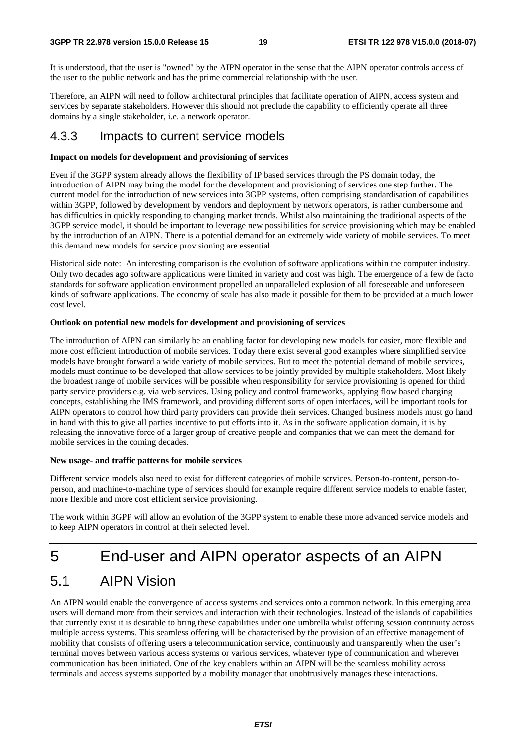It is understood, that the user is "owned" by the AIPN operator in the sense that the AIPN operator controls access of the user to the public network and has the prime commercial relationship with the user.

Therefore, an AIPN will need to follow architectural principles that facilitate operation of AIPN, access system and services by separate stakeholders. However this should not preclude the capability to efficiently operate all three domains by a single stakeholder, i.e. a network operator.

### 4.3.3 Impacts to current service models

**Impact on models for development and provisioning of services**

Even if the 3GPP system already allows the flexibility of IP based services through the PS domain today, the introduction of AIPN may bring the model for the development and provisioning of services one step further. The current model for the introduction of new services into 3GPP systems, often comprising standardisation of capabilities within 3GPP, followed by development by vendors and deployment by network operators, is rather cumbersome and has difficulties in quickly responding to changing market trends. Whilst also maintaining the traditional aspects of the 3GPP service model, it should be important to leverage new possibilities for service provisioning which may be enabled by the introduction of an AIPN. There is a potential demand for an extremely wide variety of mobile services. To meet this demand new models for service provisioning are essential.

Historical side note: An interesting comparison is the evolution of software applications within the computer industry. Only two decades ago software applications were limited in variety and cost was high. The emergence of a few de facto standards for software application environment propelled an unparalleled explosion of all foreseeable and unforeseen kinds of software applications. The economy of scale has also made it possible for them to be provided at a much lower cost level.

**Outlook on potential new models for development and provisioning of services**

The introduction of AIPN can similarly be an enabling factor for developing new models for easier, more flexible and more cost efficient introduction of mobile services. Today there exist several good examples where simplified service models have brought forward a wide variety of mobile services. But to meet the potential demand of mobile services, models must continue to be developed that allow services to be jointly provided by multiple stakeholders. Most likely the broadest range of mobile services will be possible when responsibility for service provisioning is opened for third party service providers e.g. via web services. Using policy and control frameworks, applying flow based charging concepts, establishing the IMS framework, and providing different sorts of open interfaces, will be important tools for AIPN operators to control how third party providers can provide their services. Changed business models must go hand in hand with this to give all parties incentive to put efforts into it. As in the software application domain, it is by releasing the innovative force of a larger group of creative people and companies that we can meet the demand for mobile services in the coming decades.

**New usage- and traffic patterns for mobile services**

Different service models also need to exist for different categories of mobile services. Person-to-content, person-to-person, and machine-to-machine type of services should for example require different service models to enable faster, more flexible and more cost efficient service provisioning.

The work within 3GPP will allow an evolution of the 3GPP system to enable these more advanced service models and to keep AIPN operators in control at their selected level.

# 5 End-user and AIPN operator aspects of an AIPN

## 5.1 AIPN Vision

An AIPN would enable the convergence of access systems and services onto a common network. In this emerging area users will demand more from their services and interaction with their technologies. Instead of the islands of capabilities that currently exist it is desirable to bring these capabilities under one umbrella whilst offering session continuity across multiple access systems. This seamless offering will be characterised by the provision of an effective management of mobility that consists of offering users a telecommunication service, continuously and transparently when the user's terminal moves between various access systems or various services, whatever type of communication and wherever communication has been initiated. One of the key enablers within an AIPN will be the seamless mobility across terminals and access systems supported by a mobility manager that unobtrusively manages these interactions.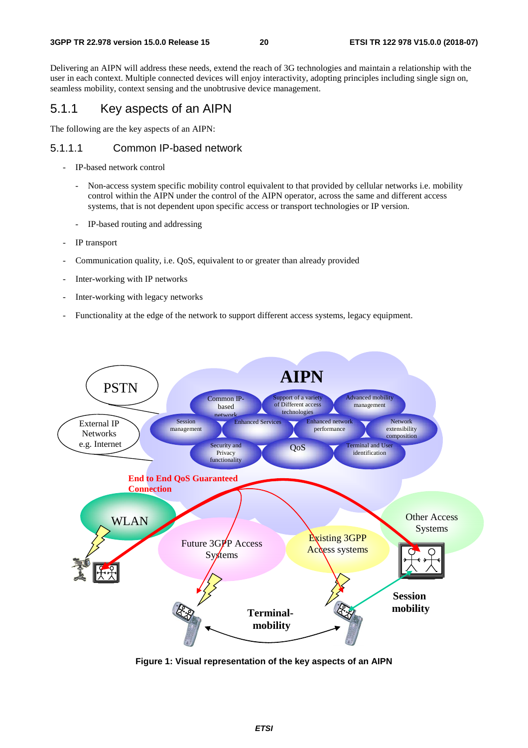Delivering an AIPN will address these needs, extend the reach of 3G technologies and maintain a relationship with the user in each context. Multiple connected devices will enjoy interactivity, adopting principles including single sign on, seamless mobility, context sensing and the unobtrusive device management.

### 5.1.1 Key aspects of an AIPN

The following are the key aspects of an AIPN:

#### 5.1.1.1 Common IP-based network

- IP-based network control
    - Non-access system specific mobility control equivalent to that provided by cellular networks i.e. mobility control within the AIPN under the control of the AIPN operator, across the same and different access systems, that is not dependent upon specific access or transport technologies or IP version.
    - IP-based routing and addressing
- IP transport
- Communication quality, i.e. QoS, equivalent to or greater than already provided
- Inter-working with IP networks
- Inter-working with legacy networks
- Functionality at the edge of the network to support different access systems, legacy equipment.

**Figure 1: Visual representation of the key aspects of an AIPN**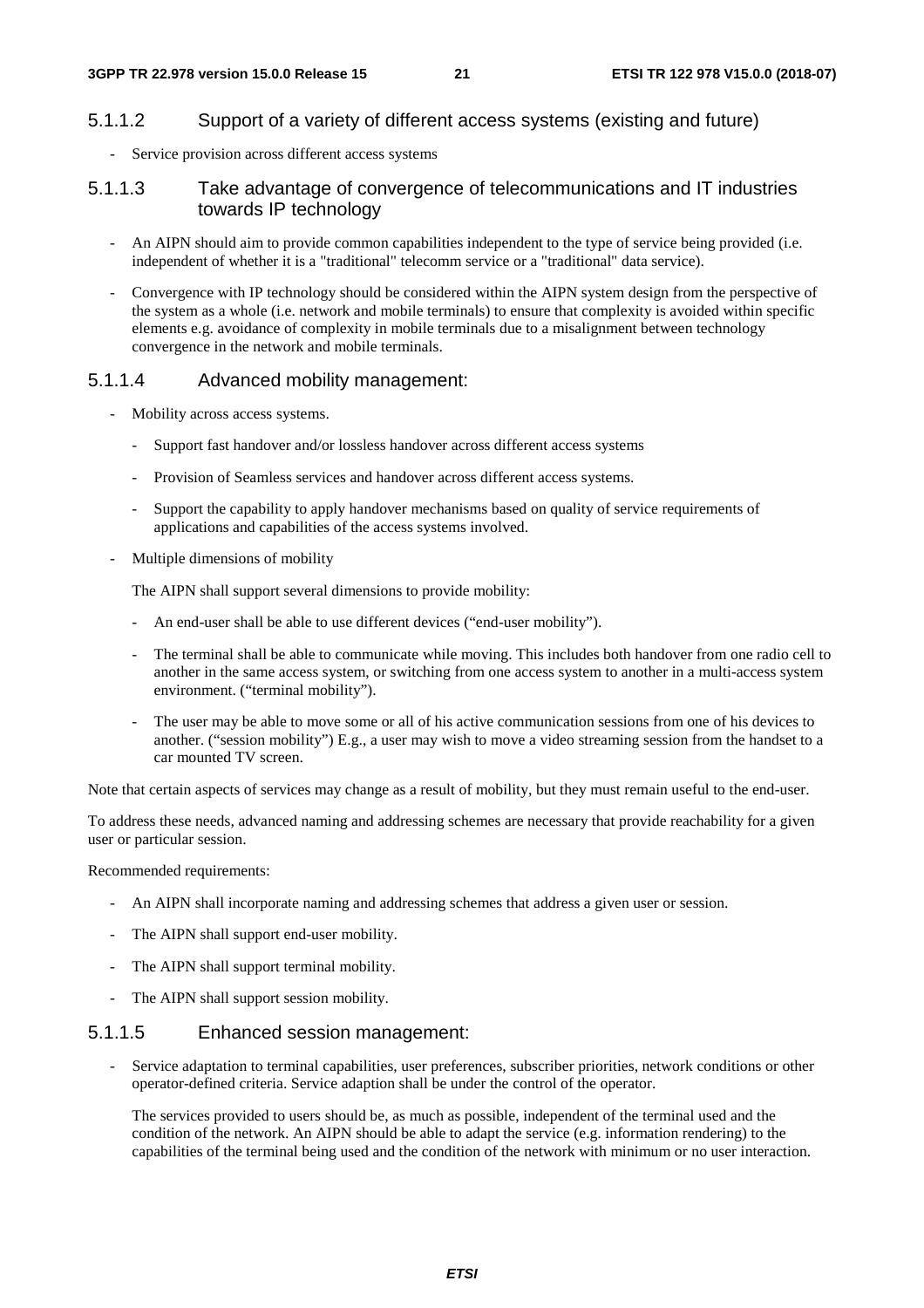#### 5.1.1.2 Support of a variety of different access systems (existing and future)

- Service provision across different access systems

#### 5.1.1.3 Take advantage of convergence of telecommunications and IT industries towards IP technology

- An AIPN should aim to provide common capabilities independent to the type of service being provided (i.e. independent of whether it is a "traditional" telecomm service or a "traditional" data service).
- Convergence with IP technology should be considered within the AIPN system design from the perspective of the system as a whole (i.e. network and mobile terminals) to ensure that complexity is avoided within specific elements e.g. avoidance of complexity in mobile terminals due to a misalignment between technology convergence in the network and mobile terminals.

#### 5.1.1.4 Advanced mobility management:

- Mobility across access systems.
  - Support fast handover and/or lossless handover across different access systems
  - Provision of Seamless services and handover across different access systems.
  - Support the capability to apply handover mechanisms based on quality of service requirements of applications and capabilities of the access systems involved.
- Multiple dimensions of mobility

  The AIPN shall support several dimensions to provide mobility:

  - An end-user shall be able to use different devices ("end-user mobility").
  - The terminal shall be able to communicate while moving. This includes both handover from one radio cell to another in the same access system, or switching from one access system to another in a multi-access system environment. ("terminal mobility").
  - The user may be able to move some or all of his active communication sessions from one of his devices to another. ("session mobility") E.g., a user may wish to move a video streaming session from the handset to a car mounted TV screen.

Note that certain aspects of services may change as a result of mobility, but they must remain useful to the end-user.

To address these needs, advanced naming and addressing schemes are necessary that provide reachability for a given user or particular session.

Recommended requirements:

- An AIPN shall incorporate naming and addressing schemes that address a given user or session.
- The AIPN shall support end-user mobility.
- The AIPN shall support terminal mobility.
- The AIPN shall support session mobility.

#### 5.1.1.5 Enhanced session management:

- Service adaptation to terminal capabilities, user preferences, subscriber priorities, network conditions or other operator-defined criteria. Service adaption shall be under the control of the operator.

  The services provided to users should be, as much as possible, independent of the terminal used and the condition of the network. An AIPN should be able to adapt the service (e.g. information rendering) to the capabilities of the terminal being used and the condition of the network with minimum or no user interaction.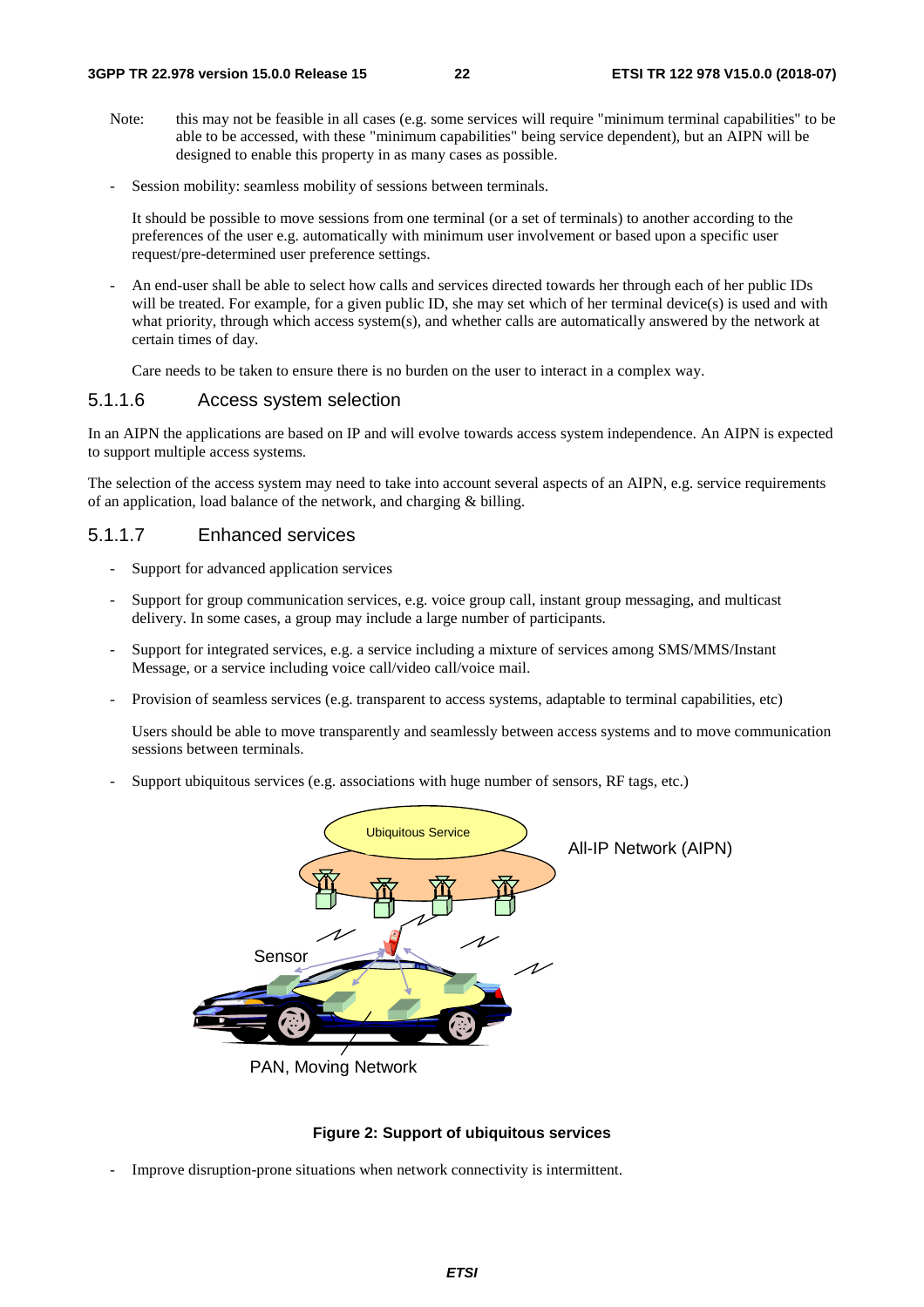Note: this may not be feasible in all cases (e.g. some services will require "minimum terminal capabilities" to be able to be accessed, with these "minimum capabilities" being service dependent), but an AIPN will be designed to enable this property in as many cases as possible.

- Session mobility: seamless mobility of sessions between terminals.

  It should be possible to move sessions from one terminal (or a set of terminals) to another according to the preferences of the user e.g. automatically with minimum user involvement or based upon a specific user request/pre-determined user preference settings.

- An end-user shall be able to select how calls and services directed towards her through each of her public IDs will be treated. For example, for a given public ID, she may set which of her terminal device(s) is used and with what priority, through which access system(s), and whether calls are automatically answered by the network at certain times of day.

  Care needs to be taken to ensure there is no burden on the user to interact in a complex way.

#### 5.1.1.6 Access system selection

In an AIPN the applications are based on IP and will evolve towards access system independence. An AIPN is expected to support multiple access systems.

The selection of the access system may need to take into account several aspects of an AIPN, e.g. service requirements of an application, load balance of the network, and charging & billing.

#### 5.1.1.7 Enhanced services

- Support for advanced application services
- Support for group communication services, e.g. voice group call, instant group messaging, and multicast delivery. In some cases, a group may include a large number of participants.
- Support for integrated services, e.g. a service including a mixture of services among SMS/MMS/Instant Message, or a service including voice call/video call/voice mail.
- Provision of seamless services (e.g. transparent to access systems, adaptable to terminal capabilities, etc)

  Users should be able to move transparently and seamlessly between access systems and to move communication sessions between terminals.

- Support ubiquitous services (e.g. associations with huge number of sensors, RF tags, etc.)

**Figure 2: Support of ubiquitous services**

- Improve disruption-prone situations when network connectivity is intermittent.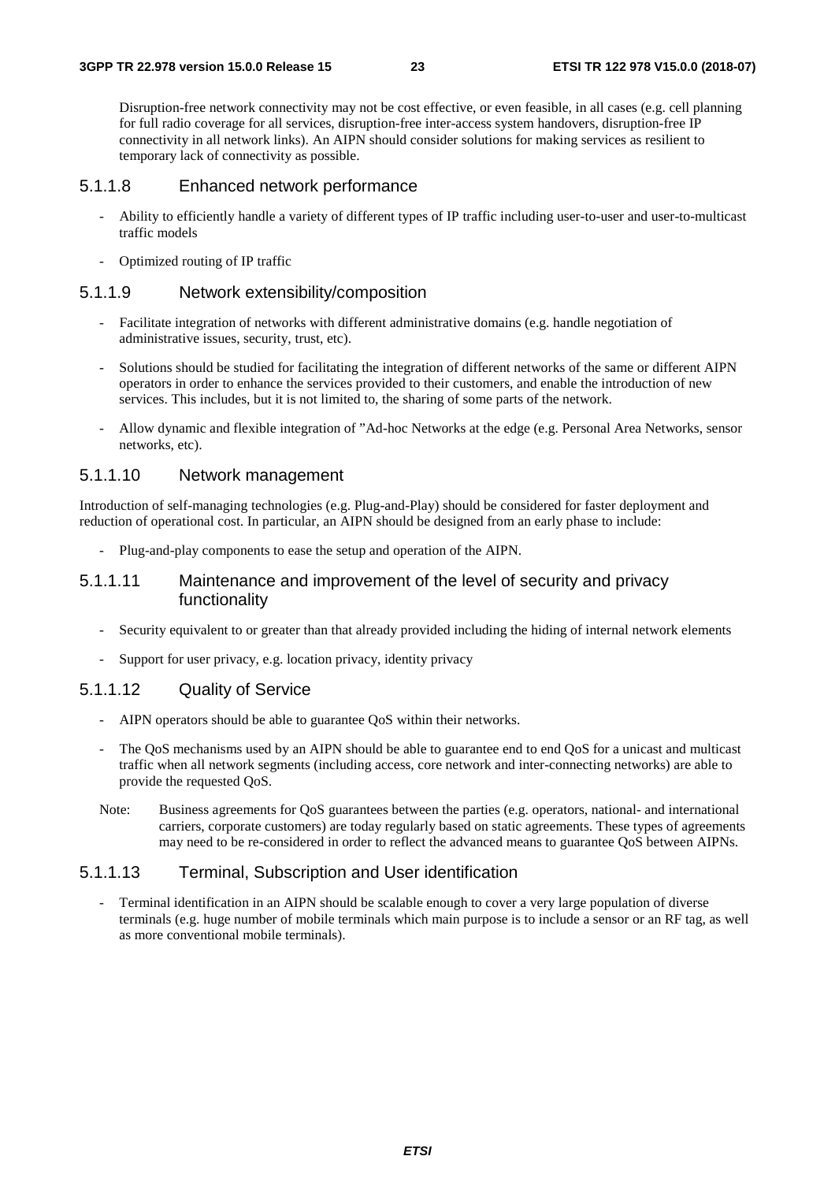Disruption-free network connectivity may not be cost effective, or even feasible, in all cases (e.g. cell planning for full radio coverage for all services, disruption-free inter-access system handovers, disruption-free IP connectivity in all network links). An AIPN should consider solutions for making services as resilient to temporary lack of connectivity as possible.

#### 5.1.1.8 Enhanced network performance

- Ability to efficiently handle a variety of different types of IP traffic including user-to-user and user-to-multicast traffic models
- Optimized routing of IP traffic

#### 5.1.1.9 Network extensibility/composition

- Facilitate integration of networks with different administrative domains (e.g. handle negotiation of administrative issues, security, trust, etc).
- Solutions should be studied for facilitating the integration of different networks of the same or different AIPN operators in order to enhance the services provided to their customers, and enable the introduction of new services. This includes, but it is not limited to, the sharing of some parts of the network.
- Allow dynamic and flexible integration of "Ad-hoc Networks at the edge (e.g. Personal Area Networks, sensor networks, etc).

#### 5.1.1.10 Network management

Introduction of self-managing technologies (e.g. Plug-and-Play) should be considered for faster deployment and reduction of operational cost. In particular, an AIPN should be designed from an early phase to include:

- Plug-and-play components to ease the setup and operation of the AIPN.

#### 5.1.1.11 Maintenance and improvement of the level of security and privacy functionality

- Security equivalent to or greater than that already provided including the hiding of internal network elements
- Support for user privacy, e.g. location privacy, identity privacy

#### 5.1.1.12 Quality of Service

- AIPN operators should be able to guarantee QoS within their networks.
- The QoS mechanisms used by an AIPN should be able to guarantee end to end QoS for a unicast and multicast traffic when all network segments (including access, core network and inter-connecting networks) are able to provide the requested QoS.

Note: Business agreements for QoS guarantees between the parties (e.g. operators, national- and international carriers, corporate customers) are today regularly based on static agreements. These types of agreements may need to be re-considered in order to reflect the advanced means to guarantee QoS between AIPNs.

#### 5.1.1.13 Terminal, Subscription and User identification

- Terminal identification in an AIPN should be scalable enough to cover a very large population of diverse terminals (e.g. huge number of mobile terminals which main purpose is to include a sensor or an RF tag, as well as more conventional mobile terminals).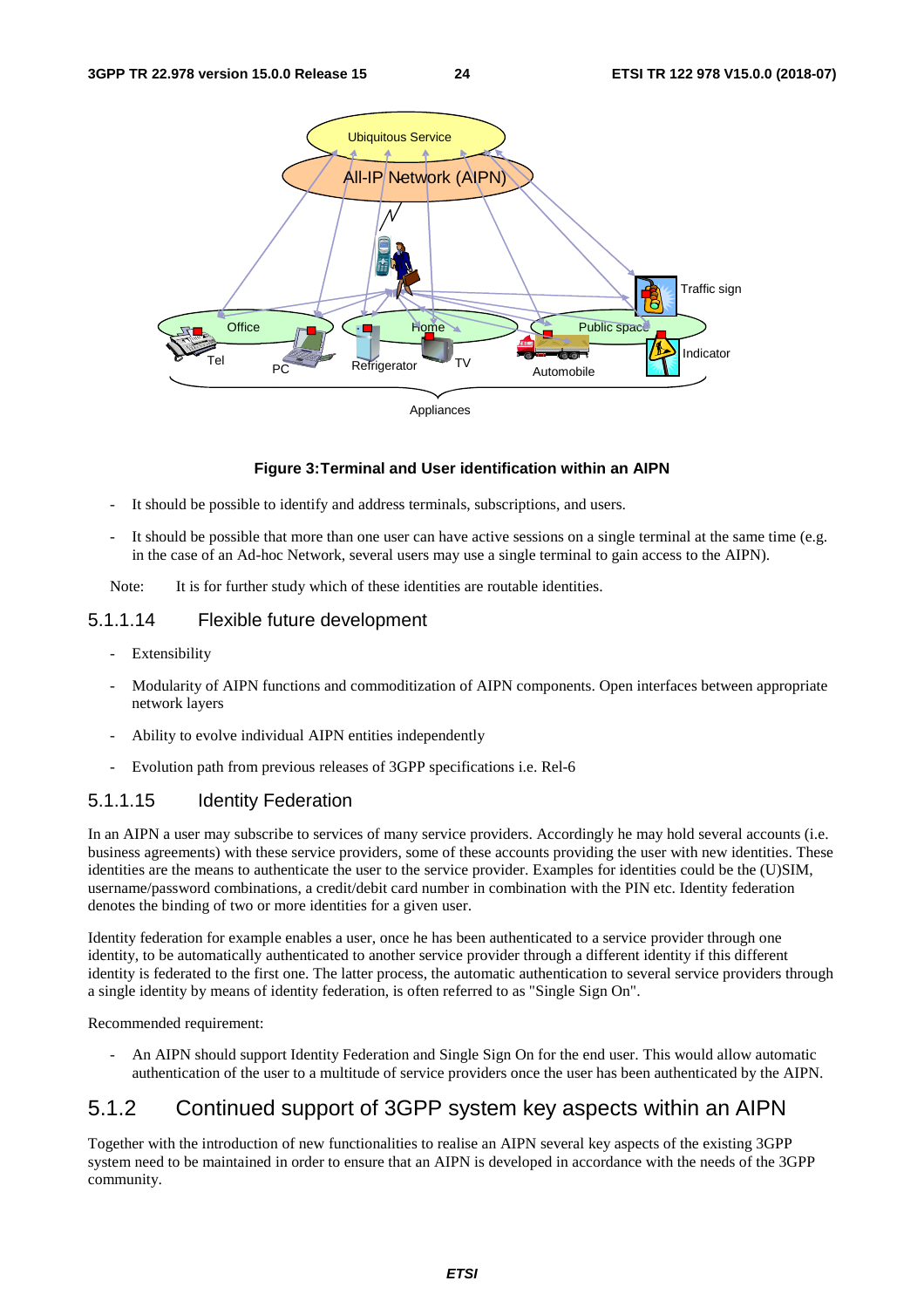**Figure 3:Terminal and User identification within an AIPN**

- It should be possible to identify and address terminals, subscriptions, and users.
- It should be possible that more than one user can have active sessions on a single terminal at the same time (e.g. in the case of an Ad-hoc Network, several users may use a single terminal to gain access to the AIPN).

Note: It is for further study which of these identities are routable identities.

#### 5.1.1.14 Flexible future development

- Extensibility
- Modularity of AIPN functions and commoditization of AIPN components. Open interfaces between appropriate network layers
- Ability to evolve individual AIPN entities independently
- Evolution path from previous releases of 3GPP specifications i.e. Rel-6

#### 5.1.1.15 Identity Federation

In an AIPN a user may subscribe to services of many service providers. Accordingly he may hold several accounts (i.e. business agreements) with these service providers, some of these accounts providing the user with new identities. These identities are the means to authenticate the user to the service provider. Examples for identities could be the (U)SIM, username/password combinations, a credit/debit card number in combination with the PIN etc. Identity federation denotes the binding of two or more identities for a given user.

Identity federation for example enables a user, once he has been authenticated to a service provider through one identity, to be automatically authenticated to another service provider through a different identity if this different identity is federated to the first one. The latter process, the automatic authentication to several service providers through a single identity by means of identity federation, is often referred to as "Single Sign On".

Recommended requirement:

- An AIPN should support Identity Federation and Single Sign On for the end user. This would allow automatic authentication of the user to a multitude of service providers once the user has been authenticated by the AIPN.

### 5.1.2 Continued support of 3GPP system key aspects within an AIPN

Together with the introduction of new functionalities to realise an AIPN several key aspects of the existing 3GPP system need to be maintained in order to ensure that an AIPN is developed in accordance with the needs of the 3GPP community.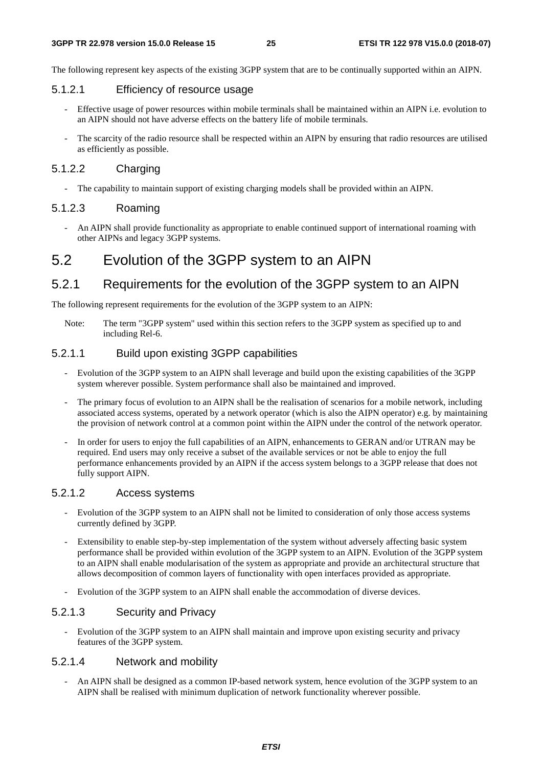The following represent key aspects of the existing 3GPP system that are to be continually supported within an AIPN.

#### 5.1.2.1 Efficiency of resource usage

- Effective usage of power resources within mobile terminals shall be maintained within an AIPN i.e. evolution to an AIPN should not have adverse effects on the battery life of mobile terminals.
- The scarcity of the radio resource shall be respected within an AIPN by ensuring that radio resources are utilised as efficiently as possible.

#### 5.1.2.2 Charging

- The capability to maintain support of existing charging models shall be provided within an AIPN.

#### 5.1.2.3 Roaming

- An AIPN shall provide functionality as appropriate to enable continued support of international roaming with other AIPNs and legacy 3GPP systems.

## 5.2 Evolution of the 3GPP system to an AIPN

### 5.2.1 Requirements for the evolution of the 3GPP system to an AIPN

The following represent requirements for the evolution of the 3GPP system to an AIPN:

Note: The term "3GPP system" used within this section refers to the 3GPP system as specified up to and including Rel-6.

#### 5.2.1.1 Build upon existing 3GPP capabilities

- Evolution of the 3GPP system to an AIPN shall leverage and build upon the existing capabilities of the 3GPP system wherever possible. System performance shall also be maintained and improved.
- The primary focus of evolution to an AIPN shall be the realisation of scenarios for a mobile network, including associated access systems, operated by a network operator (which is also the AIPN operator) e.g. by maintaining the provision of network control at a common point within the AIPN under the control of the network operator.
- In order for users to enjoy the full capabilities of an AIPN, enhancements to GERAN and/or UTRAN may be required. End users may only receive a subset of the available services or not be able to enjoy the full performance enhancements provided by an AIPN if the access system belongs to a 3GPP release that does not fully support AIPN.

#### 5.2.1.2 Access systems

- Evolution of the 3GPP system to an AIPN shall not be limited to consideration of only those access systems currently defined by 3GPP.
- Extensibility to enable step-by-step implementation of the system without adversely affecting basic system performance shall be provided within evolution of the 3GPP system to an AIPN. Evolution of the 3GPP system to an AIPN shall enable modularisation of the system as appropriate and provide an architectural structure that allows decomposition of common layers of functionality with open interfaces provided as appropriate.
- Evolution of the 3GPP system to an AIPN shall enable the accommodation of diverse devices.

#### 5.2.1.3 Security and Privacy

- Evolution of the 3GPP system to an AIPN shall maintain and improve upon existing security and privacy features of the 3GPP system.

#### 5.2.1.4 Network and mobility

- An AIPN shall be designed as a common IP-based network system, hence evolution of the 3GPP system to an AIPN shall be realised with minimum duplication of network functionality wherever possible.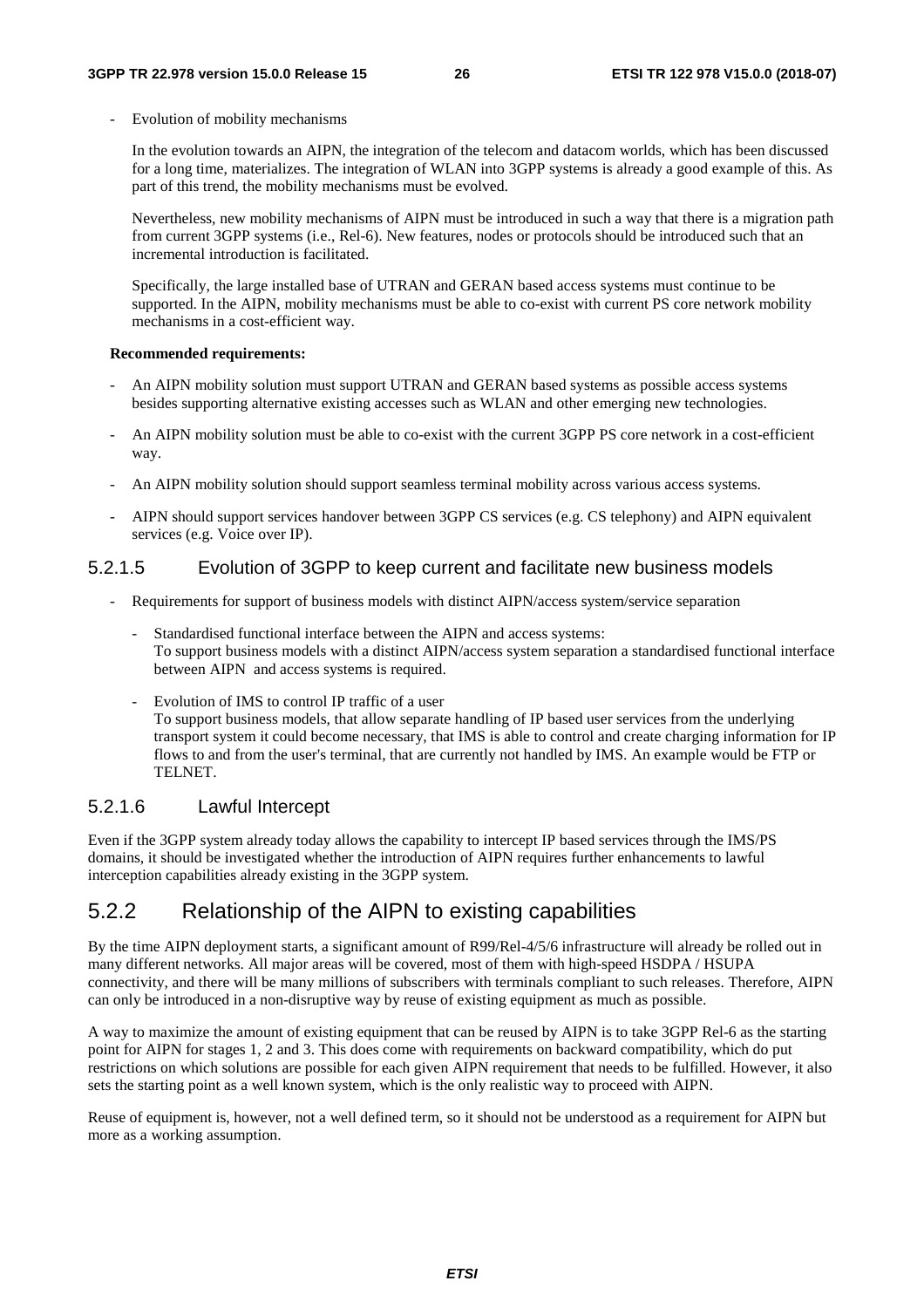- Evolution of mobility mechanisms

  In the evolution towards an AIPN, the integration of the telecom and datacom worlds, which has been discussed for a long time, materializes. The integration of WLAN into 3GPP systems is already a good example of this. As part of this trend, the mobility mechanisms must be evolved.

  Nevertheless, new mobility mechanisms of AIPN must be introduced in such a way that there is a migration path from current 3GPP systems (i.e., Rel-6). New features, nodes or protocols should be introduced such that an incremental introduction is facilitated.

  Specifically, the large installed base of UTRAN and GERAN based access systems must continue to be supported. In the AIPN, mobility mechanisms must be able to co-exist with current PS core network mobility mechanisms in a cost-efficient way.

**Recommended requirements:**

- An AIPN mobility solution must support UTRAN and GERAN based systems as possible access systems besides supporting alternative existing accesses such as WLAN and other emerging new technologies.
- An AIPN mobility solution must be able to co-exist with the current 3GPP PS core network in a cost-efficient way.
- An AIPN mobility solution should support seamless terminal mobility across various access systems.
- AIPN should support services handover between 3GPP CS services (e.g. CS telephony) and AIPN equivalent services (e.g. Voice over IP).

#### 5.2.1.5 Evolution of 3GPP to keep current and facilitate new business models

- Requirements for support of business models with distinct AIPN/access system/service separation
  - Standardised functional interface between the AIPN and access systems:
    To support business models with a distinct AIPN/access system separation a standardised functional interface between AIPN and access systems is required.
  - Evolution of IMS to control IP traffic of a user
    To support business models, that allow separate handling of IP based user services from the underlying transport system it could become necessary, that IMS is able to control and create charging information for IP flows to and from the user's terminal, that are currently not handled by IMS. An example would be FTP or TELNET.

#### 5.2.1.6 Lawful Intercept

Even if the 3GPP system already today allows the capability to intercept IP based services through the IMS/PS domains, it should be investigated whether the introduction of AIPN requires further enhancements to lawful interception capabilities already existing in the 3GPP system.

### 5.2.2 Relationship of the AIPN to existing capabilities

By the time AIPN deployment starts, a significant amount of R99/Rel-4/5/6 infrastructure will already be rolled out in many different networks. All major areas will be covered, most of them with high-speed HSDPA / HSUPA connectivity, and there will be many millions of subscribers with terminals compliant to such releases. Therefore, AIPN can only be introduced in a non-disruptive way by reuse of existing equipment as much as possible.

A way to maximize the amount of existing equipment that can be reused by AIPN is to take 3GPP Rel-6 as the starting point for AIPN for stages 1, 2 and 3. This does come with requirements on backward compatibility, which do put restrictions on which solutions are possible for each given AIPN requirement that needs to be fulfilled. However, it also sets the starting point as a well known system, which is the only realistic way to proceed with AIPN.

Reuse of equipment is, however, not a well defined term, so it should not be understood as a requirement for AIPN but more as a working assumption.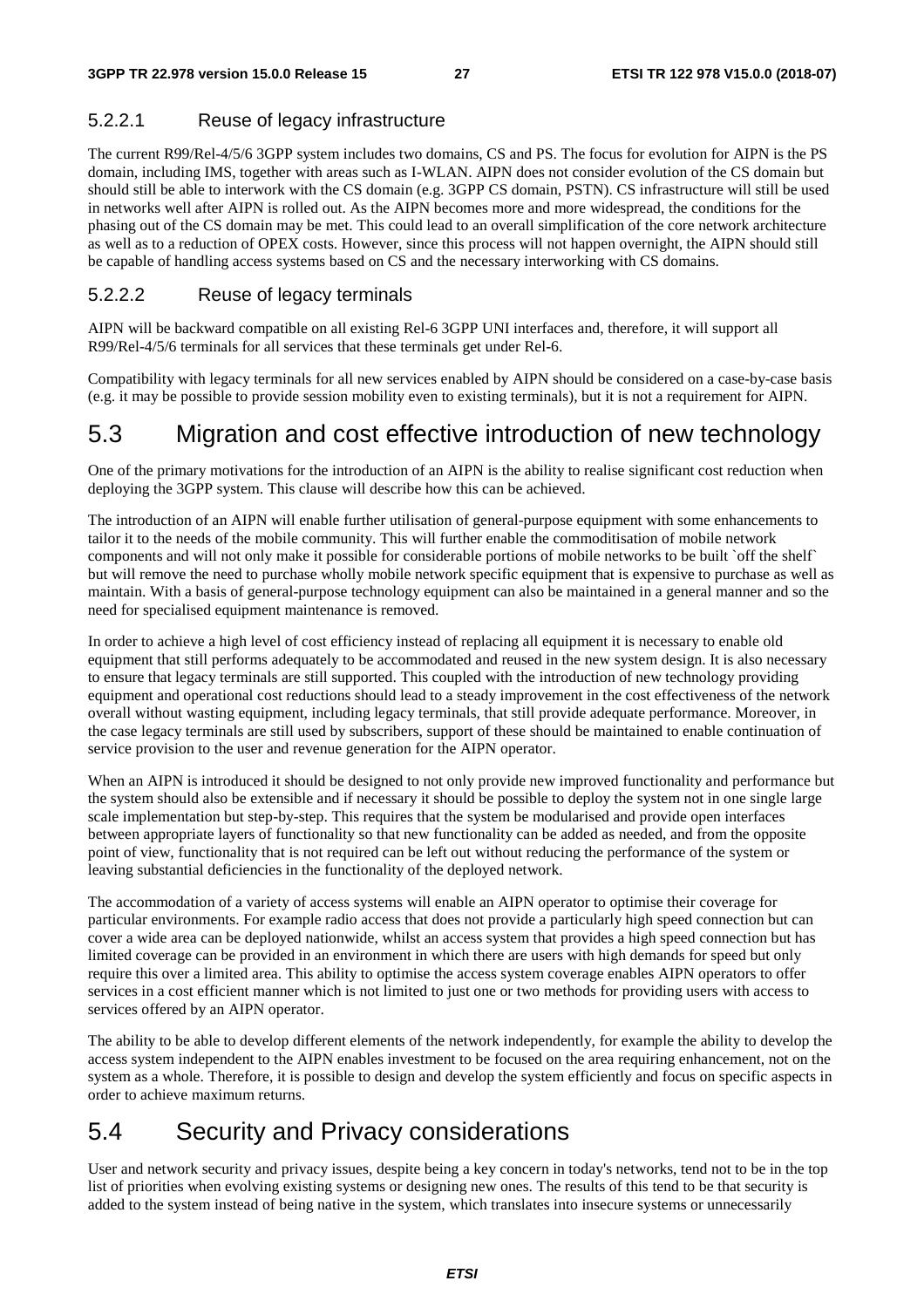#### 5.2.2.1 Reuse of legacy infrastructure

The current R99/Rel-4/5/6 3GPP system includes two domains, CS and PS. The focus for evolution for AIPN is the PS domain, including IMS, together with areas such as I-WLAN. AIPN does not consider evolution of the CS domain but should still be able to interwork with the CS domain (e.g. 3GPP CS domain, PSTN). CS infrastructure will still be used in networks well after AIPN is rolled out. As the AIPN becomes more and more widespread, the conditions for the phasing out of the CS domain may be met. This could lead to an overall simplification of the core network architecture as well as to a reduction of OPEX costs. However, since this process will not happen overnight, the AIPN should still be capable of handling access systems based on CS and the necessary interworking with CS domains.

#### 5.2.2.2 Reuse of legacy terminals

AIPN will be backward compatible on all existing Rel-6 3GPP UNI interfaces and, therefore, it will support all R99/Rel-4/5/6 terminals for all services that these terminals get under Rel-6.

Compatibility with legacy terminals for all new services enabled by AIPN should be considered on a case-by-case basis (e.g. it may be possible to provide session mobility even to existing terminals), but it is not a requirement for AIPN.

## 5.3 Migration and cost effective introduction of new technology

One of the primary motivations for the introduction of an AIPN is the ability to realise significant cost reduction when deploying the 3GPP system. This clause will describe how this can be achieved.

The introduction of an AIPN will enable further utilisation of general-purpose equipment with some enhancements to tailor it to the needs of the mobile community. This will further enable the commoditisation of mobile network components and will not only make it possible for considerable portions of mobile networks to be built `off the shelf` but will remove the need to purchase wholly mobile network specific equipment that is expensive to purchase as well as maintain. With a basis of general-purpose technology equipment can also be maintained in a general manner and so the need for specialised equipment maintenance is removed.

In order to achieve a high level of cost efficiency instead of replacing all equipment it is necessary to enable old equipment that still performs adequately to be accommodated and reused in the new system design. It is also necessary to ensure that legacy terminals are still supported. This coupled with the introduction of new technology providing equipment and operational cost reductions should lead to a steady improvement in the cost effectiveness of the network overall without wasting equipment, including legacy terminals, that still provide adequate performance. Moreover, in the case legacy terminals are still used by subscribers, support of these should be maintained to enable continuation of service provision to the user and revenue generation for the AIPN operator.

When an AIPN is introduced it should be designed to not only provide new improved functionality and performance but the system should also be extensible and if necessary it should be possible to deploy the system not in one single large scale implementation but step-by-step. This requires that the system be modularised and provide open interfaces between appropriate layers of functionality so that new functionality can be added as needed, and from the opposite point of view, functionality that is not required can be left out without reducing the performance of the system or leaving substantial deficiencies in the functionality of the deployed network.

The accommodation of a variety of access systems will enable an AIPN operator to optimise their coverage for particular environments. For example radio access that does not provide a particularly high speed connection but can cover a wide area can be deployed nationwide, whilst an access system that provides a high speed connection but has limited coverage can be provided in an environment in which there are users with high demands for speed but only require this over a limited area. This ability to optimise the access system coverage enables AIPN operators to offer services in a cost efficient manner which is not limited to just one or two methods for providing users with access to services offered by an AIPN operator.

The ability to be able to develop different elements of the network independently, for example the ability to develop the access system independent to the AIPN enables investment to be focused on the area requiring enhancement, not on the system as a whole. Therefore, it is possible to design and develop the system efficiently and focus on specific aspects in order to achieve maximum returns.

## 5.4 Security and Privacy considerations

User and network security and privacy issues, despite being a key concern in today's networks, tend not to be in the top list of priorities when evolving existing systems or designing new ones. The results of this tend to be that security is added to the system instead of being native in the system, which translates into insecure systems or unnecessarily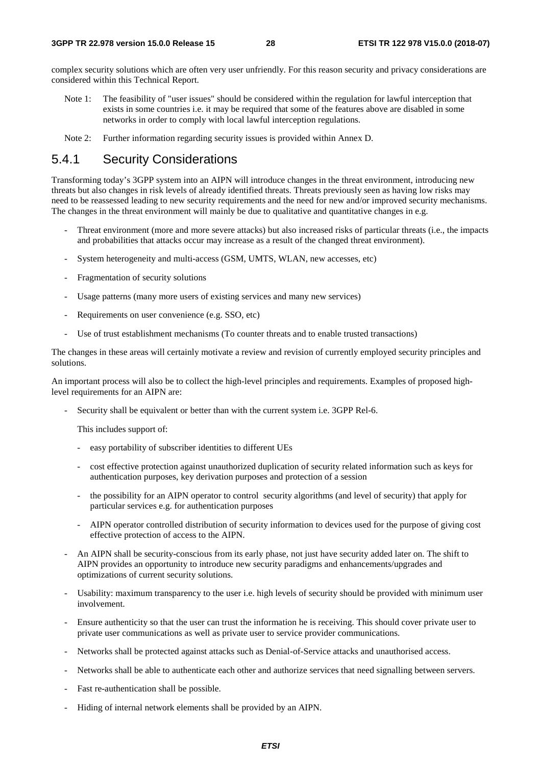complex security solutions which are often very user unfriendly. For this reason security and privacy considerations are considered within this Technical Report.

Note 1: The feasibility of "user issues" should be considered within the regulation for lawful interception that exists in some countries i.e. it may be required that some of the features above are disabled in some networks in order to comply with local lawful interception regulations.

Note 2: Further information regarding security issues is provided within Annex D.

### 5.4.1 Security Considerations

Transforming today's 3GPP system into an AIPN will introduce changes in the threat environment, introducing new threats but also changes in risk levels of already identified threats. Threats previously seen as having low risks may need to be reassessed leading to new security requirements and the need for new and/or improved security mechanisms. The changes in the threat environment will mainly be due to qualitative and quantitative changes in e.g.

- Threat environment (more and more severe attacks) but also increased risks of particular threats (i.e., the impacts and probabilities that attacks occur may increase as a result of the changed threat environment).
- System heterogeneity and multi-access (GSM, UMTS, WLAN, new accesses, etc)
- Fragmentation of security solutions
- Usage patterns (many more users of existing services and many new services)
- Requirements on user convenience (e.g. SSO, etc)
- Use of trust establishment mechanisms (To counter threats and to enable trusted transactions)

The changes in these areas will certainly motivate a review and revision of currently employed security principles and solutions.

An important process will also be to collect the high-level principles and requirements. Examples of proposed high-level requirements for an AIPN are:

- Security shall be equivalent or better than with the current system i.e. 3GPP Rel-6.

  This includes support of:

  - easy portability of subscriber identities to different UEs
  - cost effective protection against unauthorized duplication of security related information such as keys for authentication purposes, key derivation purposes and protection of a session
  - the possibility for an AIPN operator to control security algorithms (and level of security) that apply for particular services e.g. for authentication purposes
  - AIPN operator controlled distribution of security information to devices used for the purpose of giving cost effective protection of access to the AIPN.
- An AIPN shall be security-conscious from its early phase, not just have security added later on. The shift to AIPN provides an opportunity to introduce new security paradigms and enhancements/upgrades and optimizations of current security solutions.
- Usability: maximum transparency to the user i.e. high levels of security should be provided with minimum user involvement.
- Ensure authenticity so that the user can trust the information he is receiving. This should cover private user to private user communications as well as private user to service provider communications.
- Networks shall be protected against attacks such as Denial-of-Service attacks and unauthorised access.
- Networks shall be able to authenticate each other and authorize services that need signalling between servers.
- Fast re-authentication shall be possible.
- Hiding of internal network elements shall be provided by an AIPN.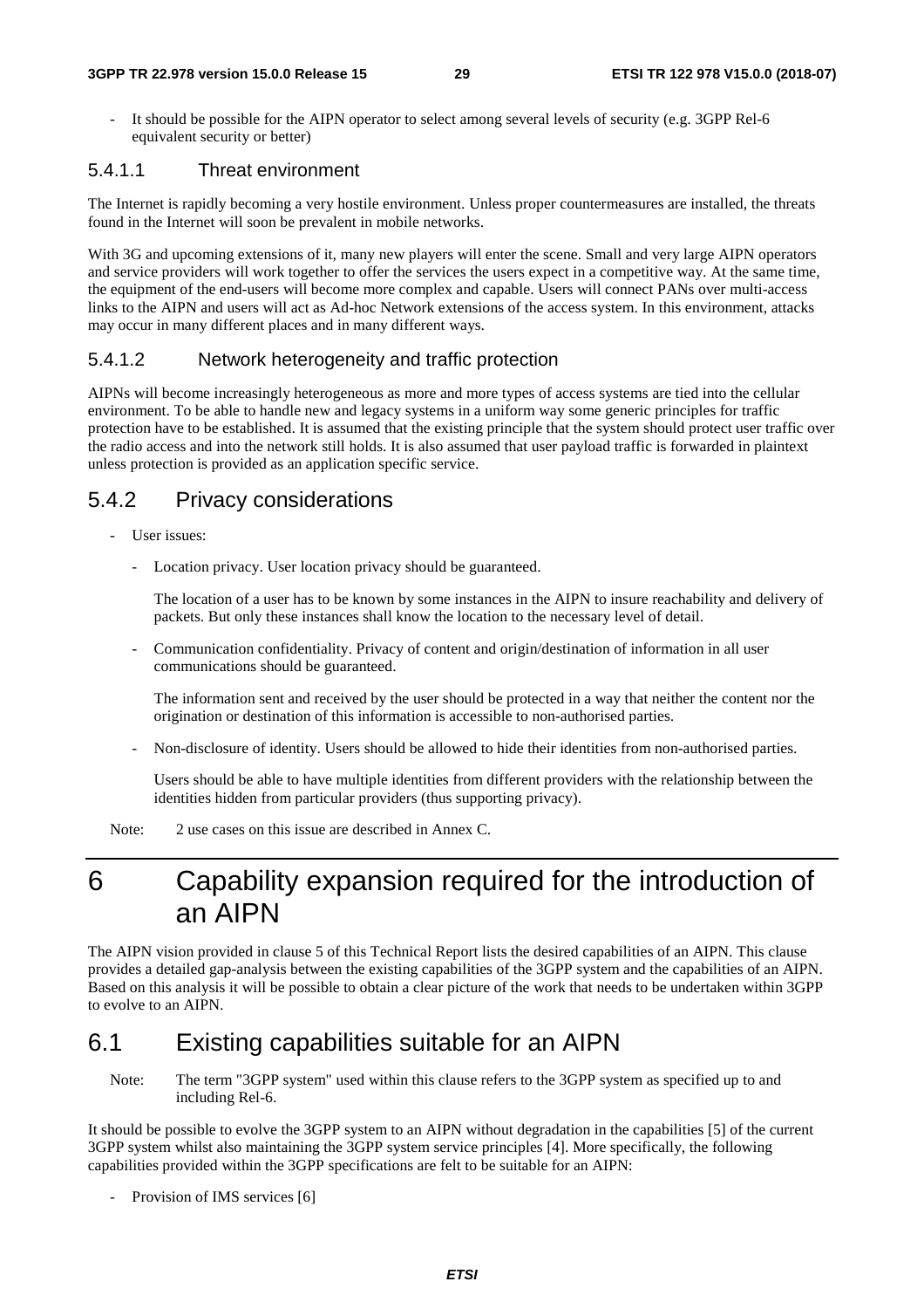- It should be possible for the AIPN operator to select among several levels of security (e.g. 3GPP Rel-6 equivalent security or better)

#### 5.4.1.1 Threat environment

The Internet is rapidly becoming a very hostile environment. Unless proper countermeasures are installed, the threats found in the Internet will soon be prevalent in mobile networks.

With 3G and upcoming extensions of it, many new players will enter the scene. Small and very large AIPN operators and service providers will work together to offer the services the users expect in a competitive way. At the same time, the equipment of the end-users will become more complex and capable. Users will connect PANs over multi-access links to the AIPN and users will act as Ad-hoc Network extensions of the access system. In this environment, attacks may occur in many different places and in many different ways.

#### 5.4.1.2 Network heterogeneity and traffic protection

AIPNs will become increasingly heterogeneous as more and more types of access systems are tied into the cellular environment. To be able to handle new and legacy systems in a uniform way some generic principles for traffic protection have to be established. It is assumed that the existing principle that the system should protect user traffic over the radio access and into the network still holds. It is also assumed that user payload traffic is forwarded in plaintext unless protection is provided as an application specific service.

### 5.4.2 Privacy considerations

- User issues:
  - Location privacy. User location privacy should be guaranteed.

    The location of a user has to be known by some instances in the AIPN to insure reachability and delivery of packets. But only these instances shall know the location to the necessary level of detail.

  - Communication confidentiality. Privacy of content and origin/destination of information in all user communications should be guaranteed.

    The information sent and received by the user should be protected in a way that neither the content nor the origination or destination of this information is accessible to non-authorised parties.

  - Non-disclosure of identity. Users should be allowed to hide their identities from non-authorised parties.

    Users should be able to have multiple identities from different providers with the relationship between the identities hidden from particular providers (thus supporting privacy).

Note: 2 use cases on this issue are described in Annex C.

# 6 Capability expansion required for the introduction of an AIPN

The AIPN vision provided in clause 5 of this Technical Report lists the desired capabilities of an AIPN. This clause provides a detailed gap-analysis between the existing capabilities of the 3GPP system and the capabilities of an AIPN. Based on this analysis it will be possible to obtain a clear picture of the work that needs to be undertaken within 3GPP to evolve to an AIPN.

## 6.1 Existing capabilities suitable for an AIPN

Note: The term "3GPP system" used within this clause refers to the 3GPP system as specified up to and including Rel-6.

It should be possible to evolve the 3GPP system to an AIPN without degradation in the capabilities [5] of the current 3GPP system whilst also maintaining the 3GPP system service principles [4]. More specifically, the following capabilities provided within the 3GPP specifications are felt to be suitable for an AIPN:

- Provision of IMS services [6]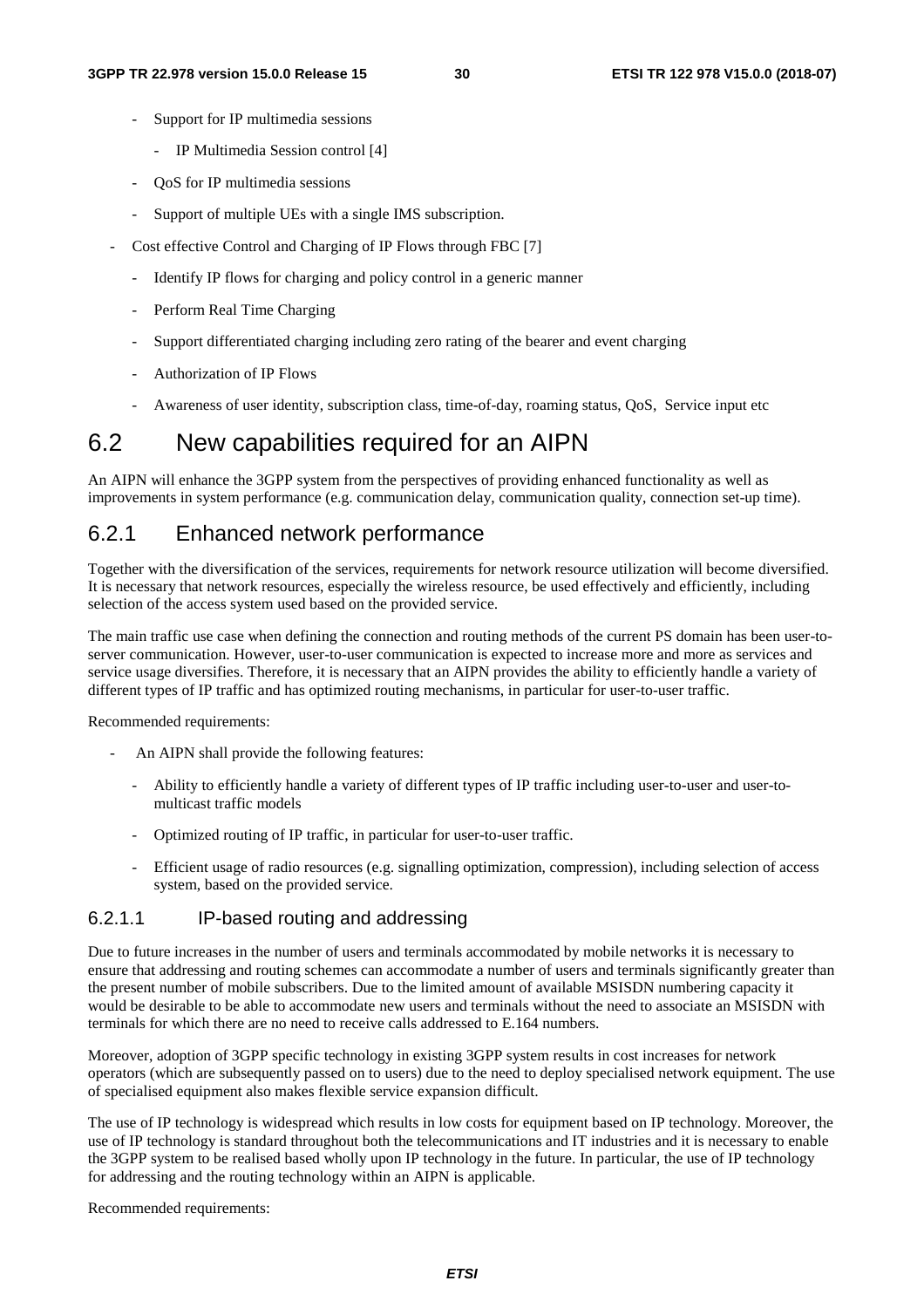- Support for IP multimedia sessions
    - IP Multimedia Session control [4]
- QoS for IP multimedia sessions
- Support of multiple UEs with a single IMS subscription.

- Cost effective Control and Charging of IP Flows through FBC [7]
    - Identify IP flows for charging and policy control in a generic manner
    - Perform Real Time Charging
    - Support differentiated charging including zero rating of the bearer and event charging
    - Authorization of IP Flows
    - Awareness of user identity, subscription class, time-of-day, roaming status, QoS, Service input etc

# 6.2 New capabilities required for an AIPN

An AIPN will enhance the 3GPP system from the perspectives of providing enhanced functionality as well as improvements in system performance (e.g. communication delay, communication quality, connection set-up time).

## 6.2.1 Enhanced network performance

Together with the diversification of the services, requirements for network resource utilization will become diversified. It is necessary that network resources, especially the wireless resource, be used effectively and efficiently, including selection of the access system used based on the provided service.

The main traffic use case when defining the connection and routing methods of the current PS domain has been user-to-server communication. However, user-to-user communication is expected to increase more and more as services and service usage diversifies. Therefore, it is necessary that an AIPN provides the ability to efficiently handle a variety of different types of IP traffic and has optimized routing mechanisms, in particular for user-to-user traffic.

Recommended requirements:

- An AIPN shall provide the following features:
    - Ability to efficiently handle a variety of different types of IP traffic including user-to-user and user-to-multicast traffic models
    - Optimized routing of IP traffic, in particular for user-to-user traffic.
    - Efficient usage of radio resources (e.g. signalling optimization, compression), including selection of access system, based on the provided service.

### 6.2.1.1 IP-based routing and addressing

Due to future increases in the number of users and terminals accommodated by mobile networks it is necessary to ensure that addressing and routing schemes can accommodate a number of users and terminals significantly greater than the present number of mobile subscribers. Due to the limited amount of available MSISDN numbering capacity it would be desirable to be able to accommodate new users and terminals without the need to associate an MSISDN with terminals for which there are no need to receive calls addressed to E.164 numbers.

Moreover, adoption of 3GPP specific technology in existing 3GPP system results in cost increases for network operators (which are subsequently passed on to users) due to the need to deploy specialised network equipment. The use of specialised equipment also makes flexible service expansion difficult.

The use of IP technology is widespread which results in low costs for equipment based on IP technology. Moreover, the use of IP technology is standard throughout both the telecommunications and IT industries and it is necessary to enable the 3GPP system to be realised based wholly upon IP technology in the future. In particular, the use of IP technology for addressing and the routing technology within an AIPN is applicable.

Recommended requirements: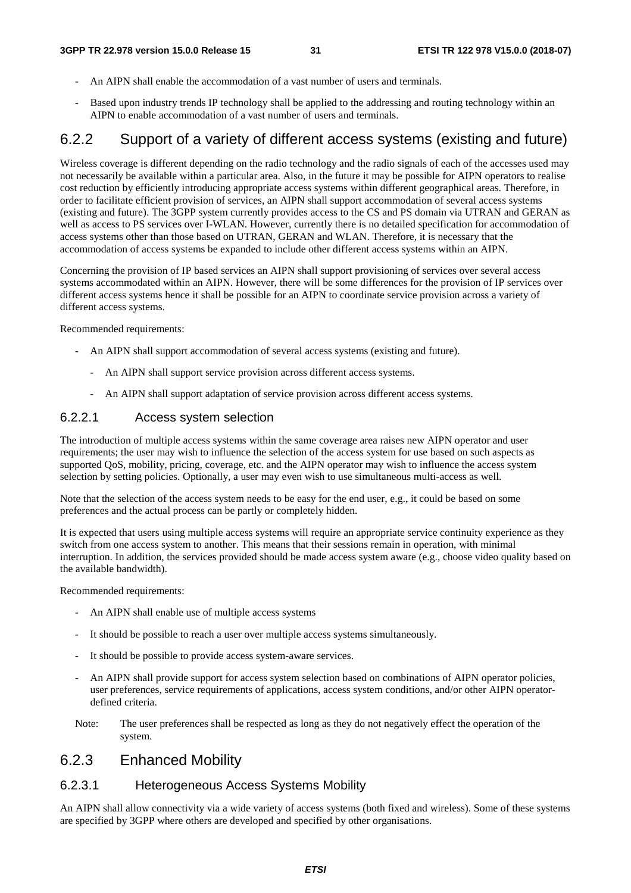- An AIPN shall enable the accommodation of a vast number of users and terminals.
- Based upon industry trends IP technology shall be applied to the addressing and routing technology within an AIPN to enable accommodation of a vast number of users and terminals.

### 6.2.2 Support of a variety of different access systems (existing and future)

Wireless coverage is different depending on the radio technology and the radio signals of each of the accesses used may not necessarily be available within a particular area. Also, in the future it may be possible for AIPN operators to realise cost reduction by efficiently introducing appropriate access systems within different geographical areas. Therefore, in order to facilitate efficient provision of services, an AIPN shall support accommodation of several access systems (existing and future). The 3GPP system currently provides access to the CS and PS domain via UTRAN and GERAN as well as access to PS services over I-WLAN. However, currently there is no detailed specification for accommodation of access systems other than those based on UTRAN, GERAN and WLAN. Therefore, it is necessary that the accommodation of access systems be expanded to include other different access systems within an AIPN.

Concerning the provision of IP based services an AIPN shall support provisioning of services over several access systems accommodated within an AIPN. However, there will be some differences for the provision of IP services over different access systems hence it shall be possible for an AIPN to coordinate service provision across a variety of different access systems.

Recommended requirements:

- An AIPN shall support accommodation of several access systems (existing and future).
  - An AIPN shall support service provision across different access systems.
  - An AIPN shall support adaptation of service provision across different access systems.

#### 6.2.2.1 Access system selection

The introduction of multiple access systems within the same coverage area raises new AIPN operator and user requirements; the user may wish to influence the selection of the access system for use based on such aspects as supported QoS, mobility, pricing, coverage, etc. and the AIPN operator may wish to influence the access system selection by setting policies. Optionally, a user may even wish to use simultaneous multi-access as well.

Note that the selection of the access system needs to be easy for the end user, e.g., it could be based on some preferences and the actual process can be partly or completely hidden.

It is expected that users using multiple access systems will require an appropriate service continuity experience as they switch from one access system to another. This means that their sessions remain in operation, with minimal interruption. In addition, the services provided should be made access system aware (e.g., choose video quality based on the available bandwidth).

Recommended requirements:

- An AIPN shall enable use of multiple access systems
- It should be possible to reach a user over multiple access systems simultaneously.
- It should be possible to provide access system-aware services.
- An AIPN shall provide support for access system selection based on combinations of AIPN operator policies, user preferences, service requirements of applications, access system conditions, and/or other AIPN operator-defined criteria.

Note: The user preferences shall be respected as long as they do not negatively effect the operation of the system.

### 6.2.3 Enhanced Mobility

#### 6.2.3.1 Heterogeneous Access Systems Mobility

An AIPN shall allow connectivity via a wide variety of access systems (both fixed and wireless). Some of these systems are specified by 3GPP where others are developed and specified by other organisations.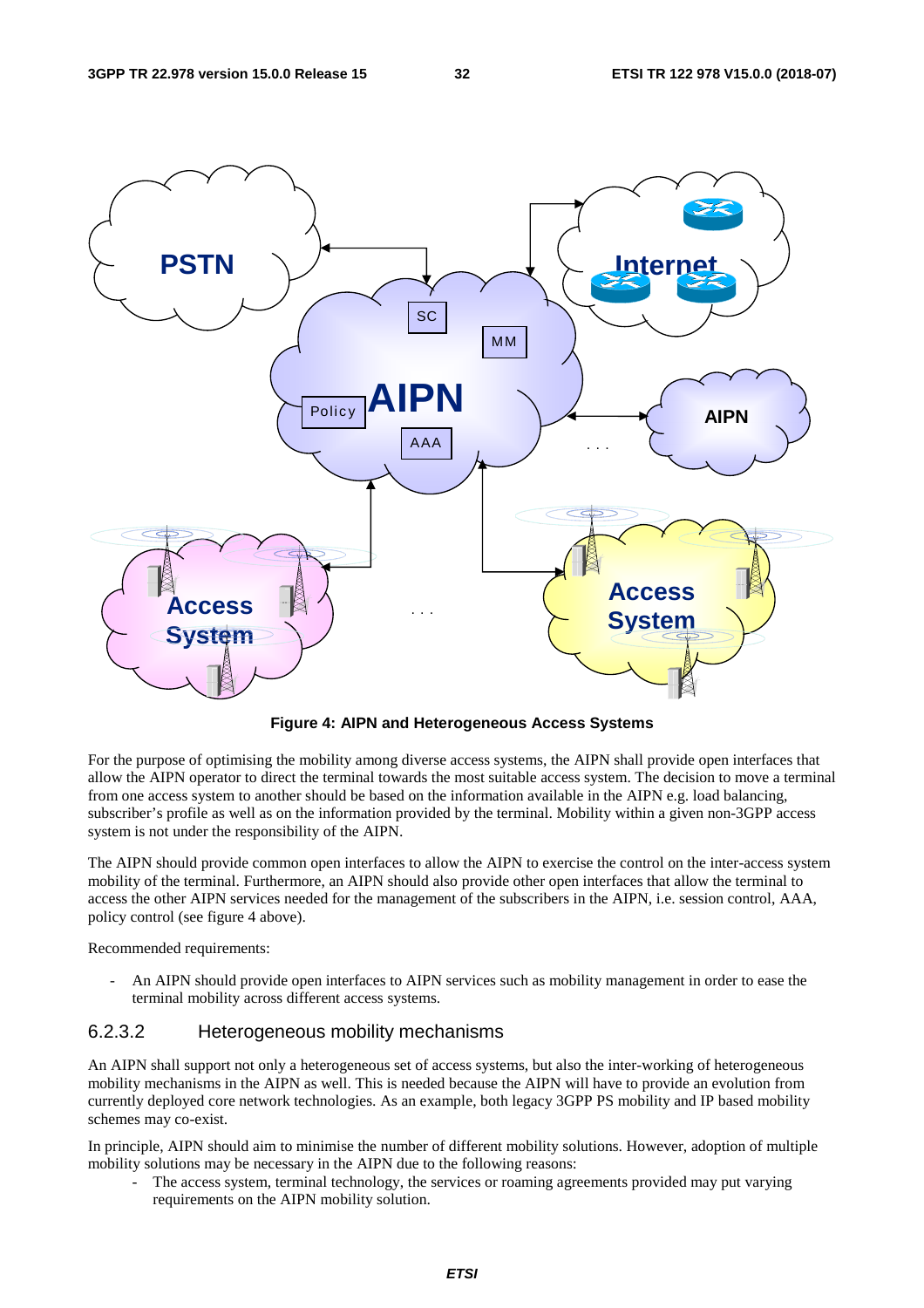**Figure 4: AIPN and Heterogeneous Access Systems**

For the purpose of optimising the mobility among diverse access systems, the AIPN shall provide open interfaces that allow the AIPN operator to direct the terminal towards the most suitable access system. The decision to move a terminal from one access system to another should be based on the information available in the AIPN e.g. load balancing, subscriber's profile as well as on the information provided by the terminal. Mobility within a given non-3GPP access system is not under the responsibility of the AIPN.

The AIPN should provide common open interfaces to allow the AIPN to exercise the control on the inter-access system mobility of the terminal. Furthermore, an AIPN should also provide other open interfaces that allow the terminal to access the other AIPN services needed for the management of the subscribers in the AIPN, i.e. session control, AAA, policy control (see figure 4 above).

Recommended requirements:

- An AIPN should provide open interfaces to AIPN services such as mobility management in order to ease the terminal mobility across different access systems.

#### 6.2.3.2 Heterogeneous mobility mechanisms

An AIPN shall support not only a heterogeneous set of access systems, but also the inter-working of heterogeneous mobility mechanisms in the AIPN as well. This is needed because the AIPN will have to provide an evolution from currently deployed core network technologies. As an example, both legacy 3GPP PS mobility and IP based mobility schemes may co-exist.

In principle, AIPN should aim to minimise the number of different mobility solutions. However, adoption of multiple mobility solutions may be necessary in the AIPN due to the following reasons:

- The access system, terminal technology, the services or roaming agreements provided may put varying requirements on the AIPN mobility solution.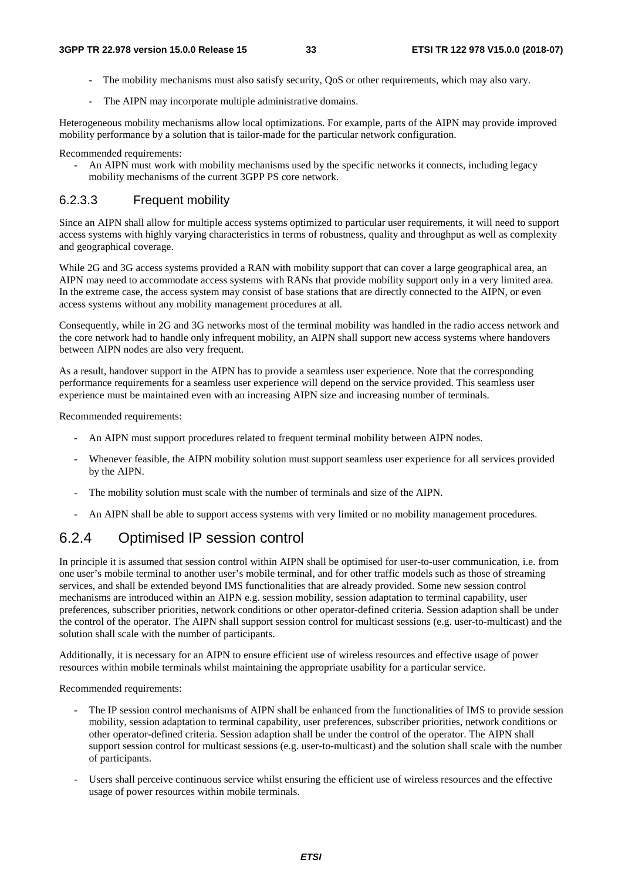- The mobility mechanisms must also satisfy security, QoS or other requirements, which may also vary.
- The AIPN may incorporate multiple administrative domains.

Heterogeneous mobility mechanisms allow local optimizations. For example, parts of the AIPN may provide improved mobility performance by a solution that is tailor-made for the particular network configuration.

Recommended requirements:

- An AIPN must work with mobility mechanisms used by the specific networks it connects, including legacy mobility mechanisms of the current 3GPP PS core network.

#### 6.2.3.3 Frequent mobility

Since an AIPN shall allow for multiple access systems optimized to particular user requirements, it will need to support access systems with highly varying characteristics in terms of robustness, quality and throughput as well as complexity and geographical coverage.

While 2G and 3G access systems provided a RAN with mobility support that can cover a large geographical area, an AIPN may need to accommodate access systems with RANs that provide mobility support only in a very limited area. In the extreme case, the access system may consist of base stations that are directly connected to the AIPN, or even access systems without any mobility management procedures at all.

Consequently, while in 2G and 3G networks most of the terminal mobility was handled in the radio access network and the core network had to handle only infrequent mobility, an AIPN shall support new access systems where handovers between AIPN nodes are also very frequent.

As a result, handover support in the AIPN has to provide a seamless user experience. Note that the corresponding performance requirements for a seamless user experience will depend on the service provided. This seamless user experience must be maintained even with an increasing AIPN size and increasing number of terminals.

Recommended requirements:

- An AIPN must support procedures related to frequent terminal mobility between AIPN nodes.
- Whenever feasible, the AIPN mobility solution must support seamless user experience for all services provided by the AIPN.
- The mobility solution must scale with the number of terminals and size of the AIPN.
- An AIPN shall be able to support access systems with very limited or no mobility management procedures.

### 6.2.4 Optimised IP session control

In principle it is assumed that session control within AIPN shall be optimised for user-to-user communication, i.e. from one user's mobile terminal to another user's mobile terminal, and for other traffic models such as those of streaming services, and shall be extended beyond IMS functionalities that are already provided. Some new session control mechanisms are introduced within an AIPN e.g. session mobility, session adaptation to terminal capability, user preferences, subscriber priorities, network conditions or other operator-defined criteria. Session adaption shall be under the control of the operator. The AIPN shall support session control for multicast sessions (e.g. user-to-multicast) and the solution shall scale with the number of participants.

Additionally, it is necessary for an AIPN to ensure efficient use of wireless resources and effective usage of power resources within mobile terminals whilst maintaining the appropriate usability for a particular service.

Recommended requirements:

- The IP session control mechanisms of AIPN shall be enhanced from the functionalities of IMS to provide session mobility, session adaptation to terminal capability, user preferences, subscriber priorities, network conditions or other operator-defined criteria. Session adaption shall be under the control of the operator. The AIPN shall support session control for multicast sessions (e.g. user-to-multicast) and the solution shall scale with the number of participants.
- Users shall perceive continuous service whilst ensuring the efficient use of wireless resources and the effective usage of power resources within mobile terminals.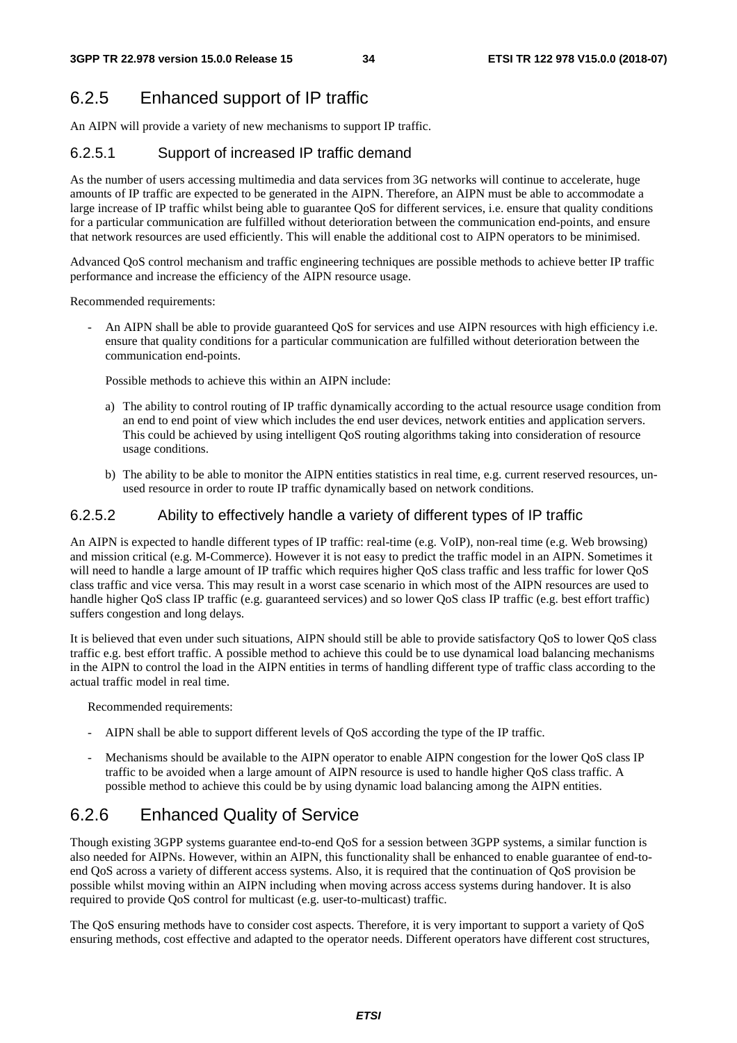### 6.2.5 Enhanced support of IP traffic

An AIPN will provide a variety of new mechanisms to support IP traffic.

#### 6.2.5.1 Support of increased IP traffic demand

As the number of users accessing multimedia and data services from 3G networks will continue to accelerate, huge amounts of IP traffic are expected to be generated in the AIPN. Therefore, an AIPN must be able to accommodate a large increase of IP traffic whilst being able to guarantee QoS for different services, i.e. ensure that quality conditions for a particular communication are fulfilled without deterioration between the communication end-points, and ensure that network resources are used efficiently. This will enable the additional cost to AIPN operators to be minimised.

Advanced QoS control mechanism and traffic engineering techniques are possible methods to achieve better IP traffic performance and increase the efficiency of the AIPN resource usage.

Recommended requirements:

- An AIPN shall be able to provide guaranteed QoS for services and use AIPN resources with high efficiency i.e. ensure that quality conditions for a particular communication are fulfilled without deterioration between the communication end-points.

  Possible methods to achieve this within an AIPN include:

  a) The ability to control routing of IP traffic dynamically according to the actual resource usage condition from an end to end point of view which includes the end user devices, network entities and application servers. This could be achieved by using intelligent QoS routing algorithms taking into consideration of resource usage conditions.

  b) The ability to be able to monitor the AIPN entities statistics in real time, e.g. current reserved resources, un-used resource in order to route IP traffic dynamically based on network conditions.

#### 6.2.5.2 Ability to effectively handle a variety of different types of IP traffic

An AIPN is expected to handle different types of IP traffic: real-time (e.g. VoIP), non-real time (e.g. Web browsing) and mission critical (e.g. M-Commerce). However it is not easy to predict the traffic model in an AIPN. Sometimes it will need to handle a large amount of IP traffic which requires higher QoS class traffic and less traffic for lower QoS class traffic and vice versa. This may result in a worst case scenario in which most of the AIPN resources are used to handle higher QoS class IP traffic (e.g. guaranteed services) and so lower QoS class IP traffic (e.g. best effort traffic) suffers congestion and long delays.

It is believed that even under such situations, AIPN should still be able to provide satisfactory QoS to lower QoS class traffic e.g. best effort traffic. A possible method to achieve this could be to use dynamical load balancing mechanisms in the AIPN to control the load in the AIPN entities in terms of handling different type of traffic class according to the actual traffic model in real time.

Recommended requirements:

- AIPN shall be able to support different levels of QoS according the type of the IP traffic.

- Mechanisms should be available to the AIPN operator to enable AIPN congestion for the lower QoS class IP traffic to be avoided when a large amount of AIPN resource is used to handle higher QoS class traffic. A possible method to achieve this could be by using dynamic load balancing among the AIPN entities.

### 6.2.6 Enhanced Quality of Service

Though existing 3GPP systems guarantee end-to-end QoS for a session between 3GPP systems, a similar function is also needed for AIPNs. However, within an AIPN, this functionality shall be enhanced to enable guarantee of end-to-end QoS across a variety of different access systems. Also, it is required that the continuation of QoS provision be possible whilst moving within an AIPN including when moving across access systems during handover. It is also required to provide QoS control for multicast (e.g. user-to-multicast) traffic.

The QoS ensuring methods have to consider cost aspects. Therefore, it is very important to support a variety of QoS ensuring methods, cost effective and adapted to the operator needs. Different operators have different cost structures,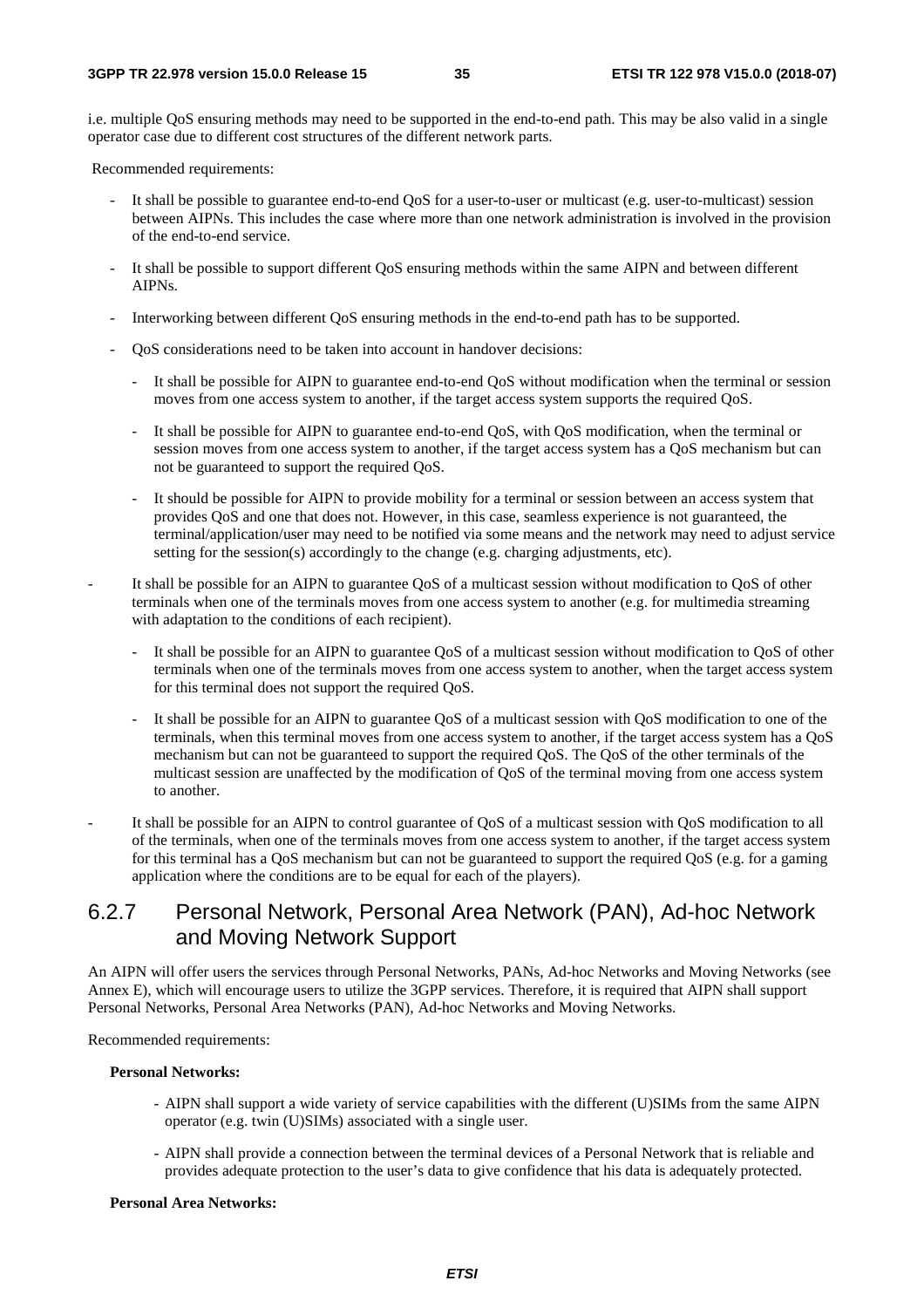i.e. multiple QoS ensuring methods may need to be supported in the end-to-end path. This may be also valid in a single operator case due to different cost structures of the different network parts.

Recommended requirements:

- It shall be possible to guarantee end-to-end QoS for a user-to-user or multicast (e.g. user-to-multicast) session between AIPNs. This includes the case where more than one network administration is involved in the provision of the end-to-end service.
- It shall be possible to support different QoS ensuring methods within the same AIPN and between different AIPNs.
- Interworking between different QoS ensuring methods in the end-to-end path has to be supported.
- QoS considerations need to be taken into account in handover decisions:
  - It shall be possible for AIPN to guarantee end-to-end QoS without modification when the terminal or session moves from one access system to another, if the target access system supports the required QoS.
  - It shall be possible for AIPN to guarantee end-to-end QoS, with QoS modification, when the terminal or session moves from one access system to another, if the target access system has a QoS mechanism but can not be guaranteed to support the required QoS.
  - It should be possible for AIPN to provide mobility for a terminal or session between an access system that provides QoS and one that does not. However, in this case, seamless experience is not guaranteed, the terminal/application/user may need to be notified via some means and the network may need to adjust service setting for the session(s) accordingly to the change (e.g. charging adjustments, etc).
- It shall be possible for an AIPN to guarantee QoS of a multicast session without modification to QoS of other terminals when one of the terminals moves from one access system to another (e.g. for multimedia streaming with adaptation to the conditions of each recipient).
  - It shall be possible for an AIPN to guarantee QoS of a multicast session without modification to QoS of other terminals when one of the terminals moves from one access system to another, when the target access system for this terminal does not support the required QoS.
  - It shall be possible for an AIPN to guarantee QoS of a multicast session with QoS modification to one of the terminals, when this terminal moves from one access system to another, if the target access system has a QoS mechanism but can not be guaranteed to support the required QoS. The QoS of the other terminals of the multicast session are unaffected by the modification of QoS of the terminal moving from one access system to another.
- It shall be possible for an AIPN to control guarantee of QoS of a multicast session with QoS modification to all of the terminals, when one of the terminals moves from one access system to another, if the target access system for this terminal has a QoS mechanism but can not be guaranteed to support the required QoS (e.g. for a gaming application where the conditions are to be equal for each of the players).

### 6.2.7 Personal Network, Personal Area Network (PAN), Ad-hoc Network and Moving Network Support

An AIPN will offer users the services through Personal Networks, PANs, Ad-hoc Networks and Moving Networks (see Annex E), which will encourage users to utilize the 3GPP services. Therefore, it is required that AIPN shall support Personal Networks, Personal Area Networks (PAN), Ad-hoc Networks and Moving Networks.

Recommended requirements:

**Personal Networks:**

- AIPN shall support a wide variety of service capabilities with the different (U)SIMs from the same AIPN operator (e.g. twin (U)SIMs) associated with a single user.
- AIPN shall provide a connection between the terminal devices of a Personal Network that is reliable and provides adequate protection to the user's data to give confidence that his data is adequately protected.

**Personal Area Networks:**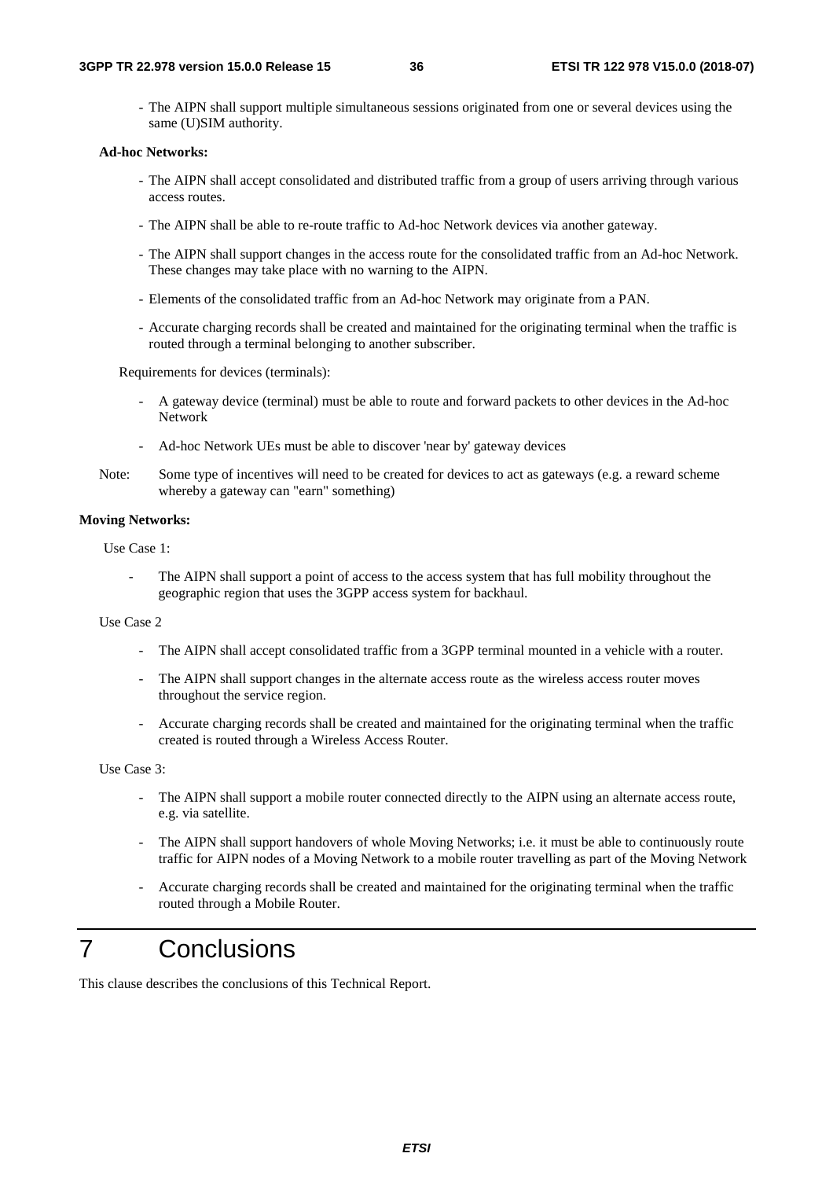- The AIPN shall support multiple simultaneous sessions originated from one or several devices using the same (U)SIM authority.

**Ad-hoc Networks:**

- The AIPN shall accept consolidated and distributed traffic from a group of users arriving through various access routes.
- The AIPN shall be able to re-route traffic to Ad-hoc Network devices via another gateway.
- The AIPN shall support changes in the access route for the consolidated traffic from an Ad-hoc Network. These changes may take place with no warning to the AIPN.
- Elements of the consolidated traffic from an Ad-hoc Network may originate from a PAN.
- Accurate charging records shall be created and maintained for the originating terminal when the traffic is routed through a terminal belonging to another subscriber.

Requirements for devices (terminals):

- A gateway device (terminal) must be able to route and forward packets to other devices in the Ad-hoc Network
- Ad-hoc Network UEs must be able to discover 'near by' gateway devices

Note: Some type of incentives will need to be created for devices to act as gateways (e.g. a reward scheme whereby a gateway can "earn" something)

**Moving Networks:**

Use Case 1:

- The AIPN shall support a point of access to the access system that has full mobility throughout the geographic region that uses the 3GPP access system for backhaul.

Use Case 2

- The AIPN shall accept consolidated traffic from a 3GPP terminal mounted in a vehicle with a router.
- The AIPN shall support changes in the alternate access route as the wireless access router moves throughout the service region.
- Accurate charging records shall be created and maintained for the originating terminal when the traffic created is routed through a Wireless Access Router.

Use Case 3:

- The AIPN shall support a mobile router connected directly to the AIPN using an alternate access route, e.g. via satellite.
- The AIPN shall support handovers of whole Moving Networks; i.e. it must be able to continuously route traffic for AIPN nodes of a Moving Network to a mobile router travelling as part of the Moving Network
- Accurate charging records shall be created and maintained for the originating terminal when the traffic routed through a Mobile Router.

# 7 Conclusions

This clause describes the conclusions of this Technical Report.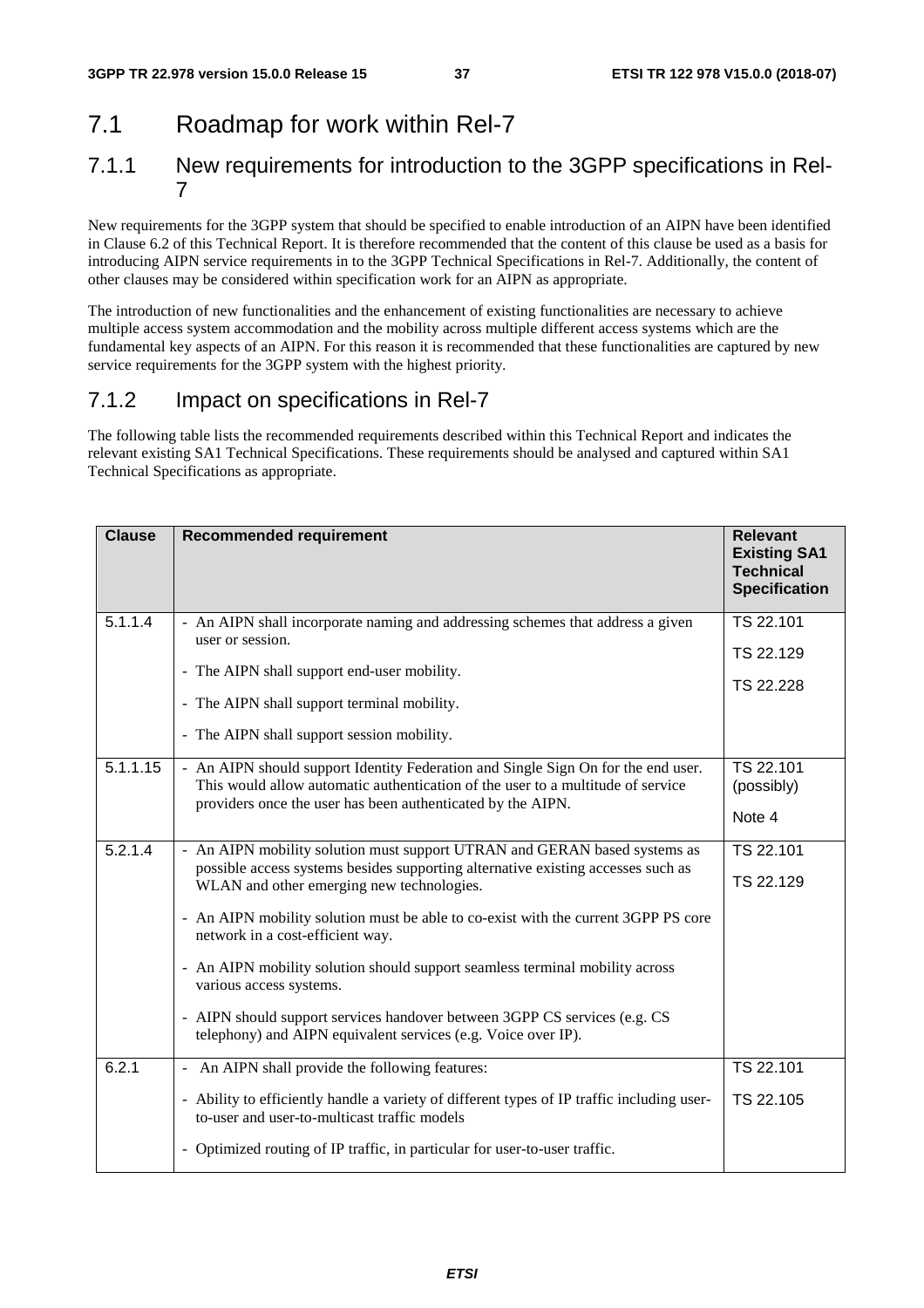# 7.1 Roadmap for work within Rel-7

## 7.1.1 New requirements for introduction to the 3GPP specifications in Rel-7

New requirements for the 3GPP system that should be specified to enable introduction of an AIPN have been identified in Clause 6.2 of this Technical Report. It is therefore recommended that the content of this clause be used as a basis for introducing AIPN service requirements in to the 3GPP Technical Specifications in Rel-7. Additionally, the content of other clauses may be considered within specification work for an AIPN as appropriate.

The introduction of new functionalities and the enhancement of existing functionalities are necessary to achieve multiple access system accommodation and the mobility across multiple different access systems which are the fundamental key aspects of an AIPN. For this reason it is recommended that these functionalities are captured by new service requirements for the 3GPP system with the highest priority.

## 7.1.2 Impact on specifications in Rel-7

The following table lists the recommended requirements described within this Technical Report and indicates the relevant existing SA1 Technical Specifications. These requirements should be analysed and captured within SA1 Technical Specifications as appropriate.

| Clause | Recommended requirement | Relevant Existing SA1 Technical Specification |
|---|---|---|
| 5.1.1.4 | - An AIPN shall incorporate naming and addressing schemes that address a given user or session.<br>- The AIPN shall support end-user mobility.<br>- The AIPN shall support terminal mobility.<br>- The AIPN shall support session mobility. | TS 22.101<br>TS 22.129<br>TS 22.228 |
| 5.1.1.15 | - An AIPN should support Identity Federation and Single Sign On for the end user. This would allow automatic authentication of the user to a multitude of service providers once the user has been authenticated by the AIPN. | TS 22.101 (possibly)<br>Note 4 |
| 5.2.1.4 | - An AIPN mobility solution must support UTRAN and GERAN based systems as possible access systems besides supporting alternative existing accesses such as WLAN and other emerging new technologies.<br>- An AIPN mobility solution must be able to co-exist with the current 3GPP PS core network in a cost-efficient way.<br>- An AIPN mobility solution should support seamless terminal mobility across various access systems.<br>- AIPN should support services handover between 3GPP CS services (e.g. CS telephony) and AIPN equivalent services (e.g. Voice over IP). | TS 22.101<br>TS 22.129 |
| 6.2.1 | - An AIPN shall provide the following features:<br>- Ability to efficiently handle a variety of different types of IP traffic including user-to-user and user-to-multicast traffic models<br>- Optimized routing of IP traffic, in particular for user-to-user traffic. | TS 22.101<br>TS 22.105 |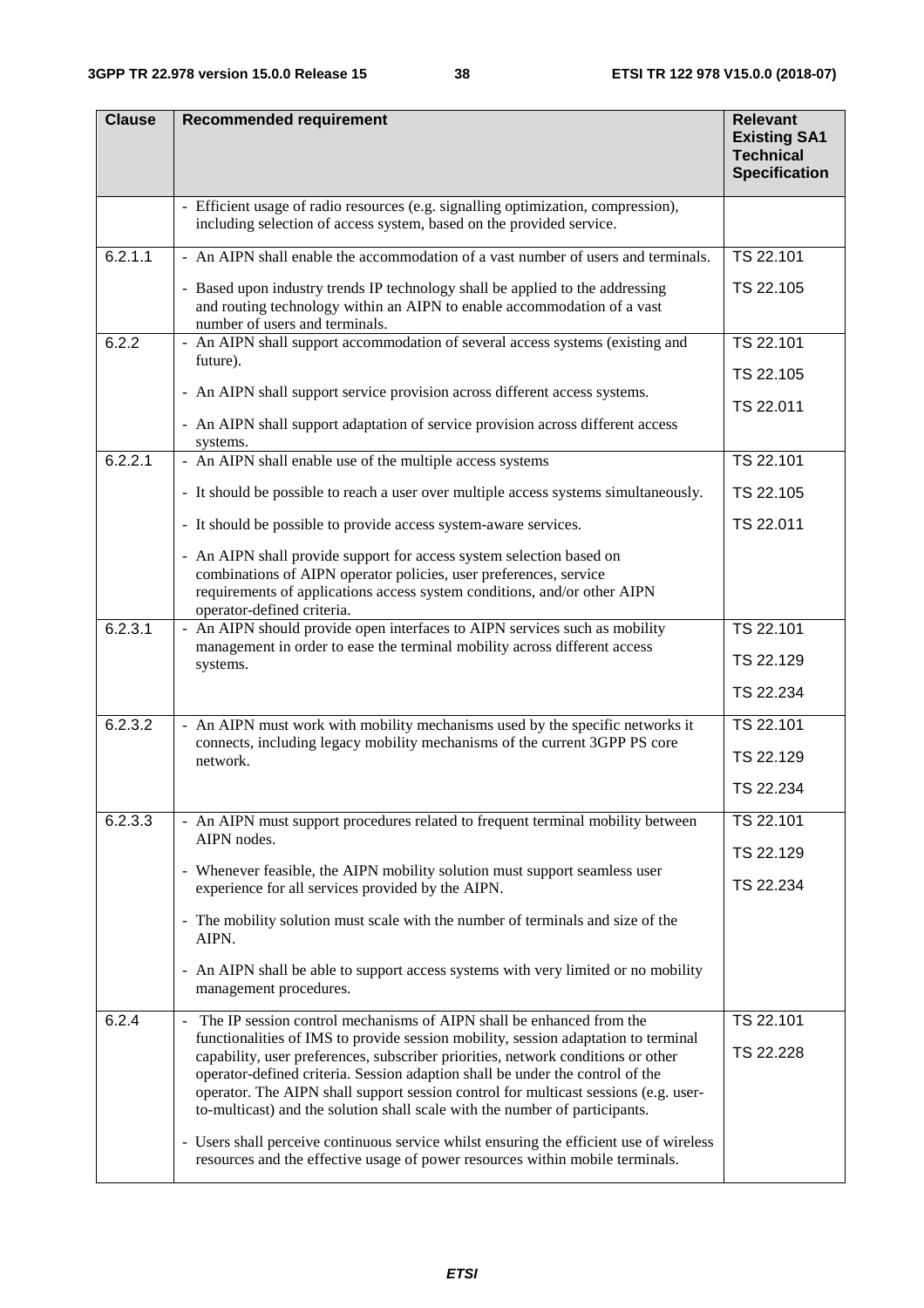| Clause | Recommended requirement | Relevant Existing SA1 Technical Specification |
|---|---|---|
| | - Efficient usage of radio resources (e.g. signalling optimization, compression), including selection of access system, based on the provided service. | |
| 6.2.1.1 | - An AIPN shall enable the accommodation of a vast number of users and terminals.<br><br>- Based upon industry trends IP technology shall be applied to the addressing and routing technology within an AIPN to enable accommodation of a vast number of users and terminals. | TS 22.101<br><br>TS 22.105 |
| 6.2.2 | - An AIPN shall support accommodation of several access systems (existing and future).<br><br>- An AIPN shall support service provision across different access systems.<br><br>- An AIPN shall support adaptation of service provision across different access systems. | TS 22.101<br><br>TS 22.105<br><br>TS 22.011 |
| 6.2.2.1 | - An AIPN shall enable use of the multiple access systems<br><br>- It should be possible to reach a user over multiple access systems simultaneously.<br><br>- It should be possible to provide access system-aware services.<br><br>- An AIPN shall provide support for access system selection based on combinations of AIPN operator policies, user preferences, service requirements of applications access system conditions, and/or other AIPN operator-defined criteria. | TS 22.101<br><br>TS 22.105<br><br>TS 22.011 |
| 6.2.3.1 | - An AIPN should provide open interfaces to AIPN services such as mobility management in order to ease the terminal mobility across different access systems. | TS 22.101<br><br>TS 22.129<br><br>TS 22.234 |
| 6.2.3.2 | - An AIPN must work with mobility mechanisms used by the specific networks it connects, including legacy mobility mechanisms of the current 3GPP PS core network. | TS 22.101<br><br>TS 22.129<br><br>TS 22.234 |
| 6.2.3.3 | - An AIPN must support procedures related to frequent terminal mobility between AIPN nodes.<br><br>- Whenever feasible, the AIPN mobility solution must support seamless user experience for all services provided by the AIPN.<br><br>- The mobility solution must scale with the number of terminals and size of the AIPN.<br><br>- An AIPN shall be able to support access systems with very limited or no mobility management procedures. | TS 22.101<br><br>TS 22.129<br><br>TS 22.234 |
| 6.2.4 | - The IP session control mechanisms of AIPN shall be enhanced from the functionalities of IMS to provide session mobility, session adaptation to terminal capability, user preferences, subscriber priorities, network conditions or other operator-defined criteria. Session adaption shall be under the control of the operator. The AIPN shall support session control for multicast sessions (e.g. user-to-multicast) and the solution shall scale with the number of participants.<br><br>- Users shall perceive continuous service whilst ensuring the efficient use of wireless resources and the effective usage of power resources within mobile terminals. | TS 22.101<br><br>TS 22.228 |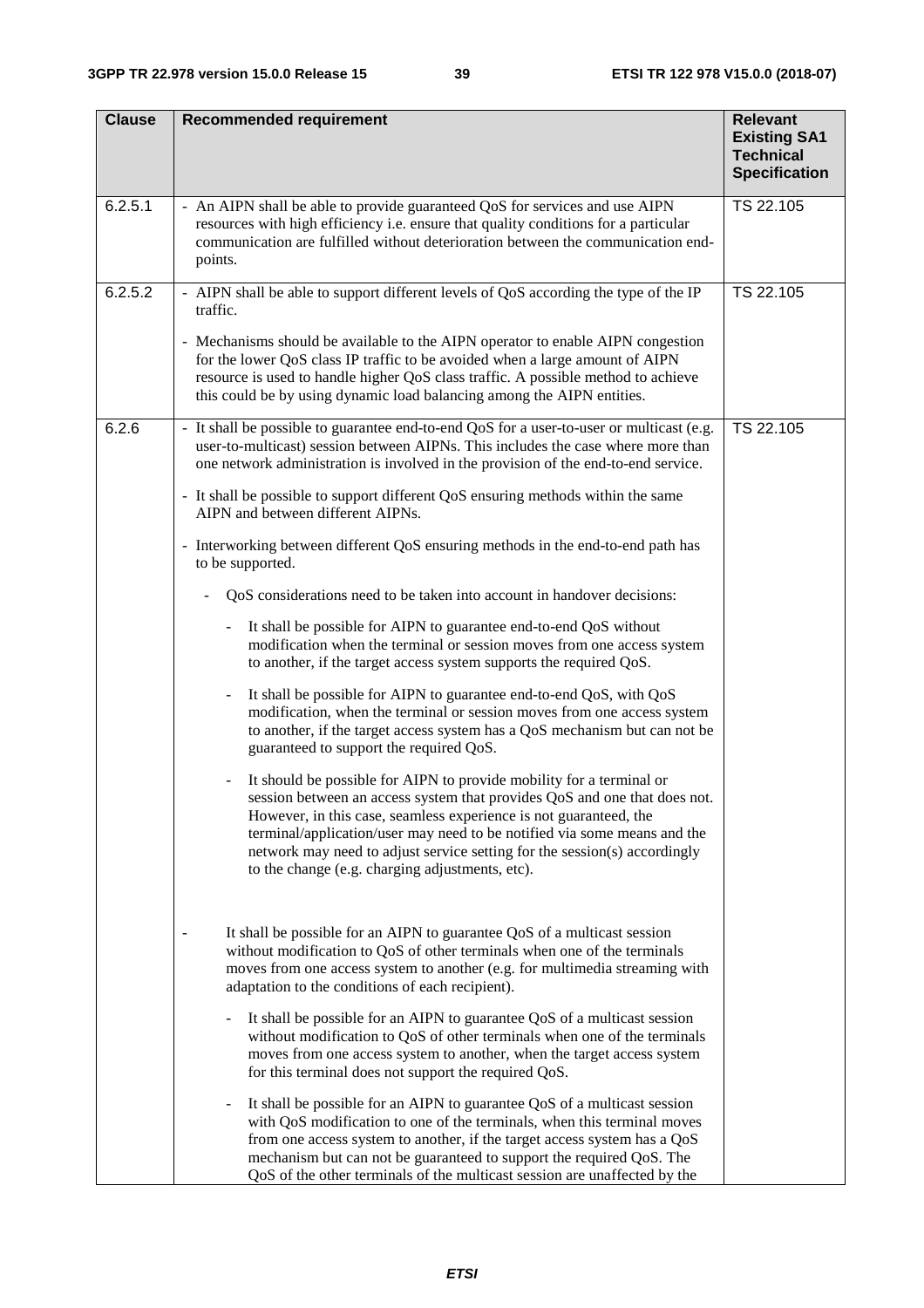| Clause | Recommended requirement | Relevant Existing SA1 Technical Specification |
|---|---|---|
| 6.2.5.1 | - An AIPN shall be able to provide guaranteed QoS for services and use AIPN resources with high efficiency i.e. ensure that quality conditions for a particular communication are fulfilled without deterioration between the communication end-points. | TS 22.105 |
| 6.2.5.2 | - AIPN shall be able to support different levels of QoS according the type of the IP traffic.<br><br>- Mechanisms should be available to the AIPN operator to enable AIPN congestion for the lower QoS class IP traffic to be avoided when a large amount of AIPN resource is used to handle higher QoS class traffic. A possible method to achieve this could be by using dynamic load balancing among the AIPN entities. | TS 22.105 |
| 6.2.6 | - It shall be possible to guarantee end-to-end QoS for a user-to-user or multicast (e.g. user-to-multicast) session between AIPNs. This includes the case where more than one network administration is involved in the provision of the end-to-end service.<br><br>- It shall be possible to support different QoS ensuring methods within the same AIPN and between different AIPNs.<br><br>- Interworking between different QoS ensuring methods in the end-to-end path has to be supported.<br><br>- QoS considerations need to be taken into account in handover decisions:<br><br>- It shall be possible for AIPN to guarantee end-to-end QoS without modification when the terminal or session moves from one access system to another, if the target access system supports the required QoS.<br><br>- It shall be possible for AIPN to guarantee end-to-end QoS, with QoS modification, when the terminal or session moves from one access system to another, if the target access system has a QoS mechanism but can not be guaranteed to support the required QoS.<br><br>- It should be possible for AIPN to provide mobility for a terminal or session between an access system that provides QoS and one that does not. However, in this case, seamless experience is not guaranteed, the terminal/application/user may need to be notified via some means and the network may need to adjust service setting for the session(s) accordingly to the change (e.g. charging adjustments, etc).<br><br>- It shall be possible for an AIPN to guarantee QoS of a multicast session without modification to QoS of other terminals when one of the terminals moves from one access system to another (e.g. for multimedia streaming with adaptation to the conditions of each recipient).<br><br>- It shall be possible for an AIPN to guarantee QoS of a multicast session without modification to QoS of other terminals when one of the terminals moves from one access system to another, when the target access system for this terminal does not support the required QoS.<br><br>- It shall be possible for an AIPN to guarantee QoS of a multicast session with QoS modification to one of the terminals, when this terminal moves from one access system to another, if the target access system has a QoS mechanism but can not be guaranteed to support the required QoS. The QoS of the other terminals of the multicast session are unaffected by the | TS 22.105 |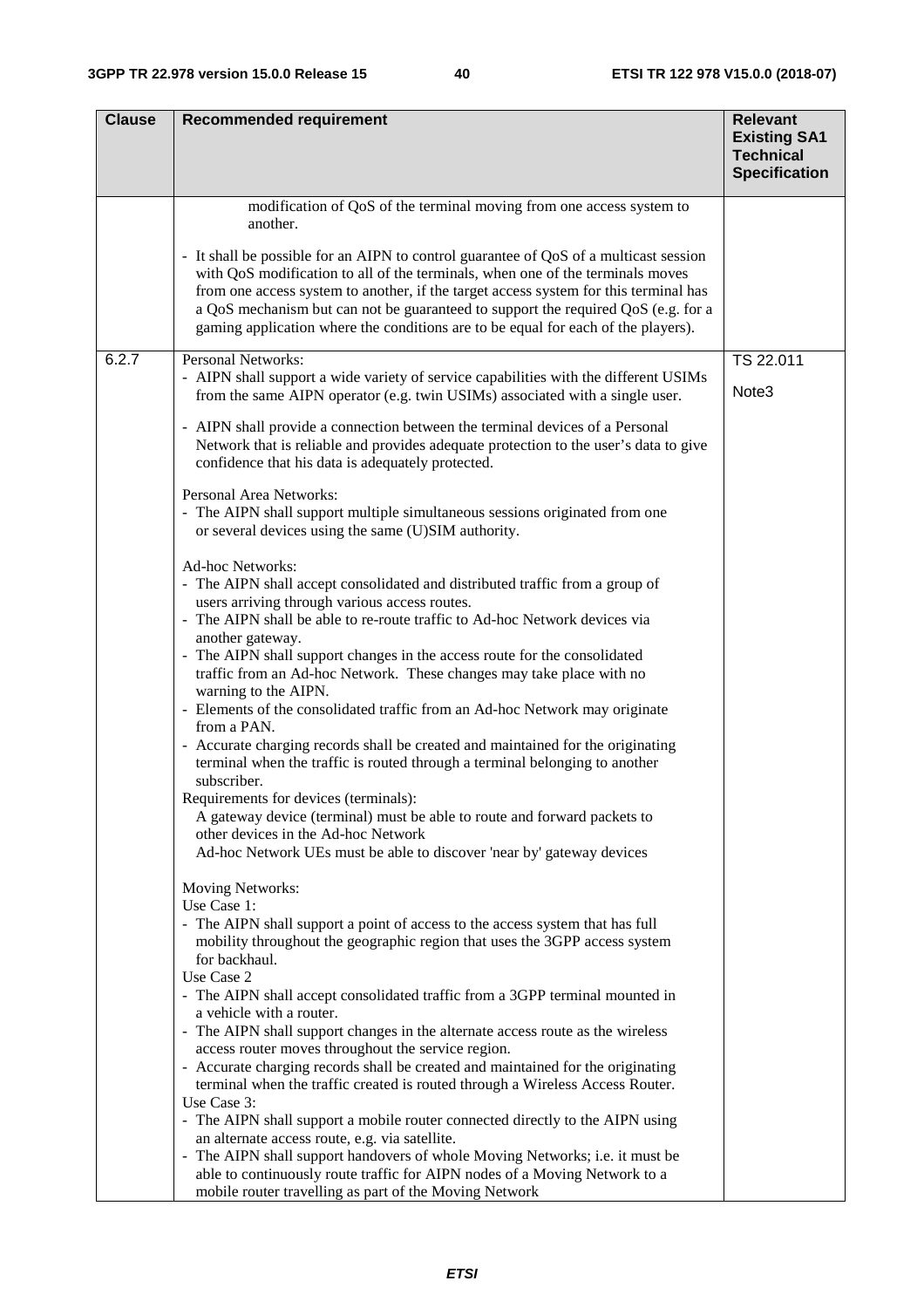| Clause | Recommended requirement | Relevant Existing SA1 Technical Specification |
|---|---|---|
| | modification of QoS of the terminal moving from one access system to another.<br><br>- It shall be possible for an AIPN to control guarantee of QoS of a multicast session with QoS modification to all of the terminals, when one of the terminals moves from one access system to another, if the target access system for this terminal has a QoS mechanism but can not be guaranteed to support the required QoS (e.g. for a gaming application where the conditions are to be equal for each of the players). | |
| 6.2.7 | Personal Networks:<br>- AIPN shall support a wide variety of service capabilities with the different USIMs from the same AIPN operator (e.g. twin USIMs) associated with a single user.<br><br>- AIPN shall provide a connection between the terminal devices of a Personal Network that is reliable and provides adequate protection to the user's data to give confidence that his data is adequately protected.<br><br>Personal Area Networks:<br>- The AIPN shall support multiple simultaneous sessions originated from one or several devices using the same (U)SIM authority.<br><br>Ad-hoc Networks:<br>- The AIPN shall accept consolidated and distributed traffic from a group of users arriving through various access routes.<br>- The AIPN shall be able to re-route traffic to Ad-hoc Network devices via another gateway.<br>- The AIPN shall support changes in the access route for the consolidated traffic from an Ad-hoc Network. These changes may take place with no warning to the AIPN.<br>- Elements of the consolidated traffic from an Ad-hoc Network may originate from a PAN.<br>- Accurate charging records shall be created and maintained for the originating terminal when the traffic is routed through a terminal belonging to another subscriber.<br>Requirements for devices (terminals):<br>A gateway device (terminal) must be able to route and forward packets to other devices in the Ad-hoc Network<br>Ad-hoc Network UEs must be able to discover 'near by' gateway devices<br><br>Moving Networks:<br>Use Case 1:<br>- The AIPN shall support a point of access to the access system that has full mobility throughout the geographic region that uses the 3GPP access system for backhaul.<br>Use Case 2<br>- The AIPN shall accept consolidated traffic from a 3GPP terminal mounted in a vehicle with a router.<br>- The AIPN shall support changes in the alternate access route as the wireless access router moves throughout the service region.<br>- Accurate charging records shall be created and maintained for the originating terminal when the traffic created is routed through a Wireless Access Router.<br>Use Case 3:<br>- The AIPN shall support a mobile router connected directly to the AIPN using an alternate access route, e.g. via satellite.<br>- The AIPN shall support handovers of whole Moving Networks; i.e. it must be able to continuously route traffic for AIPN nodes of a Moving Network to a mobile router travelling as part of the Moving Network | TS 22.011<br><br>Note3 |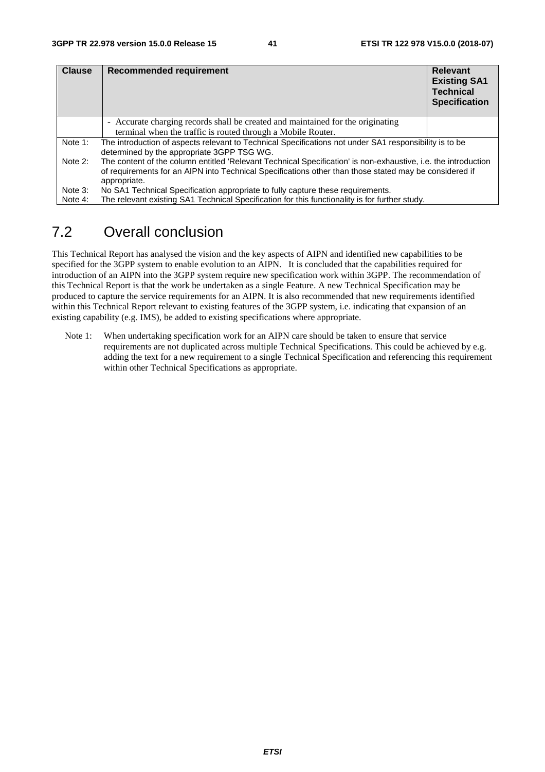| Clause | Recommended requirement | Relevant Existing SA1 Technical Specification |
|---|---|---|
| | - Accurate charging records shall be created and maintained for the originating terminal when the traffic is routed through a Mobile Router. | |

Note 1: The introduction of aspects relevant to Technical Specifications not under SA1 responsibility is to be determined by the appropriate 3GPP TSG WG.

Note 2: The content of the column entitled 'Relevant Technical Specification' is non-exhaustive, i.e. the introduction of requirements for an AIPN into Technical Specifications other than those stated may be considered if appropriate.

Note 3: No SA1 Technical Specification appropriate to fully capture these requirements.

Note 4: The relevant existing SA1 Technical Specification for this functionality is for further study.

## 7.2 Overall conclusion

This Technical Report has analysed the vision and the key aspects of AIPN and identified new capabilities to be specified for the 3GPP system to enable evolution to an AIPN. It is concluded that the capabilities required for introduction of an AIPN into the 3GPP system require new specification work within 3GPP. The recommendation of this Technical Report is that the work be undertaken as a single Feature. A new Technical Specification may be produced to capture the service requirements for an AIPN. It is also recommended that new requirements identified within this Technical Report relevant to existing features of the 3GPP system, i.e. indicating that expansion of an existing capability (e.g. IMS), be added to existing specifications where appropriate.

Note 1: When undertaking specification work for an AIPN care should be taken to ensure that service requirements are not duplicated across multiple Technical Specifications. This could be achieved by e.g. adding the text for a new requirement to a single Technical Specification and referencing this requirement within other Technical Specifications as appropriate.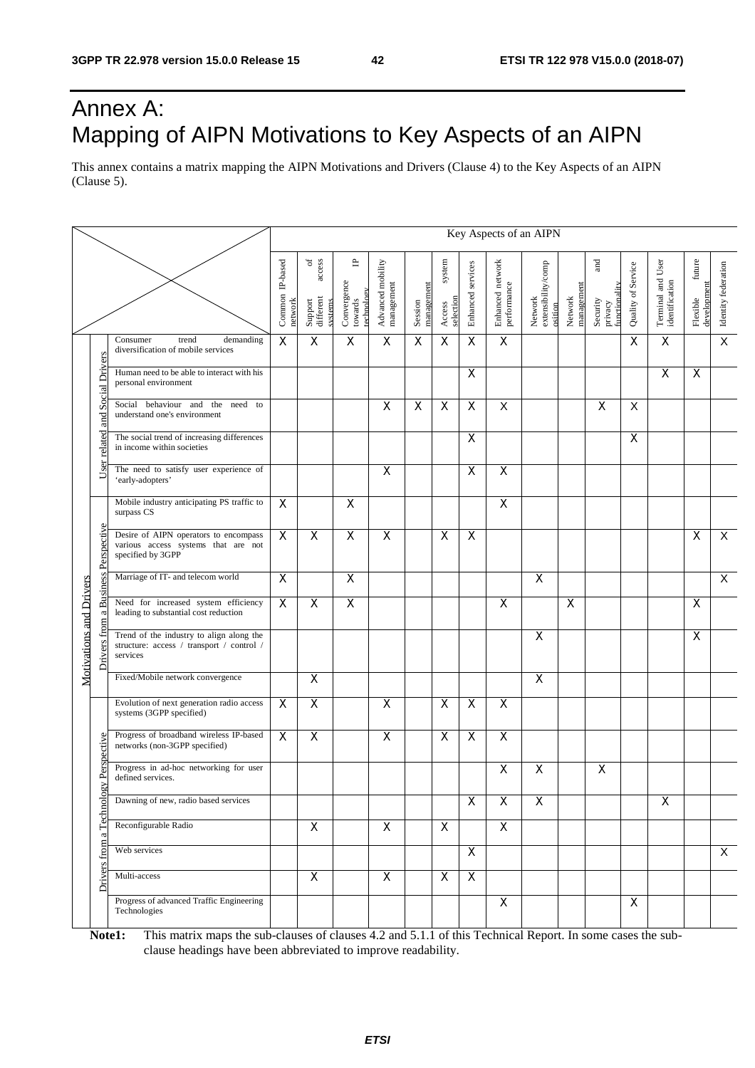# Annex A: Mapping of AIPN Motivations to Key Aspects of an AIPN

This annex contains a matrix mapping the AIPN Motivations and Drivers (Clause 4) to the Key Aspects of an AIPN (Clause 5).

| | | | Key Aspects of an AIPN | | | | | | | | | | | | | | |
|---|---|---|---|---|---|---|---|---|---|---|---|---|---|---|---|---|---|
| | | | Common IP-based network | Support of different access systems | Convergence towards IP technology | Advanced mobility management | Session management | Access system selection | Enhanced services | Enhanced network performance | Network extensibility/composition | Network management | Security and privacy functionality | Quality of Service | Terminal and User identification | Flexible future development | Identity federation |
| Motivations and Drivers | User related and Social Drivers | Consumer trend demanding diversification of mobile services | X | X | X | X | X | X | X | X | | | | X | X | | X |
| | | Human need to be able to interact with his personal environment | | | | | | | X | | | | | | X | X | |
| | | Social behaviour and the need to understand one's environment | | | | X | X | X | X | X | | | X | X | | | |
| | | The social trend of increasing differences in income within societies | | | | | | | X | | | | | X | | | |
| | | The need to satisfy user experience of 'early-adopters' | | | | X | | | X | X | | | | | | | |
| | Drivers from a Business Perspective | Mobile industry anticipating PS traffic to surpass CS | X | | X | | | | | X | | | | | | | |
| | | Desire of AIPN operators to encompass various access systems that are not specified by 3GPP | X | X | X | X | | X | X | | | | | | | X | X |
| | | Marriage of IT- and telecom world | X | | X | | | | | | X | | | | | | X |
| | | Need for increased system efficiency leading to substantial cost reduction | X | X | X | | | | | X | | X | | | | X | |
| | | Trend of the industry to align along the structure: access / transport / control / services | | | | | | | | | X | | | | | X | |
| | | Fixed/Mobile network convergence | | X | | | | | | | X | | | | | | |
| | Drivers from a Technology Perspective | Evolution of next generation radio access systems (3GPP specified) | X | X | | X | | X | X | X | | | | | | | |
| | | Progress of broadband wireless IP-based networks (non-3GPP specified) | X | X | | X | | X | X | X | | | | | | | |
| | | Progress in ad-hoc networking for user defined services. | | | | | | | | X | X | | X | | | | |
| | | Dawning of new, radio based services | | | | | | | X | X | X | | | | X | | |
| | | Reconfigurable Radio | | X | | X | | X | | X | | | | | | | |
| | | Web services | | | | | | | X | | | | | | | | X |
| | | Multi-access | | X | | X | | X | X | | | | | | | | |
| | | Progress of advanced Traffic Engineering Technologies | | | | | | | | X | | | | X | | | |

**Note1:** This matrix maps the sub-clauses of clauses 4.2 and 5.1.1 of this Technical Report. In some cases the sub-clause headings have been abbreviated to improve readability.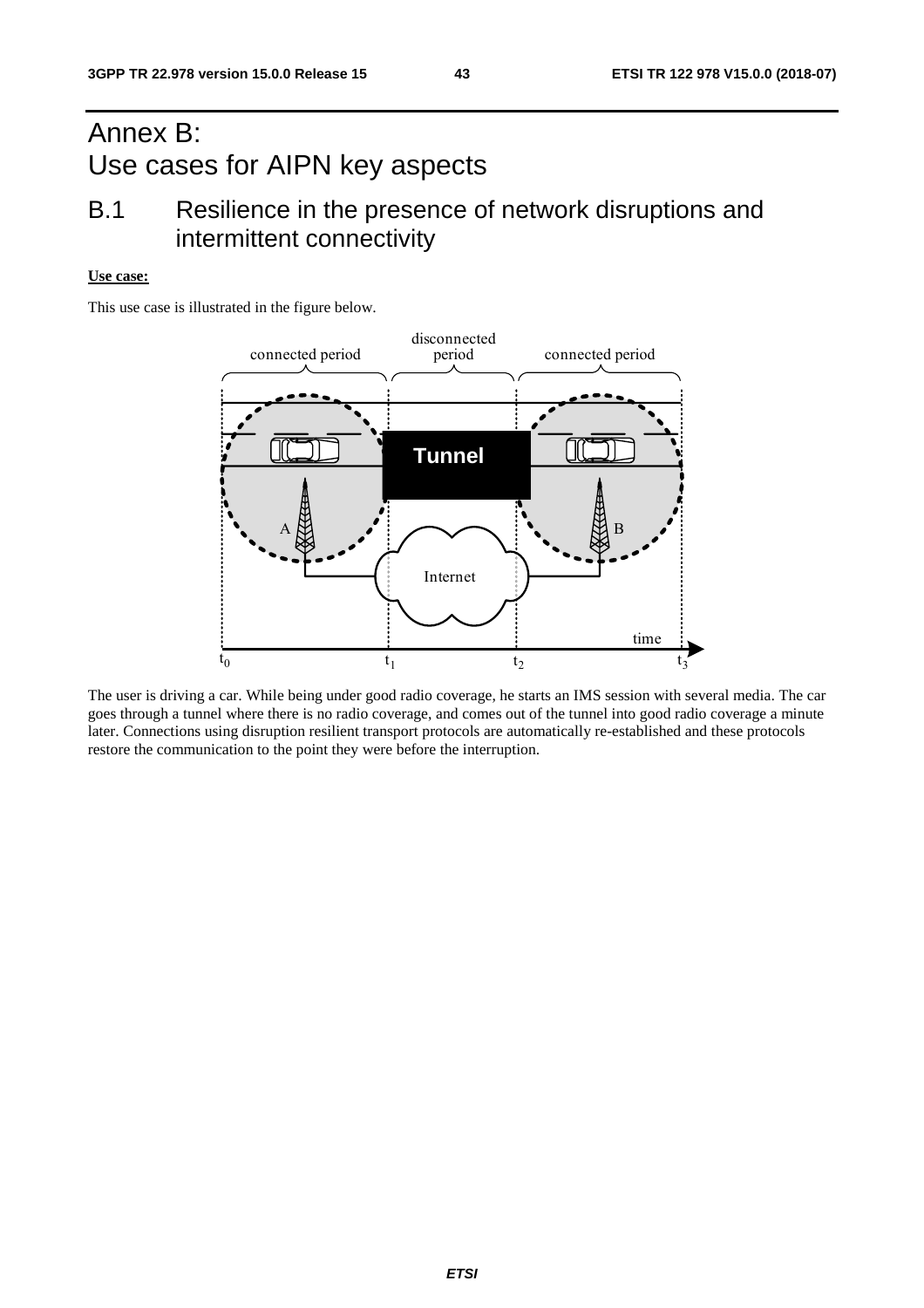# Annex B: Use cases for AIPN key aspects

## B.1 Resilience in the presence of network disruptions and intermittent connectivity

**Use case:**

This use case is illustrated in the figure below.

The user is driving a car. While being under good radio coverage, he starts an IMS session with several media. The car goes through a tunnel where there is no radio coverage, and comes out of the tunnel into good radio coverage a minute later. Connections using disruption resilient transport protocols are automatically re-established and these protocols restore the communication to the point they were before the interruption.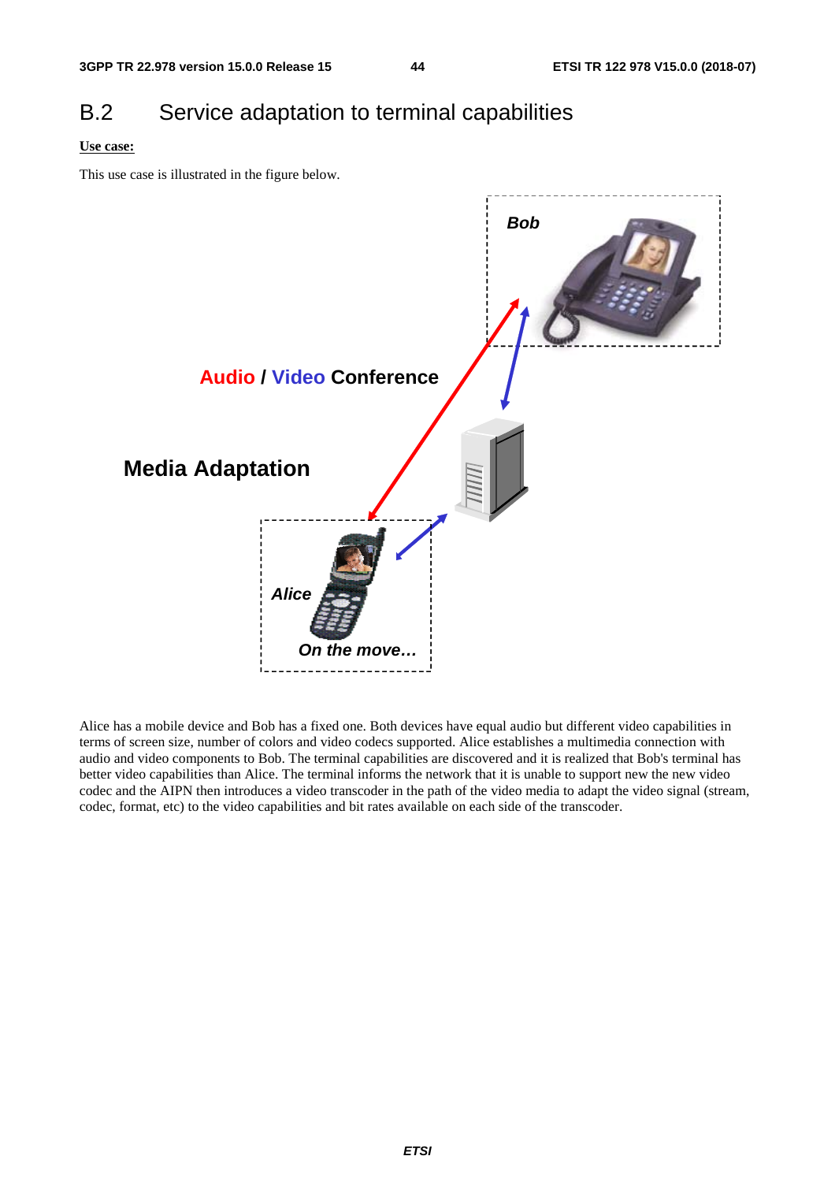# B.2 Service adaptation to terminal capabilities

**Use case:**

This use case is illustrated in the figure below.

Bob

Audio / Video Conference

Media Adaptation

Alice

On the move…

Alice has a mobile device and Bob has a fixed one. Both devices have equal audio but different video capabilities in terms of screen size, number of colors and video codecs supported. Alice establishes a multimedia connection with audio and video components to Bob. The terminal capabilities are discovered and it is realized that Bob's terminal has better video capabilities than Alice. The terminal informs the network that it is unable to support new the new video codec and the AIPN then introduces a video transcoder in the path of the video media to adapt the video signal (stream, codec, format, etc) to the video capabilities and bit rates available on each side of the transcoder.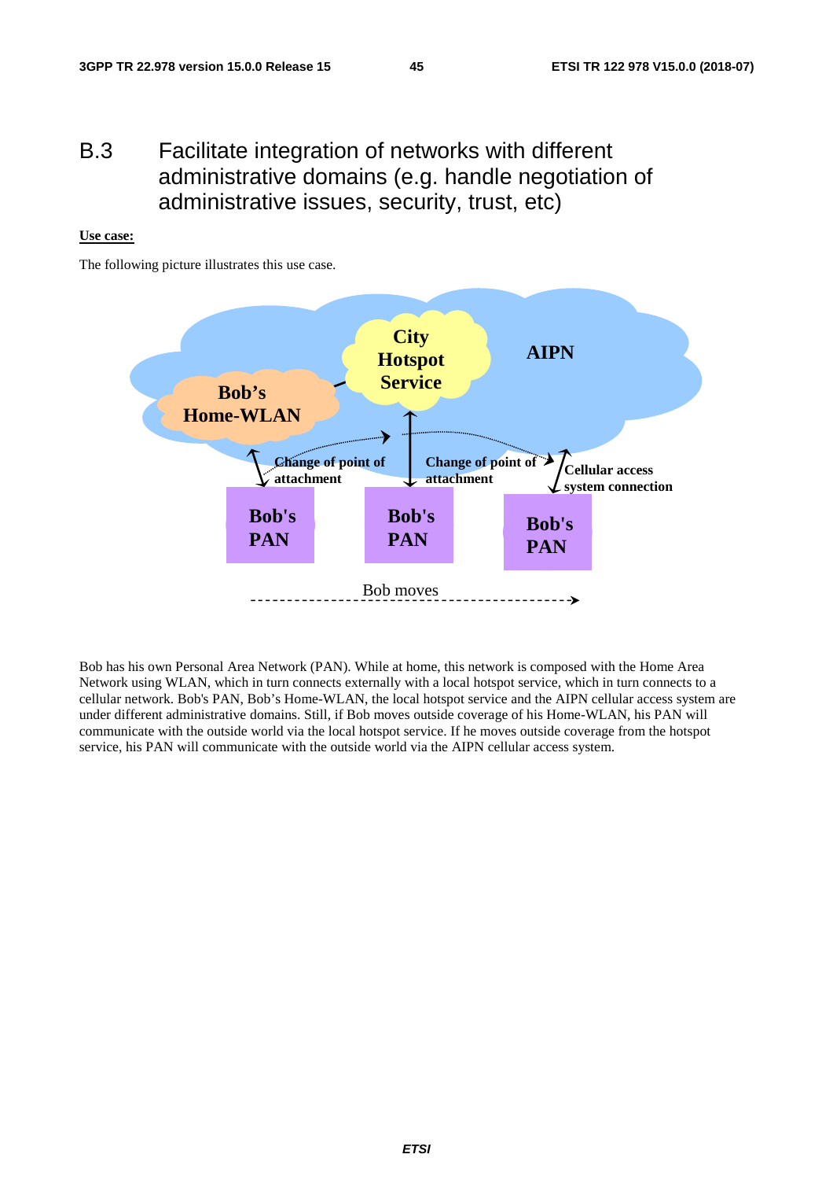# B.3 Facilitate integration of networks with different administrative domains (e.g. handle negotiation of administrative issues, security, trust, etc)

**Use case:**

The following picture illustrates this use case.

Bob has his own Personal Area Network (PAN). While at home, this network is composed with the Home Area Network using WLAN, which in turn connects externally with a local hotspot service, which in turn connects to a cellular network. Bob's PAN, Bob's Home-WLAN, the local hotspot service and the AIPN cellular access system are under different administrative domains. Still, if Bob moves outside coverage of his Home-WLAN, his PAN will communicate with the outside world via the local hotspot service. If he moves outside coverage from the hotspot service, his PAN will communicate with the outside world via the AIPN cellular access system.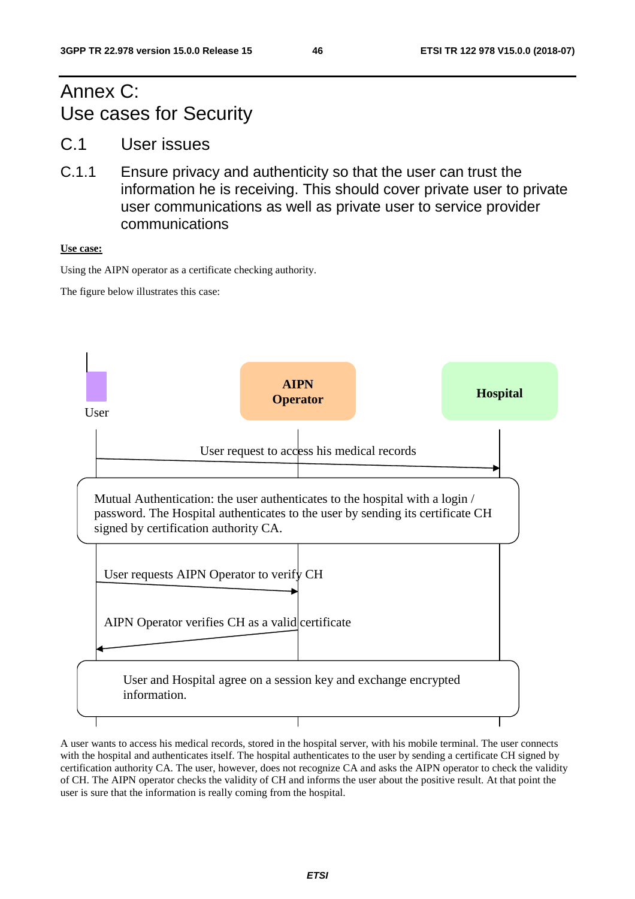# Annex C: Use cases for Security

## C.1 User issues

### C.1.1 Ensure privacy and authenticity so that the user can trust the information he is receiving. This should cover private user to private user communications as well as private user to service provider communications

**Use case:**

Using the AIPN operator as a certificate checking authority.

The figure below illustrates this case:

User | AIPN Operator | Hospital

User request to access his medical records

Mutual Authentication: the user authenticates to the hospital with a login / password. The Hospital authenticates to the user by sending its certificate CH signed by certification authority CA.

User requests AIPN Operator to verify CH

AIPN Operator verifies CH as a valid certificate

User and Hospital agree on a session key and exchange encrypted information.

A user wants to access his medical records, stored in the hospital server, with his mobile terminal. The user connects with the hospital and authenticates itself. The hospital authenticates to the user by sending a certificate CH signed by certification authority CA. The user, however, does not recognize CA and asks the AIPN operator to check the validity of CH. The AIPN operator checks the validity of CH and informs the user about the positive result. At that point the user is sure that the information is really coming from the hospital.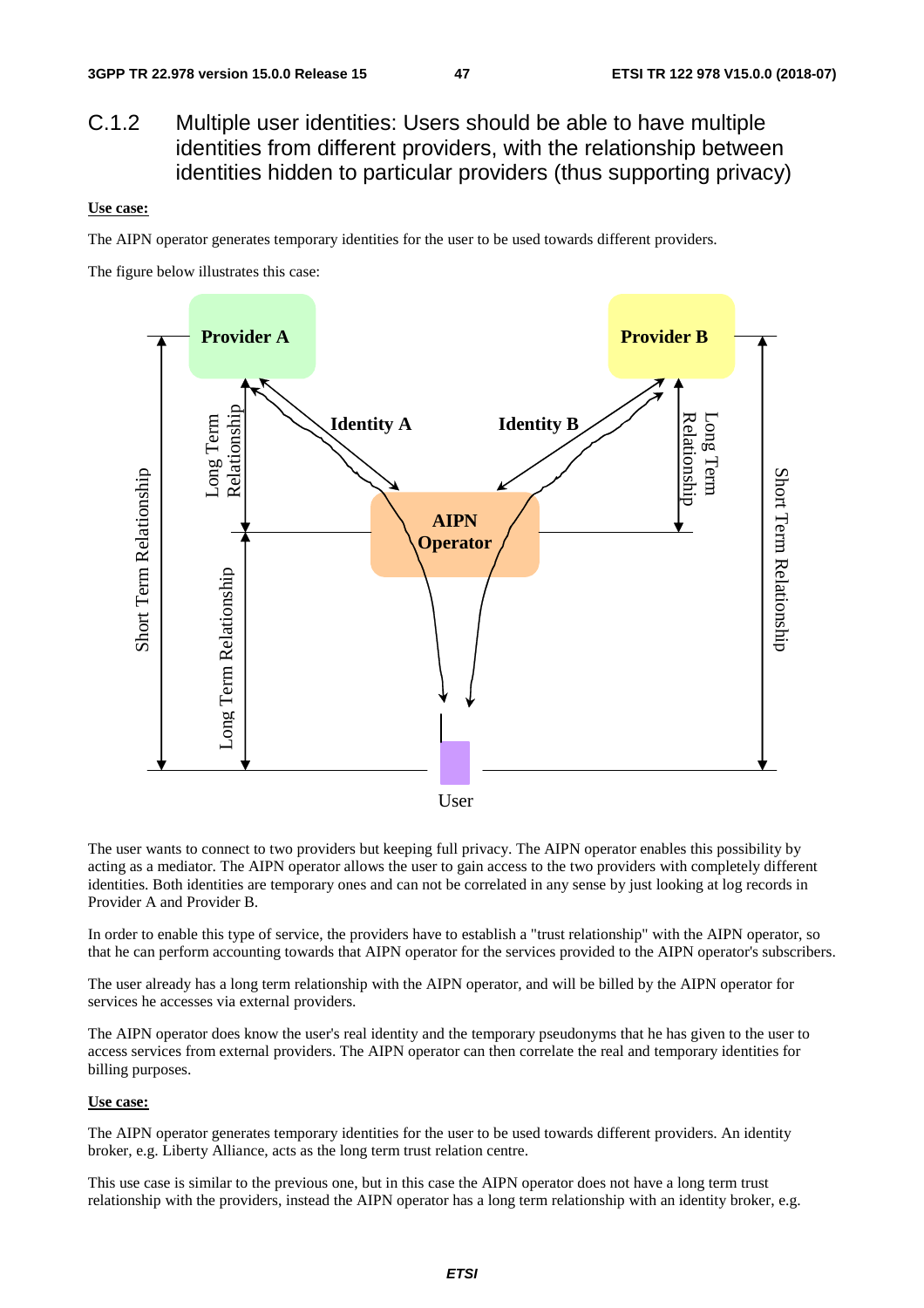## C.1.2 Multiple user identities: Users should be able to have multiple identities from different providers, with the relationship between identities hidden to particular providers (thus supporting privacy)

**Use case:**

The AIPN operator generates temporary identities for the user to be used towards different providers.

The figure below illustrates this case:

The user wants to connect to two providers but keeping full privacy. The AIPN operator enables this possibility by acting as a mediator. The AIPN operator allows the user to gain access to the two providers with completely different identities. Both identities are temporary ones and can not be correlated in any sense by just looking at log records in Provider A and Provider B.

In order to enable this type of service, the providers have to establish a "trust relationship" with the AIPN operator, so that he can perform accounting towards that AIPN operator for the services provided to the AIPN operator's subscribers.

The user already has a long term relationship with the AIPN operator, and will be billed by the AIPN operator for services he accesses via external providers.

The AIPN operator does know the user's real identity and the temporary pseudonyms that he has given to the user to access services from external providers. The AIPN operator can then correlate the real and temporary identities for billing purposes.

**Use case:**

The AIPN operator generates temporary identities for the user to be used towards different providers. An identity broker, e.g. Liberty Alliance, acts as the long term trust relation centre.

This use case is similar to the previous one, but in this case the AIPN operator does not have a long term trust relationship with the providers, instead the AIPN operator has a long term relationship with an identity broker, e.g.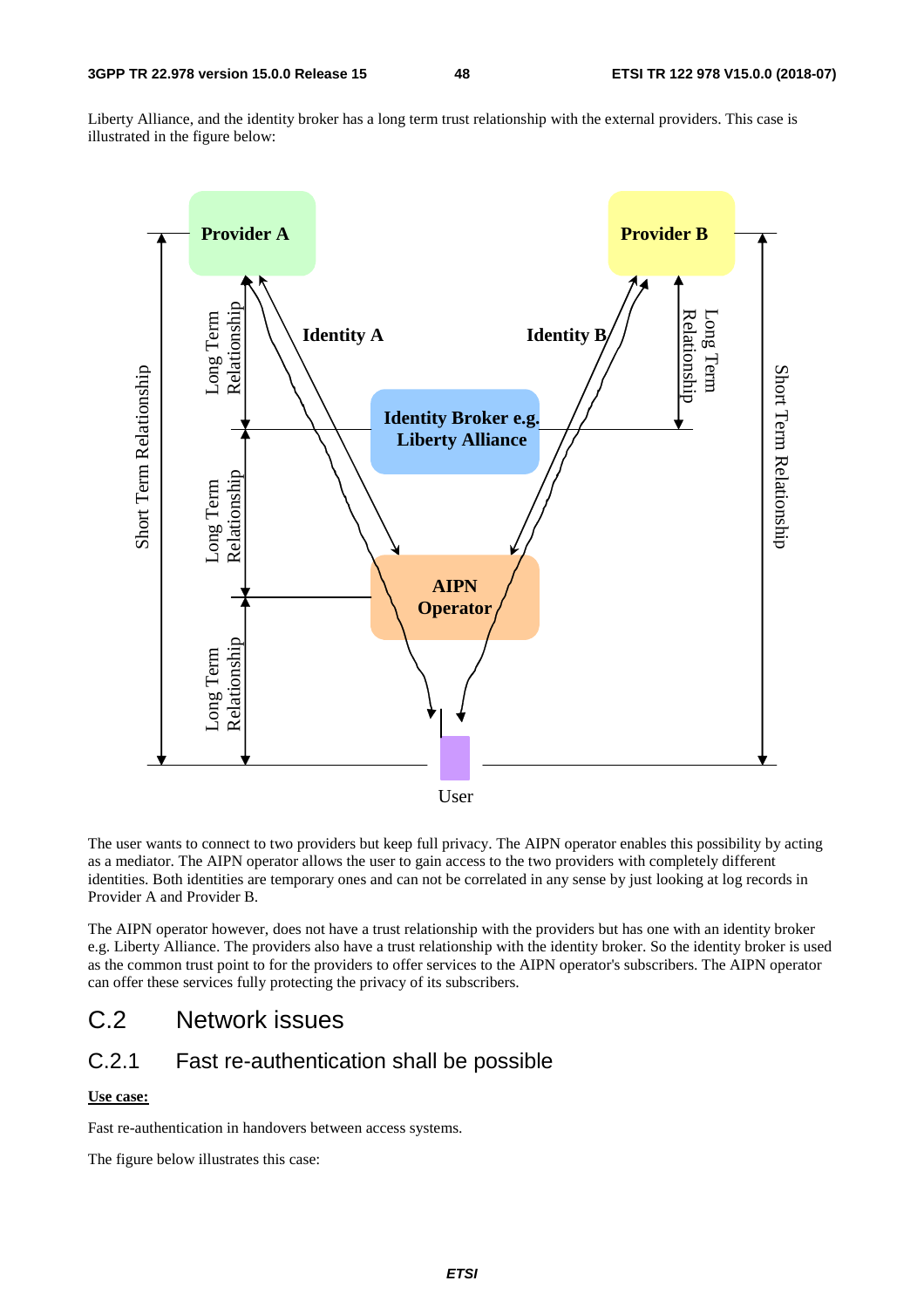Liberty Alliance, and the identity broker has a long term trust relationship with the external providers. This case is illustrated in the figure below:

The user wants to connect to two providers but keep full privacy. The AIPN operator enables this possibility by acting as a mediator. The AIPN operator allows the user to gain access to the two providers with completely different identities. Both identities are temporary ones and can not be correlated in any sense by just looking at log records in Provider A and Provider B.

The AIPN operator however, does not have a trust relationship with the providers but has one with an identity broker e.g. Liberty Alliance. The providers also have a trust relationship with the identity broker. So the identity broker is used as the common trust point to for the providers to offer services to the AIPN operator's subscribers. The AIPN operator can offer these services fully protecting the privacy of its subscribers.

# C.2 Network issues

## C.2.1 Fast re-authentication shall be possible

**Use case:**

Fast re-authentication in handovers between access systems.

The figure below illustrates this case: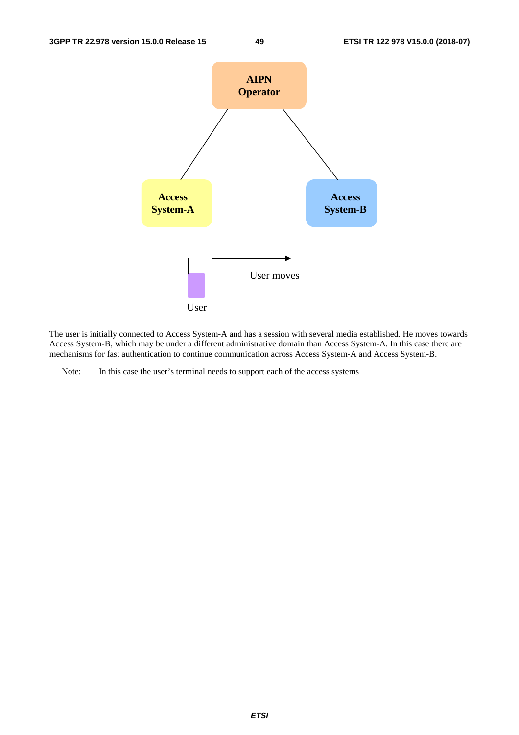The user is initially connected to Access System-A and has a session with several media established. He moves towards Access System-B, which may be under a different administrative domain than Access System-A. In this case there are mechanisms for fast authentication to continue communication across Access System-A and Access System-B.

Note: In this case the user's terminal needs to support each of the access systems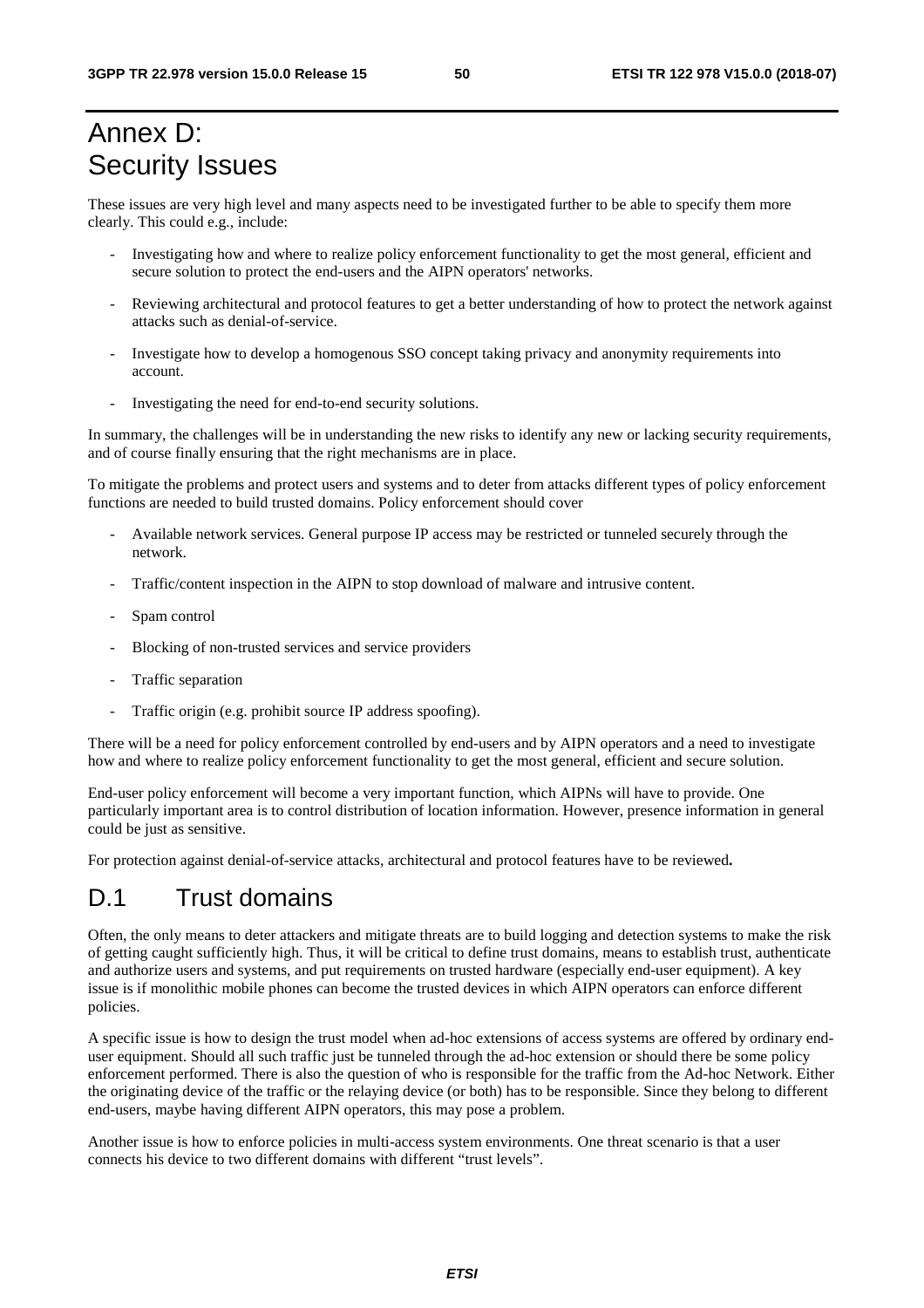# Annex D: Security Issues

These issues are very high level and many aspects need to be investigated further to be able to specify them more clearly. This could e.g., include:

- Investigating how and where to realize policy enforcement functionality to get the most general, efficient and secure solution to protect the end-users and the AIPN operators' networks.
- Reviewing architectural and protocol features to get a better understanding of how to protect the network against attacks such as denial-of-service.
- Investigate how to develop a homogenous SSO concept taking privacy and anonymity requirements into account.
- Investigating the need for end-to-end security solutions.

In summary, the challenges will be in understanding the new risks to identify any new or lacking security requirements, and of course finally ensuring that the right mechanisms are in place.

To mitigate the problems and protect users and systems and to deter from attacks different types of policy enforcement functions are needed to build trusted domains. Policy enforcement should cover

- Available network services. General purpose IP access may be restricted or tunneled securely through the network.
- Traffic/content inspection in the AIPN to stop download of malware and intrusive content.
- Spam control
- Blocking of non-trusted services and service providers
- Traffic separation
- Traffic origin (e.g. prohibit source IP address spoofing).

There will be a need for policy enforcement controlled by end-users and by AIPN operators and a need to investigate how and where to realize policy enforcement functionality to get the most general, efficient and secure solution.

End-user policy enforcement will become a very important function, which AIPNs will have to provide. One particularly important area is to control distribution of location information. However, presence information in general could be just as sensitive.

For protection against denial-of-service attacks, architectural and protocol features have to be reviewed**.**

## D.1 Trust domains

Often, the only means to deter attackers and mitigate threats are to build logging and detection systems to make the risk of getting caught sufficiently high. Thus, it will be critical to define trust domains, means to establish trust, authenticate and authorize users and systems, and put requirements on trusted hardware (especially end-user equipment). A key issue is if monolithic mobile phones can become the trusted devices in which AIPN operators can enforce different policies.

A specific issue is how to design the trust model when ad-hoc extensions of access systems are offered by ordinary end-user equipment. Should all such traffic just be tunneled through the ad-hoc extension or should there be some policy enforcement performed. There is also the question of who is responsible for the traffic from the Ad-hoc Network. Either the originating device of the traffic or the relaying device (or both) has to be responsible. Since they belong to different end-users, maybe having different AIPN operators, this may pose a problem.

Another issue is how to enforce policies in multi-access system environments. One threat scenario is that a user connects his device to two different domains with different "trust levels".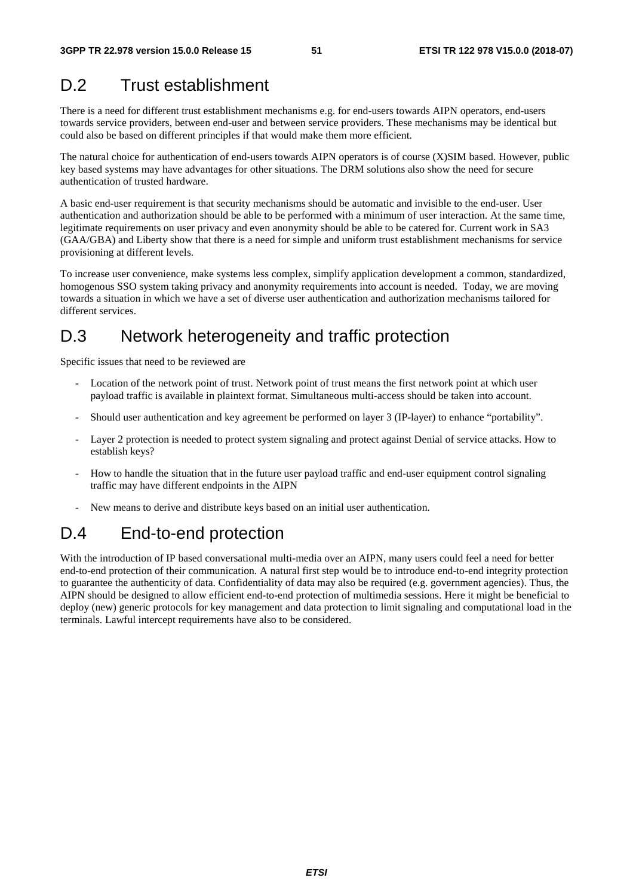## D.2 Trust establishment

There is a need for different trust establishment mechanisms e.g. for end-users towards AIPN operators, end-users towards service providers, between end-user and between service providers. These mechanisms may be identical but could also be based on different principles if that would make them more efficient.

The natural choice for authentication of end-users towards AIPN operators is of course (X)SIM based. However, public key based systems may have advantages for other situations. The DRM solutions also show the need for secure authentication of trusted hardware.

A basic end-user requirement is that security mechanisms should be automatic and invisible to the end-user. User authentication and authorization should be able to be performed with a minimum of user interaction. At the same time, legitimate requirements on user privacy and even anonymity should be able to be catered for. Current work in SA3 (GAA/GBA) and Liberty show that there is a need for simple and uniform trust establishment mechanisms for service provisioning at different levels.

To increase user convenience, make systems less complex, simplify application development a common, standardized, homogenous SSO system taking privacy and anonymity requirements into account is needed. Today, we are moving towards a situation in which we have a set of diverse user authentication and authorization mechanisms tailored for different services.

## D.3 Network heterogeneity and traffic protection

Specific issues that need to be reviewed are

- Location of the network point of trust. Network point of trust means the first network point at which user payload traffic is available in plaintext format. Simultaneous multi-access should be taken into account.
- Should user authentication and key agreement be performed on layer 3 (IP-layer) to enhance "portability".
- Layer 2 protection is needed to protect system signaling and protect against Denial of service attacks. How to establish keys?
- How to handle the situation that in the future user payload traffic and end-user equipment control signaling traffic may have different endpoints in the AIPN
- New means to derive and distribute keys based on an initial user authentication.

## D.4 End-to-end protection

With the introduction of IP based conversational multi-media over an AIPN, many users could feel a need for better end-to-end protection of their communication. A natural first step would be to introduce end-to-end integrity protection to guarantee the authenticity of data. Confidentiality of data may also be required (e.g. government agencies). Thus, the AIPN should be designed to allow efficient end-to-end protection of multimedia sessions. Here it might be beneficial to deploy (new) generic protocols for key management and data protection to limit signaling and computational load in the terminals. Lawful intercept requirements have also to be considered.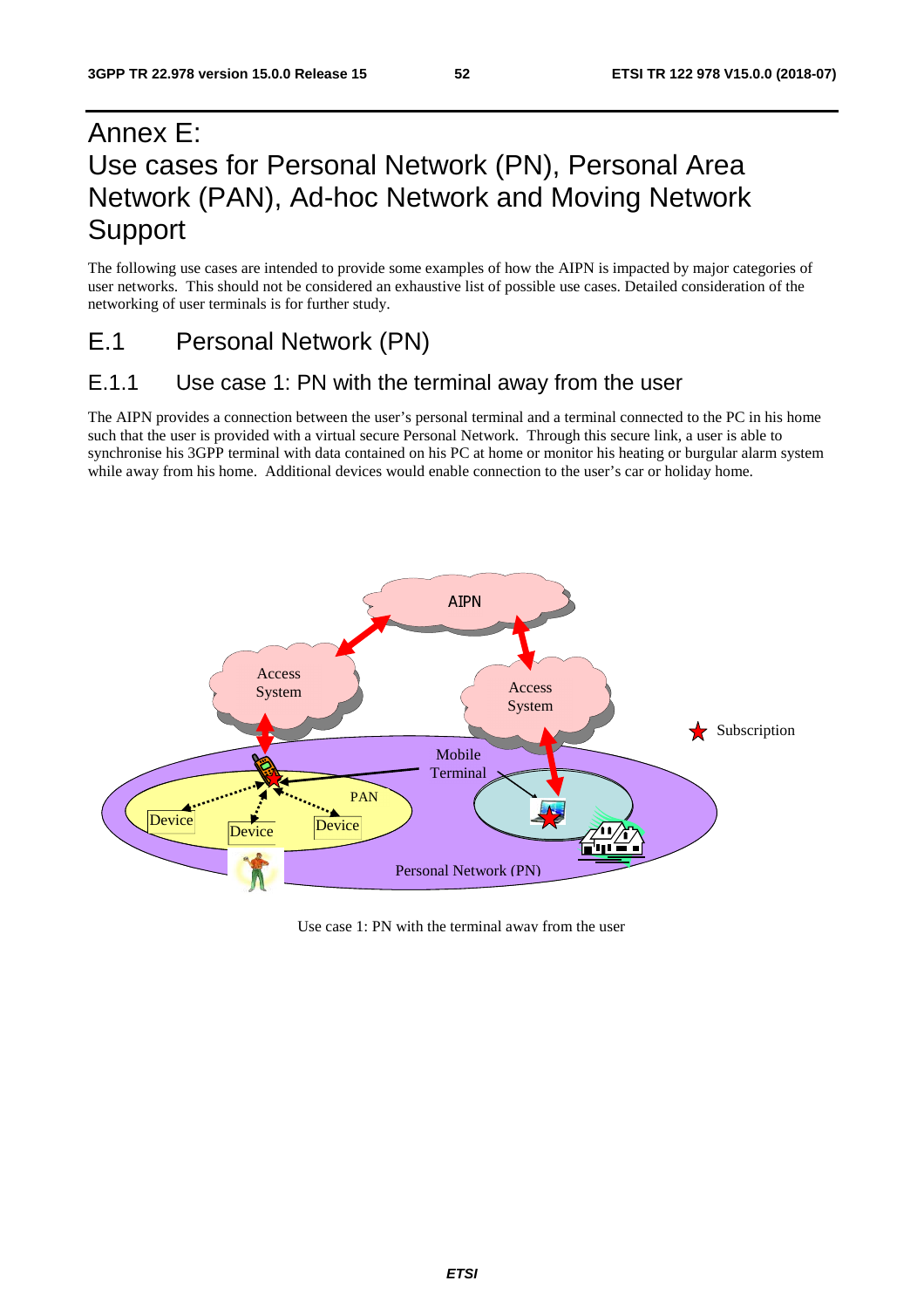# Annex E: Use cases for Personal Network (PN), Personal Area Network (PAN), Ad-hoc Network and Moving Network Support

The following use cases are intended to provide some examples of how the AIPN is impacted by major categories of user networks. This should not be considered an exhaustive list of possible use cases. Detailed consideration of the networking of user terminals is for further study.

## E.1 Personal Network (PN)

### E.1.1 Use case 1: PN with the terminal away from the user

The AIPN provides a connection between the user's personal terminal and a terminal connected to the PC in his home such that the user is provided with a virtual secure Personal Network. Through this secure link, a user is able to synchronise his 3GPP terminal with data contained on his PC at home or monitor his heating or burgular alarm system while away from his home. Additional devices would enable connection to the user's car or holiday home.

Use case 1: PN with the terminal away from the user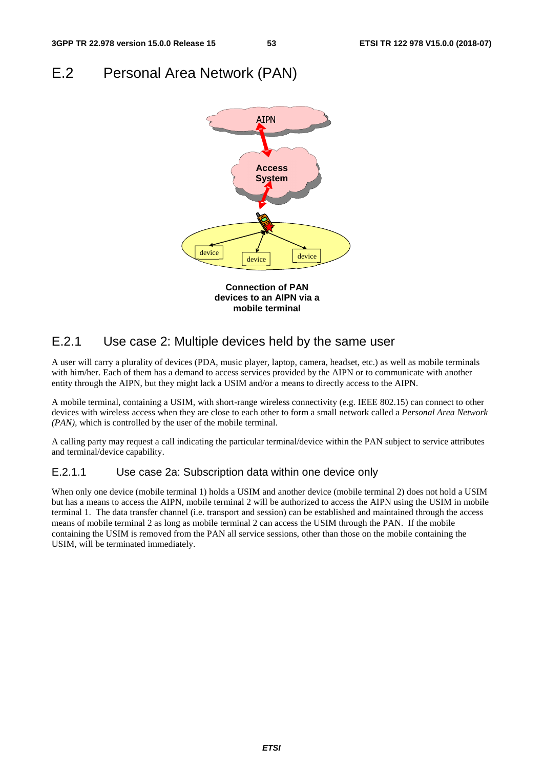# E.2 Personal Area Network (PAN)

**Connection of PAN devices to an AIPN via a mobile terminal**

## E.2.1 Use case 2: Multiple devices held by the same user

A user will carry a plurality of devices (PDA, music player, laptop, camera, headset, etc.) as well as mobile terminals with him/her. Each of them has a demand to access services provided by the AIPN or to communicate with another entity through the AIPN, but they might lack a USIM and/or a means to directly access to the AIPN.

A mobile terminal, containing a USIM, with short-range wireless connectivity (e.g. IEEE 802.15) can connect to other devices with wireless access when they are close to each other to form a small network called a *Personal Area Network (PAN),* which is controlled by the user of the mobile terminal.

A calling party may request a call indicating the particular terminal/device within the PAN subject to service attributes and terminal/device capability.

### E.2.1.1 Use case 2a: Subscription data within one device only

When only one device (mobile terminal 1) holds a USIM and another device (mobile terminal 2) does not hold a USIM but has a means to access the AIPN, mobile terminal 2 will be authorized to access the AIPN using the USIM in mobile terminal 1. The data transfer channel (i.e. transport and session) can be established and maintained through the access means of mobile terminal 2 as long as mobile terminal 2 can access the USIM through the PAN. If the mobile containing the USIM is removed from the PAN all service sessions, other than those on the mobile containing the USIM, will be terminated immediately.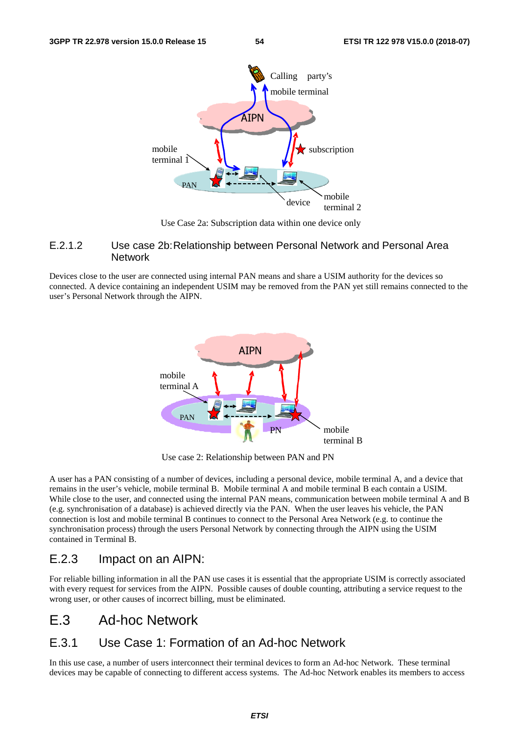Use Case 2a: Subscription data within one device only

### E.2.1.2 Use case 2b: Relationship between Personal Network and Personal Area Network

Devices close to the user are connected using internal PAN means and share a USIM authority for the devices so connected. A device containing an independent USIM may be removed from the PAN yet still remains connected to the user's Personal Network through the AIPN.

Use case 2: Relationship between PAN and PN

A user has a PAN consisting of a number of devices, including a personal device, mobile terminal A, and a device that remains in the user's vehicle, mobile terminal B. Mobile terminal A and mobile terminal B each contain a USIM. While close to the user, and connected using the internal PAN means, communication between mobile terminal A and B (e.g. synchronisation of a database) is achieved directly via the PAN. When the user leaves his vehicle, the PAN connection is lost and mobile terminal B continues to connect to the Personal Area Network (e.g. to continue the synchronisation process) through the users Personal Network by connecting through the AIPN using the USIM contained in Terminal B.

## E.2.3 Impact on an AIPN:

For reliable billing information in all the PAN use cases it is essential that the appropriate USIM is correctly associated with every request for services from the AIPN. Possible causes of double counting, attributing a service request to the wrong user, or other causes of incorrect billing, must be eliminated.

# E.3 Ad-hoc Network

## E.3.1 Use Case 1: Formation of an Ad-hoc Network

In this use case, a number of users interconnect their terminal devices to form an Ad-hoc Network. These terminal devices may be capable of connecting to different access systems. The Ad-hoc Network enables its members to access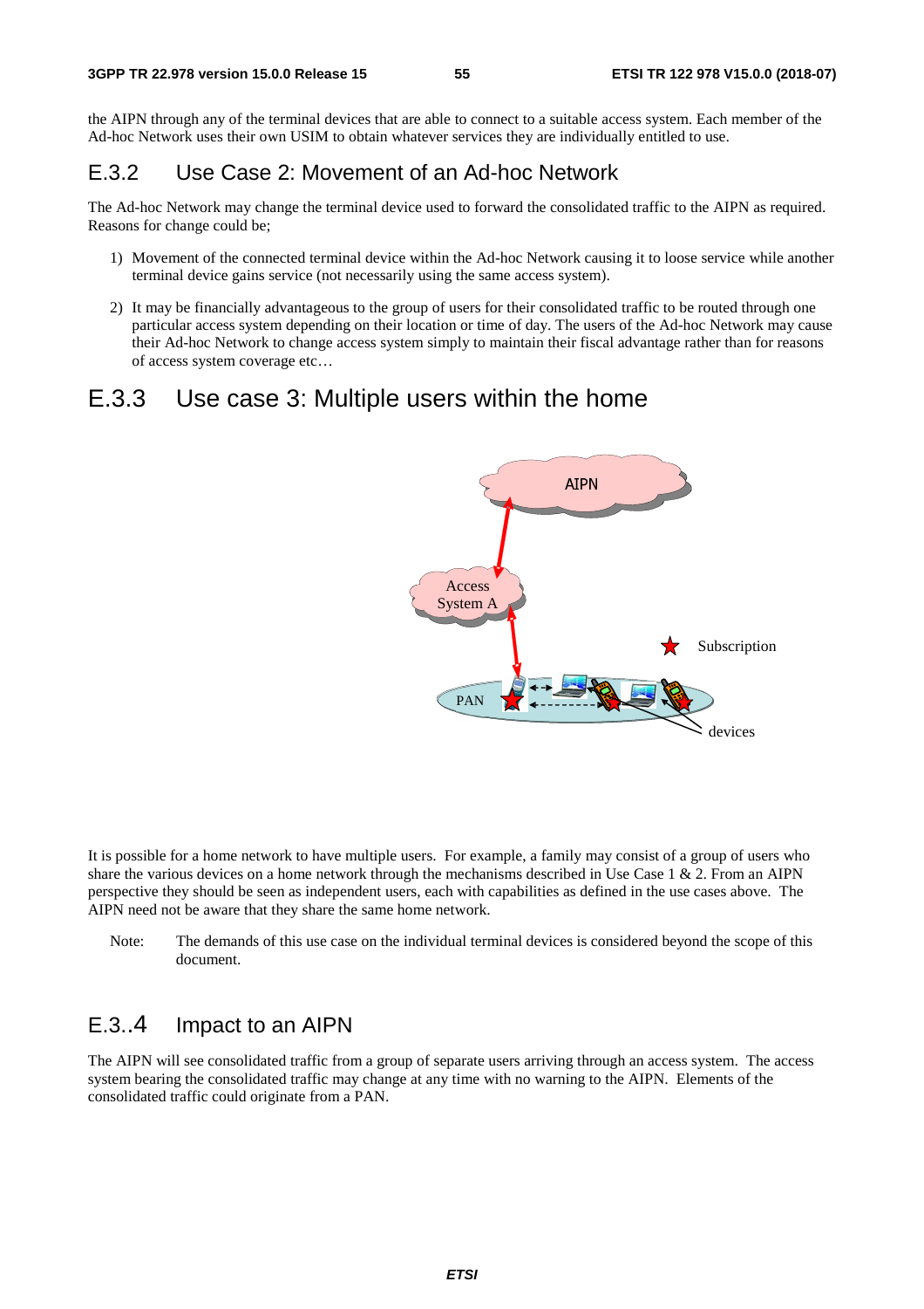the AIPN through any of the terminal devices that are able to connect to a suitable access system. Each member of the Ad-hoc Network uses their own USIM to obtain whatever services they are individually entitled to use.

## E.3.2 Use Case 2: Movement of an Ad-hoc Network

The Ad-hoc Network may change the terminal device used to forward the consolidated traffic to the AIPN as required. Reasons for change could be;

1) Movement of the connected terminal device within the Ad-hoc Network causing it to loose service while another terminal device gains service (not necessarily using the same access system).

2) It may be financially advantageous to the group of users for their consolidated traffic to be routed through one particular access system depending on their location or time of day. The users of the Ad-hoc Network may cause their Ad-hoc Network to change access system simply to maintain their fiscal advantage rather than for reasons of access system coverage etc…

## E.3.3 Use case 3: Multiple users within the home

It is possible for a home network to have multiple users. For example, a family may consist of a group of users who share the various devices on a home network through the mechanisms described in Use Case 1 & 2. From an AIPN perspective they should be seen as independent users, each with capabilities as defined in the use cases above. The AIPN need not be aware that they share the same home network.

Note: The demands of this use case on the individual terminal devices is considered beyond the scope of this document.

## E.3..4 Impact to an AIPN

The AIPN will see consolidated traffic from a group of separate users arriving through an access system. The access system bearing the consolidated traffic may change at any time with no warning to the AIPN. Elements of the consolidated traffic could originate from a PAN.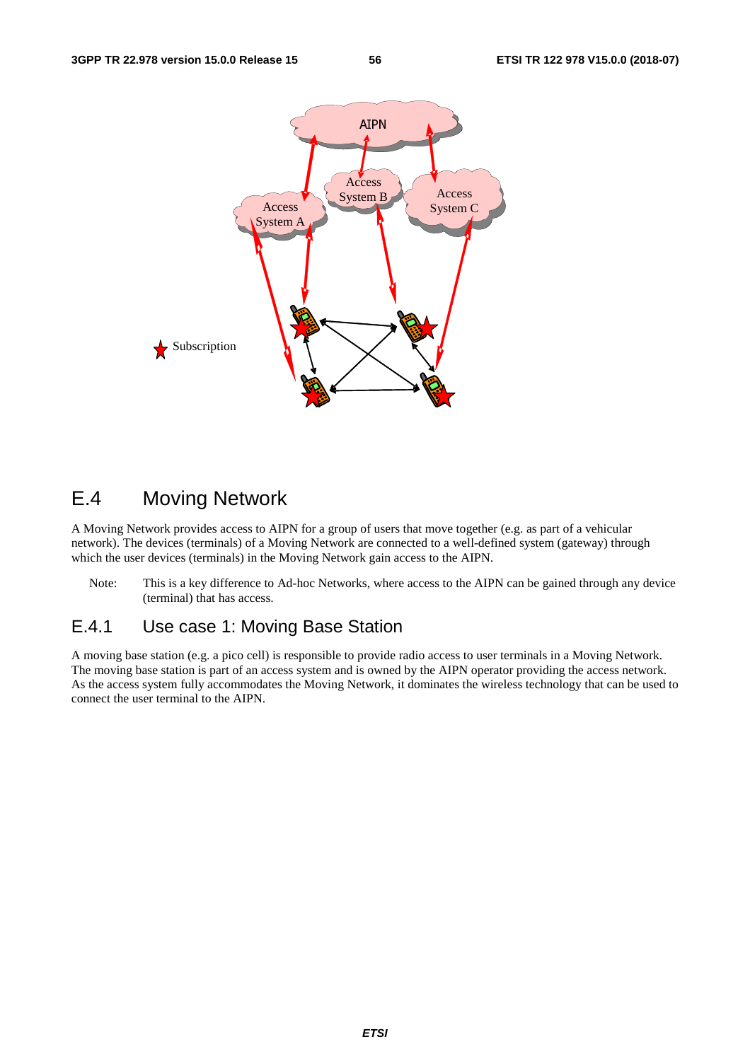## E.4 Moving Network

A Moving Network provides access to AIPN for a group of users that move together (e.g. as part of a vehicular network). The devices (terminals) of a Moving Network are connected to a well-defined system (gateway) through which the user devices (terminals) in the Moving Network gain access to the AIPN.

Note: This is a key difference to Ad-hoc Networks, where access to the AIPN can be gained through any device (terminal) that has access.

### E.4.1 Use case 1: Moving Base Station

A moving base station (e.g. a pico cell) is responsible to provide radio access to user terminals in a Moving Network. The moving base station is part of an access system and is owned by the AIPN operator providing the access network. As the access system fully accommodates the Moving Network, it dominates the wireless technology that can be used to connect the user terminal to the AIPN.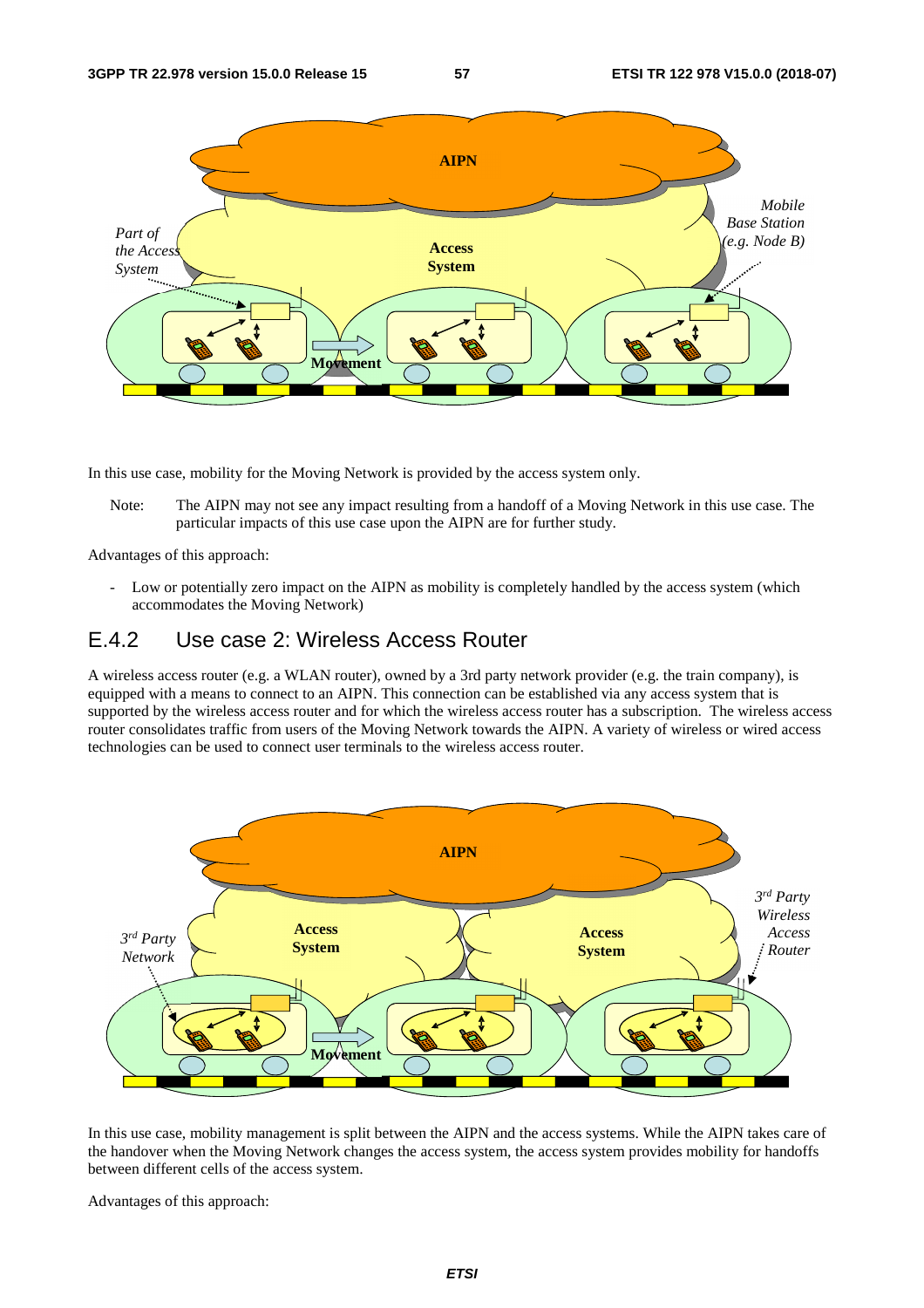In this use case, mobility for the Moving Network is provided by the access system only.

Note: The AIPN may not see any impact resulting from a handoff of a Moving Network in this use case. The particular impacts of this use case upon the AIPN are for further study.

Advantages of this approach:

- Low or potentially zero impact on the AIPN as mobility is completely handled by the access system (which accommodates the Moving Network)

## E.4.2 Use case 2: Wireless Access Router

A wireless access router (e.g. a WLAN router), owned by a 3rd party network provider (e.g. the train company), is equipped with a means to connect to an AIPN. This connection can be established via any access system that is supported by the wireless access router and for which the wireless access router has a subscription. The wireless access router consolidates traffic from users of the Moving Network towards the AIPN. A variety of wireless or wired access technologies can be used to connect user terminals to the wireless access router.

In this use case, mobility management is split between the AIPN and the access systems. While the AIPN takes care of the handover when the Moving Network changes the access system, the access system provides mobility for handoffs between different cells of the access system.

Advantages of this approach: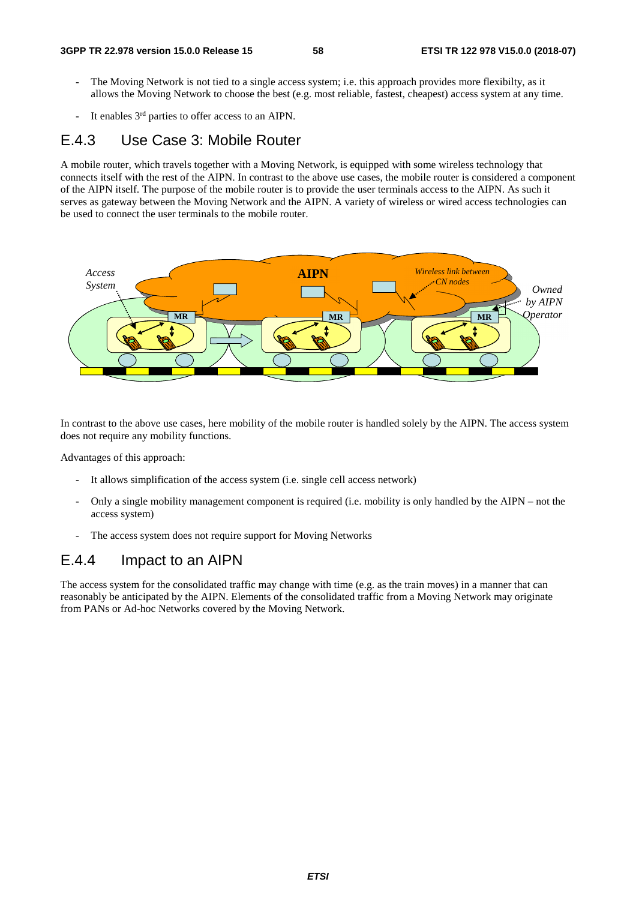- The Moving Network is not tied to a single access system; i.e. this approach provides more flexibilty, as it allows the Moving Network to choose the best (e.g. most reliable, fastest, cheapest) access system at any time.

- It enables 3rd parties to offer access to an AIPN.

## E.4.3 Use Case 3: Mobile Router

A mobile router, which travels together with a Moving Network, is equipped with some wireless technology that connects itself with the rest of the AIPN. In contrast to the above use cases, the mobile router is considered a component of the AIPN itself. The purpose of the mobile router is to provide the user terminals access to the AIPN. As such it serves as gateway between the Moving Network and the AIPN. A variety of wireless or wired access technologies can be used to connect the user terminals to the mobile router.

In contrast to the above use cases, here mobility of the mobile router is handled solely by the AIPN. The access system does not require any mobility functions.

Advantages of this approach:

- It allows simplification of the access system (i.e. single cell access network)

- Only a single mobility management component is required (i.e. mobility is only handled by the AIPN – not the access system)

- The access system does not require support for Moving Networks

## E.4.4 Impact to an AIPN

The access system for the consolidated traffic may change with time (e.g. as the train moves) in a manner that can reasonably be anticipated by the AIPN. Elements of the consolidated traffic from a Moving Network may originate from PANs or Ad-hoc Networks covered by the Moving Network.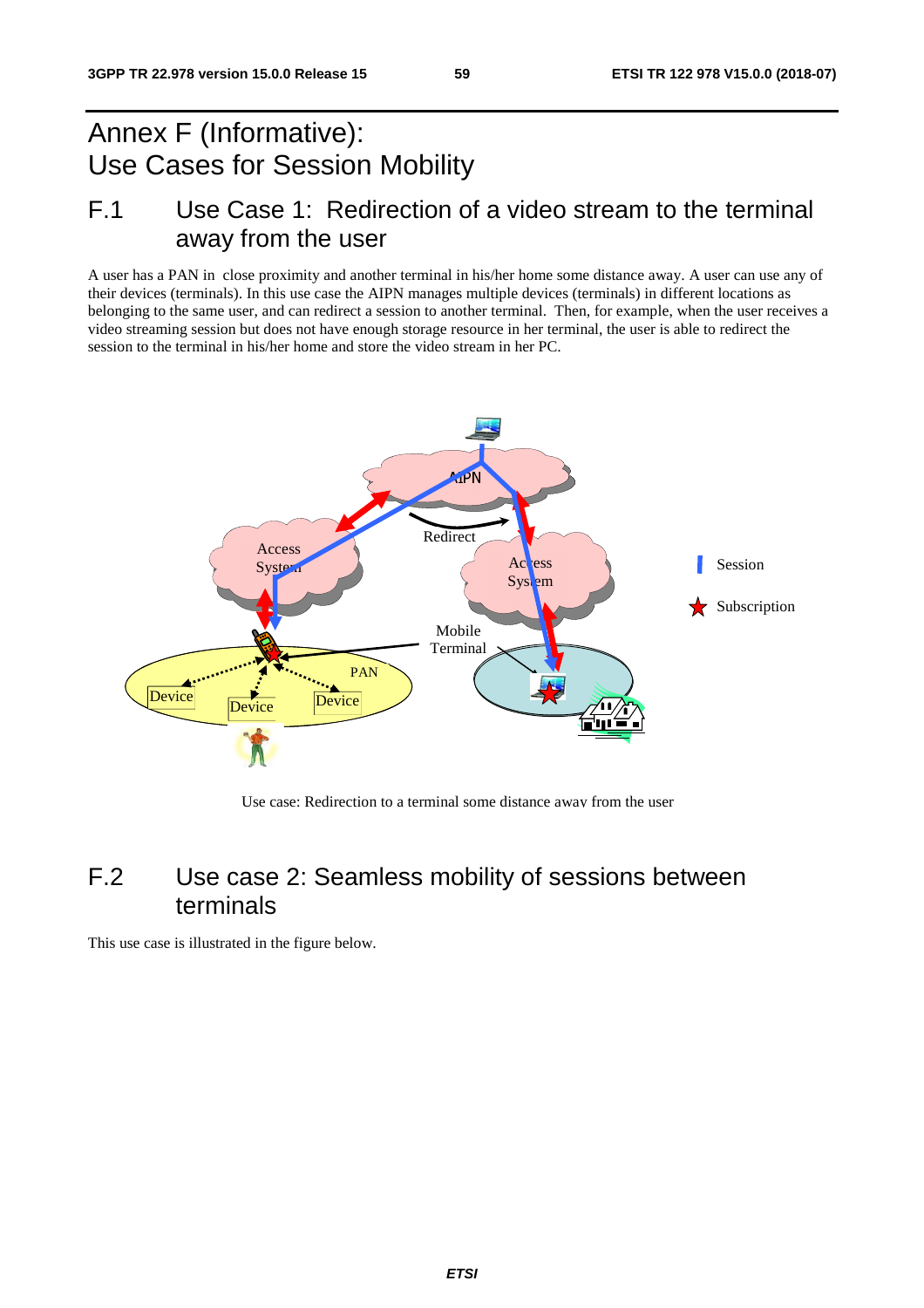# Annex F (Informative): Use Cases for Session Mobility

## F.1 Use Case 1: Redirection of a video stream to the terminal away from the user

A user has a PAN in close proximity and another terminal in his/her home some distance away. A user can use any of their devices (terminals). In this use case the AIPN manages multiple devices (terminals) in different locations as belonging to the same user, and can redirect a session to another terminal. Then, for example, when the user receives a video streaming session but does not have enough storage resource in her terminal, the user is able to redirect the session to the terminal in his/her home and store the video stream in her PC.

Use case: Redirection to a terminal some distance away from the user

## F.2 Use case 2: Seamless mobility of sessions between terminals

This use case is illustrated in the figure below.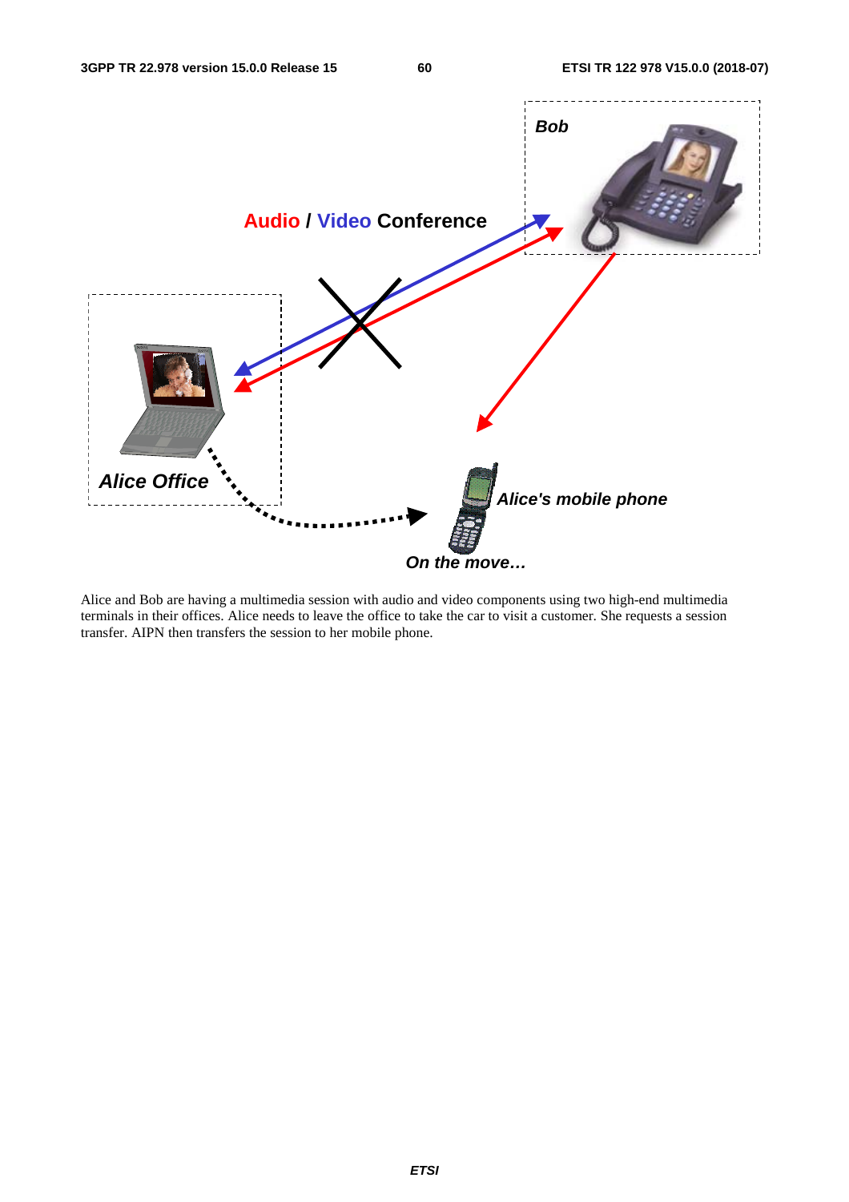Alice and Bob are having a multimedia session with audio and video components using two high-end multimedia terminals in their offices. Alice needs to leave the office to take the car to visit a customer. She requests a session transfer. AIPN then transfers the session to her mobile phone.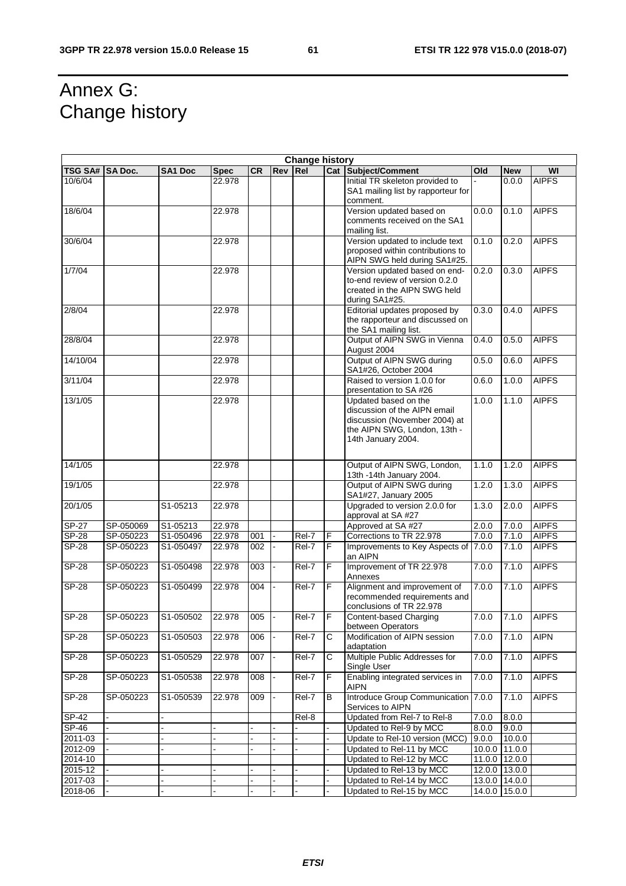# Annex G: Change history

| Change history | | | | | | | | | | | |
|---|---|---|---|---|---|---|---|---|---|---|---|
| **TSG SA#** | **SA Doc.** | **SA1 Doc** | **Spec** | **CR** | **Rev** | **Rel** | **Cat** | **Subject/Comment** | **Old** | **New** | **WI** |
| 10/6/04 | | | 22.978 | | | | | Initial TR skeleton provided to SA1 mailing list by rapporteur for comment. | - | 0.0.0 | AIPFS |
| 18/6/04 | | | 22.978 | | | | | Version updated based on comments received on the SA1 mailing list. | 0.0.0 | 0.1.0 | AIPFS |
| 30/6/04 | | | 22.978 | | | | | Version updated to include text proposed within contributions to AIPN SWG held during SA1#25. | 0.1.0 | 0.2.0 | AIPFS |
| 1/7/04 | | | 22.978 | | | | | Version updated based on end-to-end review of version 0.2.0 created in the AIPN SWG held during SA1#25. | 0.2.0 | 0.3.0 | AIPFS |
| 2/8/04 | | | 22.978 | | | | | Editorial updates proposed by the rapporteur and discussed on the SA1 mailing list. | 0.3.0 | 0.4.0 | AIPFS |
| 28/8/04 | | | 22.978 | | | | | Output of AIPN SWG in Vienna August 2004 | 0.4.0 | 0.5.0 | AIPFS |
| 14/10/04 | | | 22.978 | | | | | Output of AIPN SWG during SA1#26, October 2004 | 0.5.0 | 0.6.0 | AIPFS |
| 3/11/04 | | | 22.978 | | | | | Raised to version 1.0.0 for presentation to SA #26 | 0.6.0 | 1.0.0 | AIPFS |
| 13/1/05 | | | 22.978 | | | | | Updated based on the discussion of the AIPN email discussion (November 2004) at the AIPN SWG, London, 13th - 14th January 2004. | 1.0.0 | 1.1.0 | AIPFS |
| 14/1/05 | | | 22.978 | | | | | Output of AIPN SWG, London, 13th -14th January 2004. | 1.1.0 | 1.2.0 | AIPFS |
| 19/1/05 | | | 22.978 | | | | | Output of AIPN SWG during SA1#27, January 2005 | 1.2.0 | 1.3.0 | AIPFS |
| 20/1/05 | | S1-05213 | 22.978 | | | | | Upgraded to version 2.0.0 for approval at SA #27 | 1.3.0 | 2.0.0 | AIPFS |
| SP-27 | SP-050069 | S1-05213 | 22.978 | | | | | Approved at SA #27 | 2.0.0 | 7.0.0 | AIPFS |
| SP-28 | SP-050223 | S1-050496 | 22.978 | 001 | - | Rel-7 | F | Corrections to TR 22.978 | 7.0.0 | 7.1.0 | AIPFS |
| SP-28 | SP-050223 | S1-050497 | 22.978 | 002 | - | Rel-7 | F | Improvements to Key Aspects of an AIPN | 7.0.0 | 7.1.0 | AIPFS |
| SP-28 | SP-050223 | S1-050498 | 22.978 | 003 | - | Rel-7 | F | Improvement of TR 22.978 Annexes | 7.0.0 | 7.1.0 | AIPFS |
| SP-28 | SP-050223 | S1-050499 | 22.978 | 004 | - | Rel-7 | F | Alignment and improvement of recommended requirements and conclusions of TR 22.978 | 7.0.0 | 7.1.0 | AIPFS |
| SP-28 | SP-050223 | S1-050502 | 22.978 | 005 | - | Rel-7 | F | Content-based Charging between Operators | 7.0.0 | 7.1.0 | AIPFS |
| SP-28 | SP-050223 | S1-050503 | 22.978 | 006 | - | Rel-7 | C | Modification of AIPN session adaptation | 7.0.0 | 7.1.0 | AIPN |
| SP-28 | SP-050223 | S1-050529 | 22.978 | 007 | - | Rel-7 | C | Multiple Public Addresses for Single User | 7.0.0 | 7.1.0 | AIPFS |
| SP-28 | SP-050223 | S1-050538 | 22.978 | 008 | - | Rel-7 | F | Enabling integrated services in AIPN | 7.0.0 | 7.1.0 | AIPFS |
| SP-28 | SP-050223 | S1-050539 | 22.978 | 009 | - | Rel-7 | B | Introduce Group Communication Services to AIPN | 7.0.0 | 7.1.0 | AIPFS |
| SP-42 | - | - | | | | Rel-8 | | Updated from Rel-7 to Rel-8 | 7.0.0 | 8.0.0 | |
| SP-46 | - | - | - | - | - | - | - | Updated to Rel-9 by MCC | 8.0.0 | 9.0.0 | |
| 2011-03 | - | - | - | - | - | - | - | Update to Rel-10 version (MCC) | 9.0.0 | 10.0.0 | |
| 2012-09 | - | - | - | - | - | - | - | Updated to Rel-11 by MCC | 10.0.0 | 11.0.0 | |
| 2014-10 | | | | | | | | Updated to Rel-12 by MCC | 11.0.0 | 12.0.0 | |
| 2015-12 | - | - | - | - | - | - | - | Updated to Rel-13 by MCC | 12.0.0 | 13.0.0 | |
| 2017-03 | - | - | - | - | - | - | - | Updated to Rel-14 by MCC | 13.0.0 | 14.0.0 | |
| 2018-06 | - | - | - | - | - | - | - | Updated to Rel-15 by MCC | 14.0.0 | 15.0.0 | |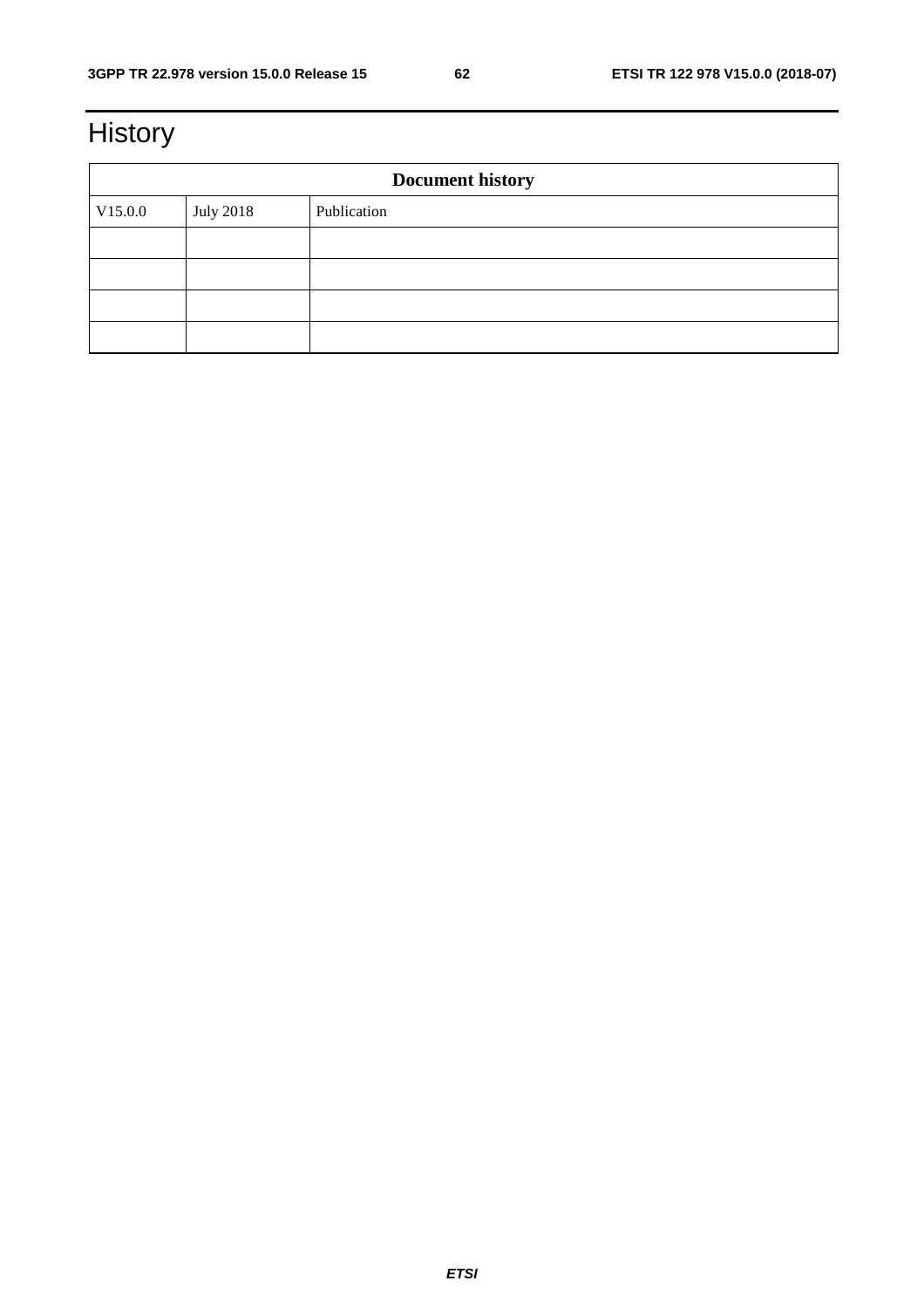# History

| Document history | | |
|---|---|---|
| V15.0.0 | July 2018 | Publication |
| | | |
| | | |
| | | |
| | | |